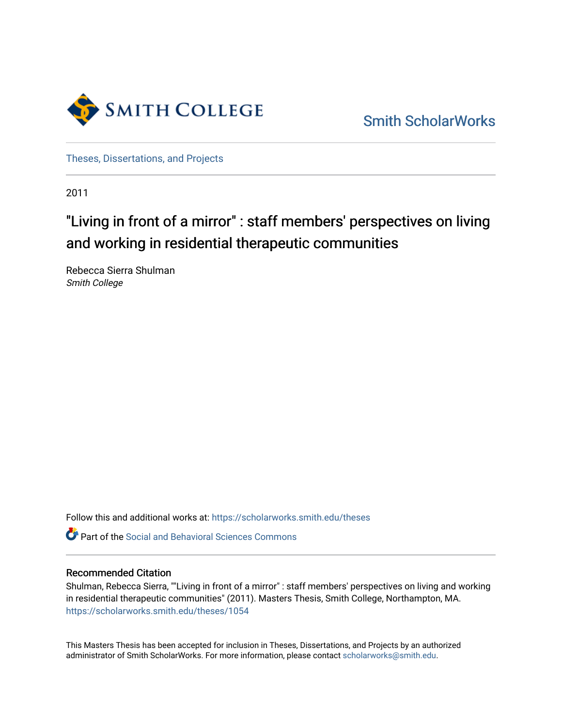Smith College

Smith ScholarWorks

Theses, Dissertations, and Projects

2011

# "Living in front of a mirror" : staff members' perspectives on living and working in residential therapeutic communities

Rebecca Sierra Shulman
*Smith College*

Follow this and additional works at: https://scholarworks.smith.edu/theses

Part of the Social and Behavioral Sciences Commons

## Recommended Citation

Shulman, Rebecca Sierra, ""Living in front of a mirror" : staff members' perspectives on living and working in residential therapeutic communities" (2011). Masters Thesis, Smith College, Northampton, MA. https://scholarworks.smith.edu/theses/1054

This Masters Thesis has been accepted for inclusion in Theses, Dissertations, and Projects by an authorized administrator of Smith ScholarWorks. For more information, please contact scholarworks@smith.edu.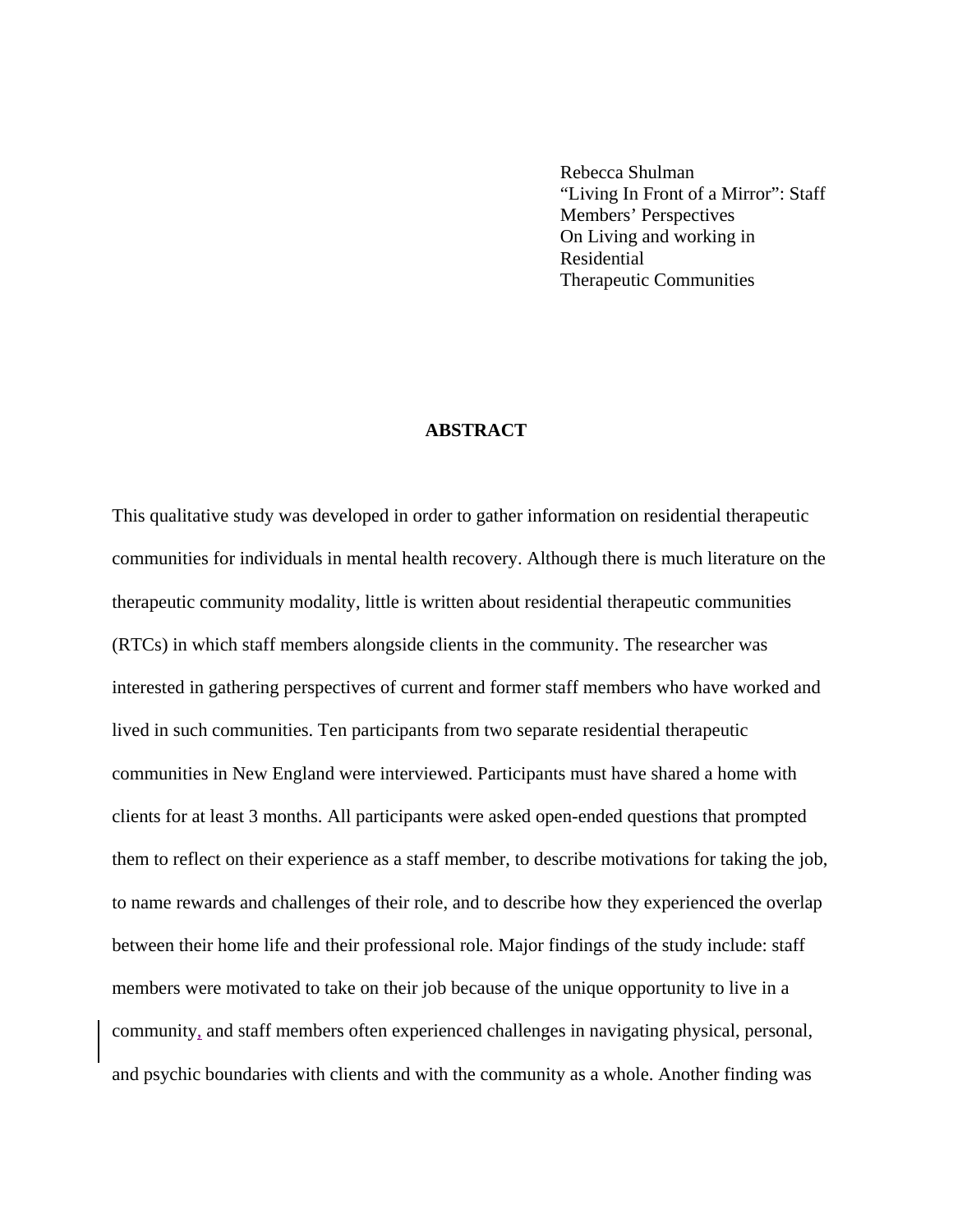Rebecca Shulman
"Living In Front of a Mirror": Staff Members' Perspectives
On Living and working in Residential
Therapeutic Communities

## ABSTRACT

This qualitative study was developed in order to gather information on residential therapeutic communities for individuals in mental health recovery. Although there is much literature on the therapeutic community modality, little is written about residential therapeutic communities (RTCs) in which staff members alongside clients in the community. The researcher was interested in gathering perspectives of current and former staff members who have worked and lived in such communities. Ten participants from two separate residential therapeutic communities in New England were interviewed. Participants must have shared a home with clients for at least 3 months. All participants were asked open-ended questions that prompted them to reflect on their experience as a staff member, to describe motivations for taking the job, to name rewards and challenges of their role, and to describe how they experienced the overlap between their home life and their professional role. Major findings of the study include: staff members were motivated to take on their job because of the unique opportunity to live in a community, and staff members often experienced challenges in navigating physical, personal, and psychic boundaries with clients and with the community as a whole. Another finding was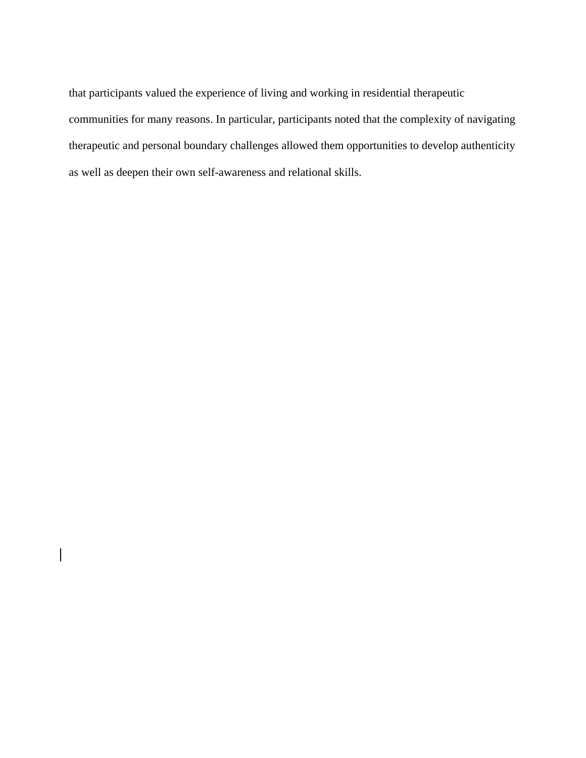that participants valued the experience of living and working in residential therapeutic communities for many reasons. In particular, participants noted that the complexity of navigating therapeutic and personal boundary challenges allowed them opportunities to develop authenticity as well as deepen their own self-awareness and relational skills.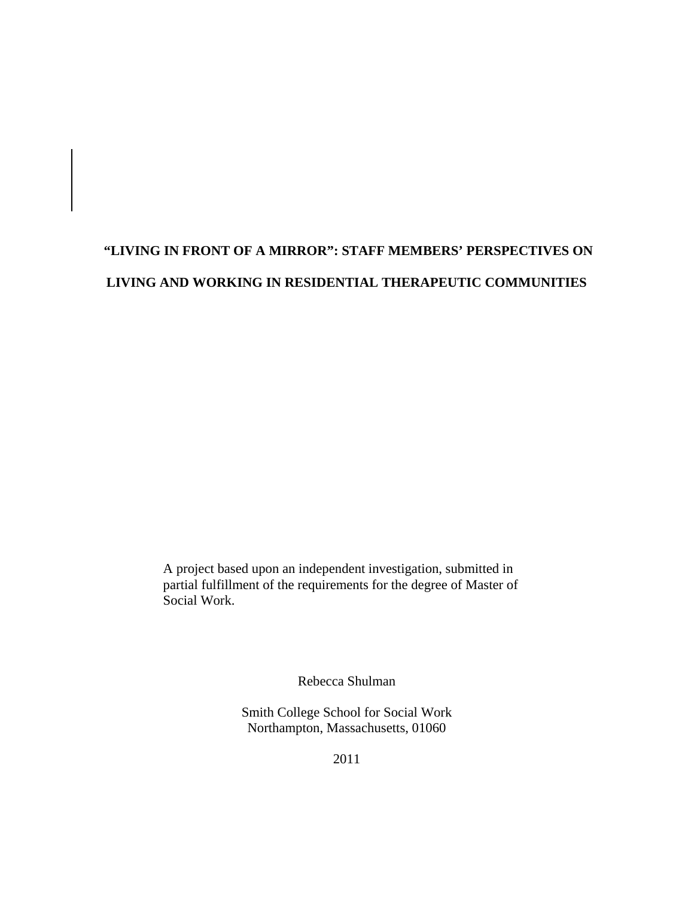# "LIVING IN FRONT OF A MIRROR": STAFF MEMBERS' PERSPECTIVES ON LIVING AND WORKING IN RESIDENTIAL THERAPEUTIC COMMUNITIES

A project based upon an independent investigation, submitted in partial fulfillment of the requirements for the degree of Master of Social Work.

Rebecca Shulman

Smith College School for Social Work
Northampton, Massachusetts, 01060

2011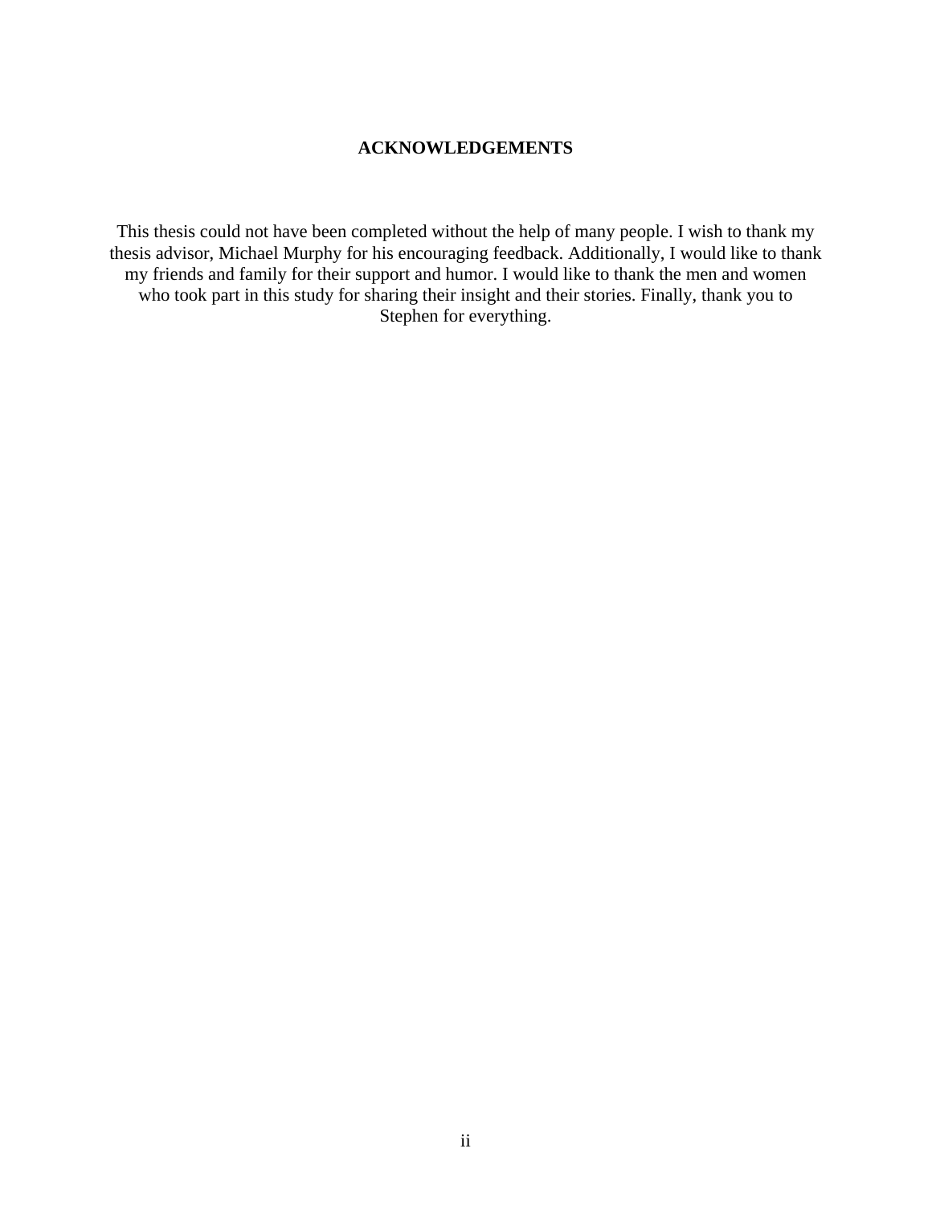# ACKNOWLEDGEMENTS

This thesis could not have been completed without the help of many people. I wish to thank my thesis advisor, Michael Murphy for his encouraging feedback. Additionally, I would like to thank my friends and family for their support and humor. I would like to thank the men and women who took part in this study for sharing their insight and their stories. Finally, thank you to Stephen for everything.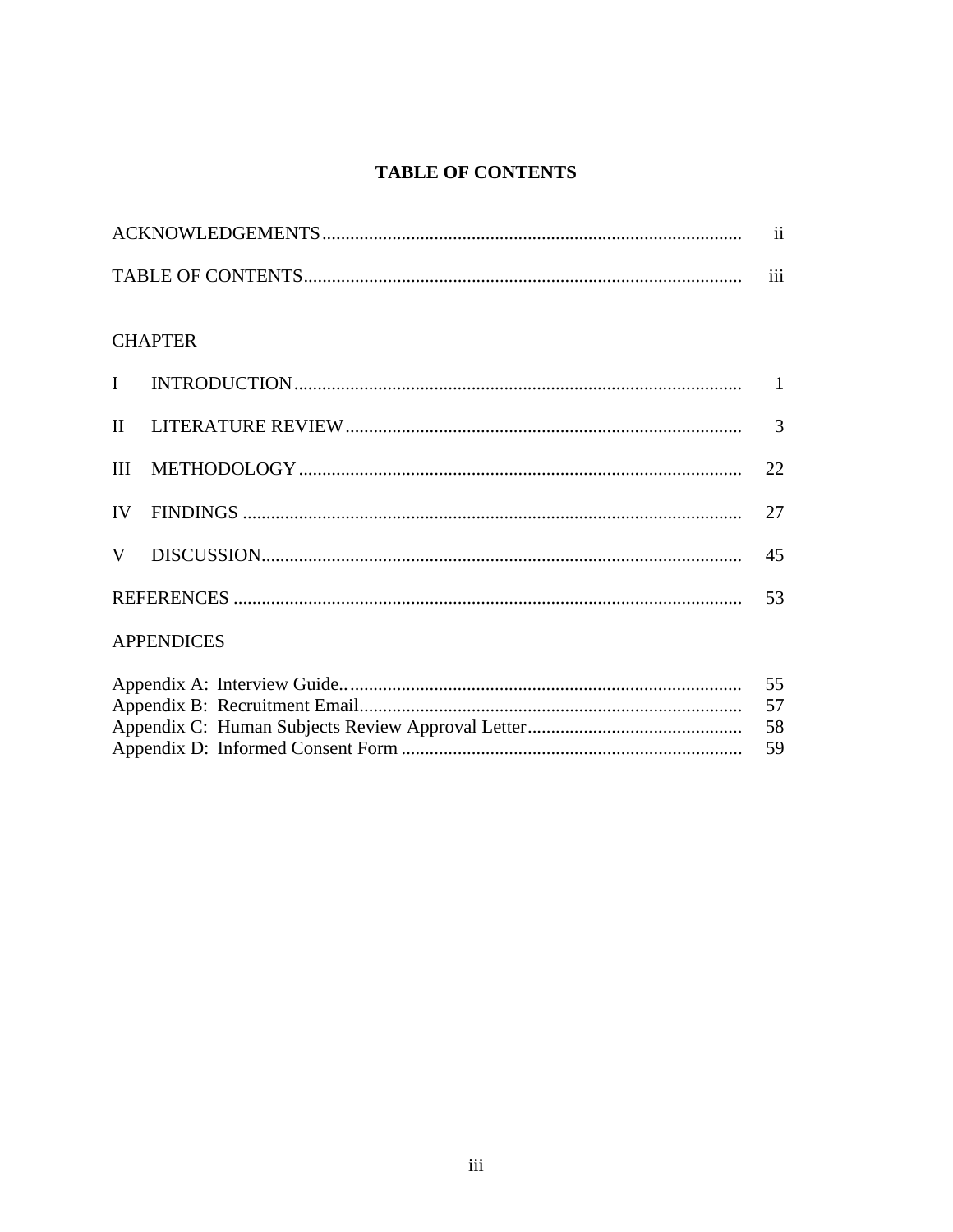# TABLE OF CONTENTS

| | |
|---|---|
| ACKNOWLEDGEMENTS | ii |
| TABLE OF CONTENTS | iii |
| **CHAPTER** | |
| I INTRODUCTION | 1 |
| II LITERATURE REVIEW | 3 |
| III METHODOLOGY | 22 |
| IV FINDINGS | 27 |
| V DISCUSSION | 45 |
| REFERENCES | 53 |
| **APPENDICES** | |
| Appendix A: Interview Guide.. | 55 |
| Appendix B: Recruitment Email | 57 |
| Appendix C: Human Subjects Review Approval Letter | 58 |
| Appendix D: Informed Consent Form | 59 |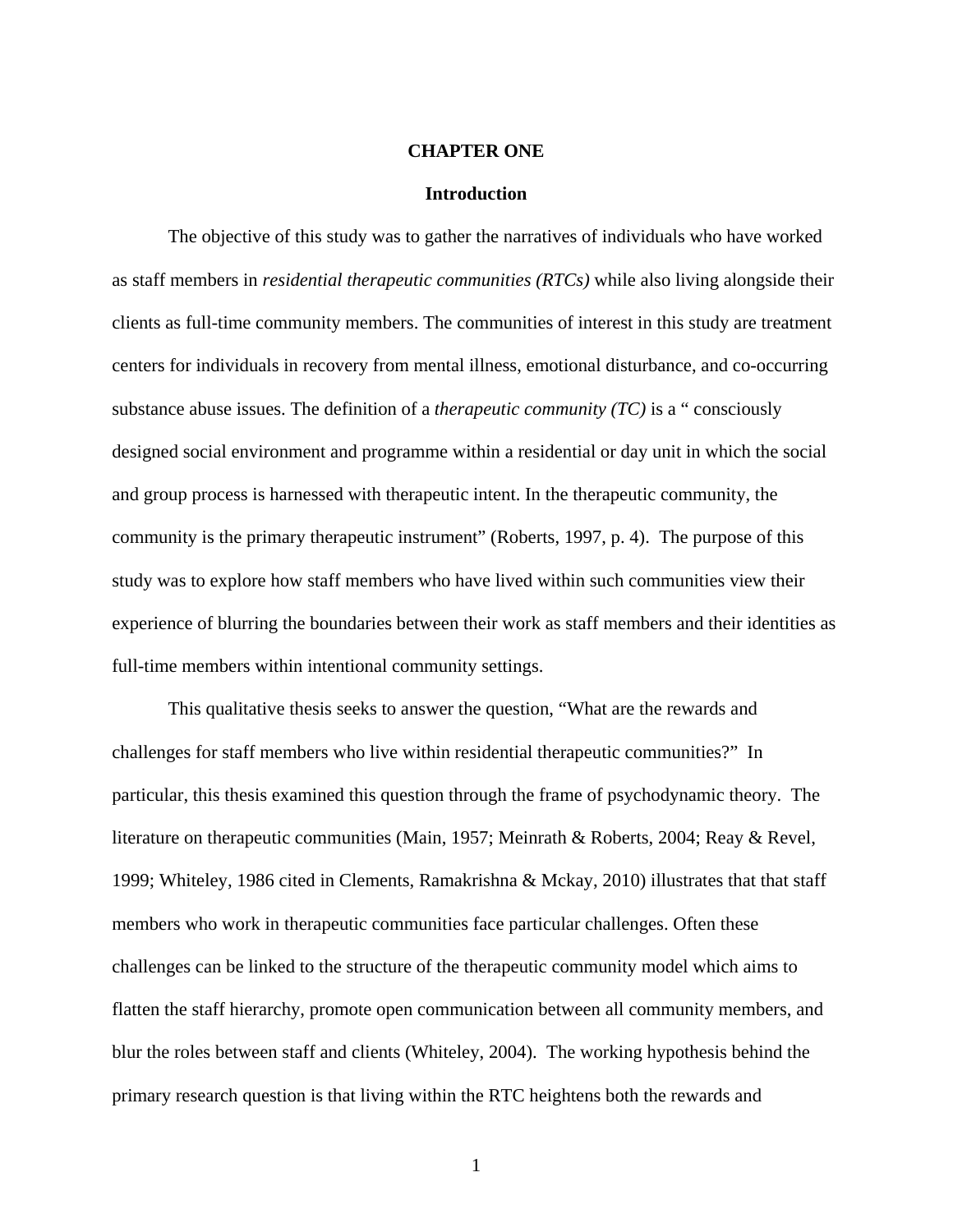# CHAPTER ONE

## Introduction

The objective of this study was to gather the narratives of individuals who have worked as staff members in *residential therapeutic communities (RTCs)* while also living alongside their clients as full-time community members. The communities of interest in this study are treatment centers for individuals in recovery from mental illness, emotional disturbance, and co-occurring substance abuse issues. The definition of a *therapeutic community (TC)* is a " consciously designed social environment and programme within a residential or day unit in which the social and group process is harnessed with therapeutic intent. In the therapeutic community, the community is the primary therapeutic instrument" (Roberts, 1997, p. 4). The purpose of this study was to explore how staff members who have lived within such communities view their experience of blurring the boundaries between their work as staff members and their identities as full-time members within intentional community settings.

This qualitative thesis seeks to answer the question, "What are the rewards and challenges for staff members who live within residential therapeutic communities?" In particular, this thesis examined this question through the frame of psychodynamic theory. The literature on therapeutic communities (Main, 1957; Meinrath & Roberts, 2004; Reay & Revel, 1999; Whiteley, 1986 cited in Clements, Ramakrishna & Mckay, 2010) illustrates that that staff members who work in therapeutic communities face particular challenges. Often these challenges can be linked to the structure of the therapeutic community model which aims to flatten the staff hierarchy, promote open communication between all community members, and blur the roles between staff and clients (Whiteley, 2004). The working hypothesis behind the primary research question is that living within the RTC heightens both the rewards and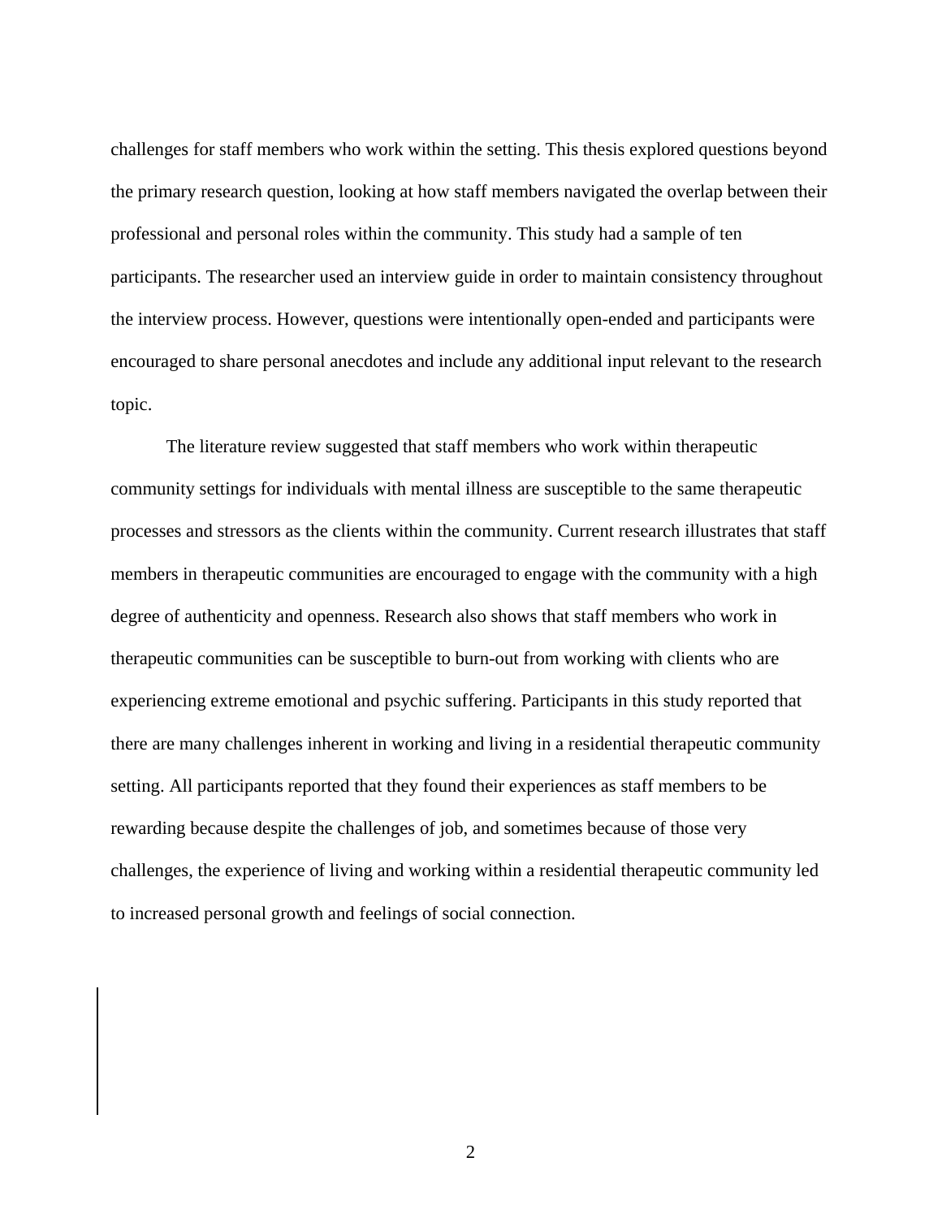challenges for staff members who work within the setting. This thesis explored questions beyond the primary research question, looking at how staff members navigated the overlap between their professional and personal roles within the community. This study had a sample of ten participants. The researcher used an interview guide in order to maintain consistency throughout the interview process. However, questions were intentionally open-ended and participants were encouraged to share personal anecdotes and include any additional input relevant to the research topic.

The literature review suggested that staff members who work within therapeutic community settings for individuals with mental illness are susceptible to the same therapeutic processes and stressors as the clients within the community. Current research illustrates that staff members in therapeutic communities are encouraged to engage with the community with a high degree of authenticity and openness. Research also shows that staff members who work in therapeutic communities can be susceptible to burn-out from working with clients who are experiencing extreme emotional and psychic suffering. Participants in this study reported that there are many challenges inherent in working and living in a residential therapeutic community setting. All participants reported that they found their experiences as staff members to be rewarding because despite the challenges of job, and sometimes because of those very challenges, the experience of living and working within a residential therapeutic community led to increased personal growth and feelings of social connection.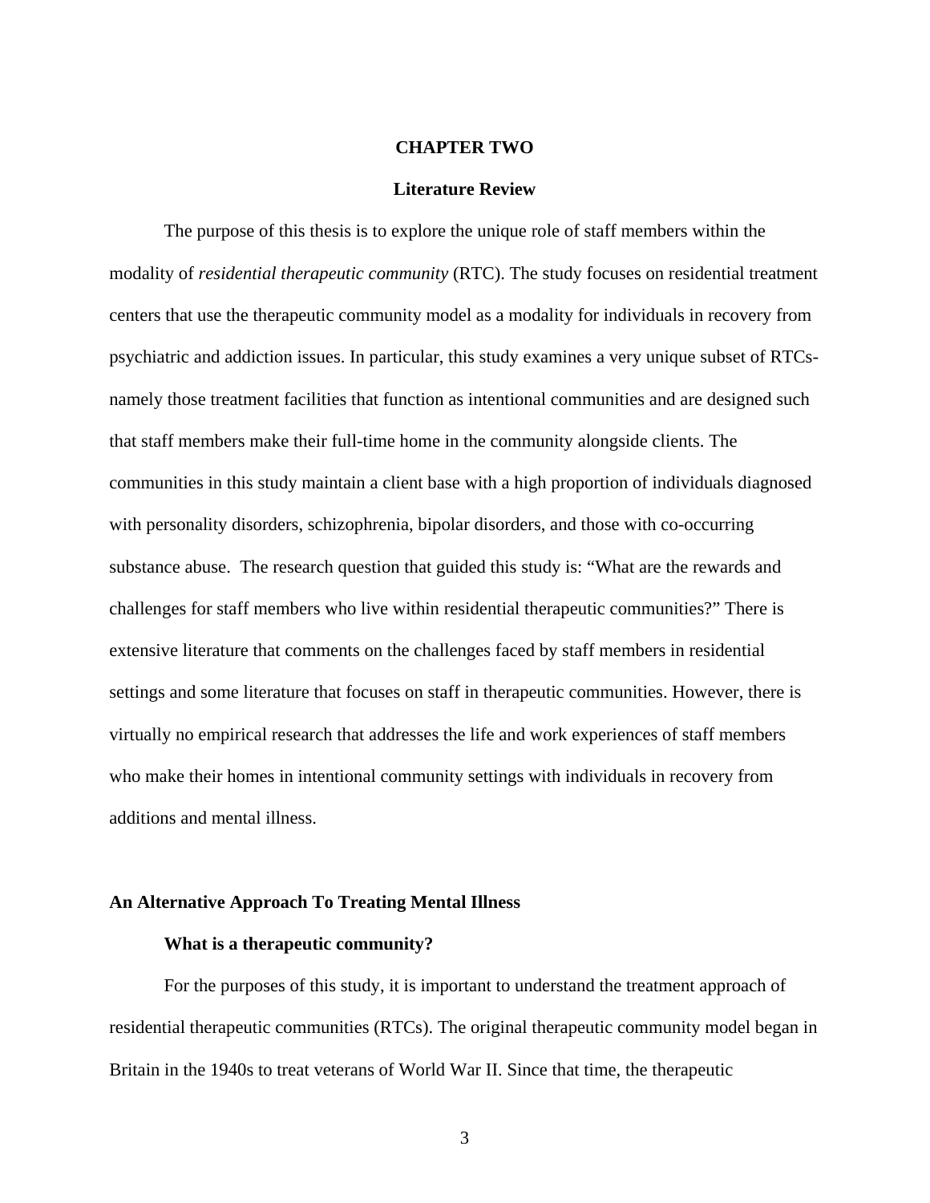# CHAPTER TWO

## Literature Review

The purpose of this thesis is to explore the unique role of staff members within the modality of *residential therapeutic community* (RTC). The study focuses on residential treatment centers that use the therapeutic community model as a modality for individuals in recovery from psychiatric and addiction issues. In particular, this study examines a very unique subset of RTCs- namely those treatment facilities that function as intentional communities and are designed such that staff members make their full-time home in the community alongside clients. The communities in this study maintain a client base with a high proportion of individuals diagnosed with personality disorders, schizophrenia, bipolar disorders, and those with co-occurring substance abuse. The research question that guided this study is: "What are the rewards and challenges for staff members who live within residential therapeutic communities?" There is extensive literature that comments on the challenges faced by staff members in residential settings and some literature that focuses on staff in therapeutic communities. However, there is virtually no empirical research that addresses the life and work experiences of staff members who make their homes in intentional community settings with individuals in recovery from additions and mental illness.

### An Alternative Approach To Treating Mental Illness

#### What is a therapeutic community?

For the purposes of this study, it is important to understand the treatment approach of residential therapeutic communities (RTCs). The original therapeutic community model began in Britain in the 1940s to treat veterans of World War II. Since that time, the therapeutic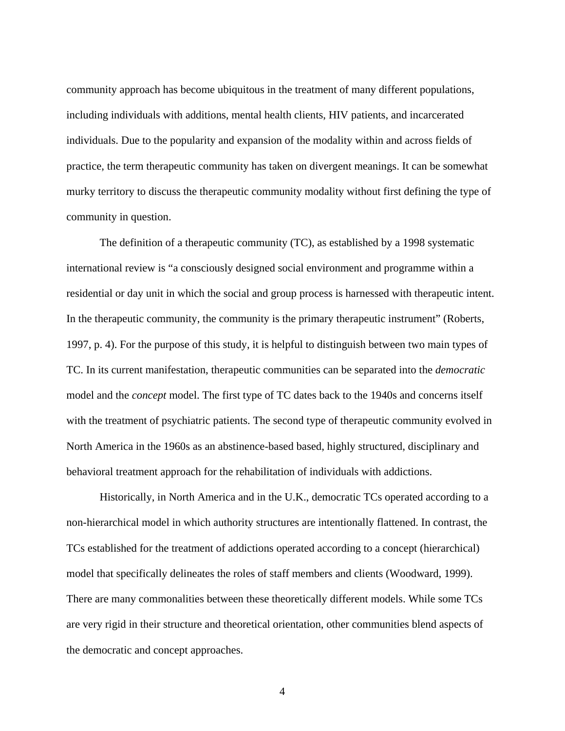community approach has become ubiquitous in the treatment of many different populations, including individuals with additions, mental health clients, HIV patients, and incarcerated individuals. Due to the popularity and expansion of the modality within and across fields of practice, the term therapeutic community has taken on divergent meanings. It can be somewhat murky territory to discuss the therapeutic community modality without first defining the type of community in question.

The definition of a therapeutic community (TC), as established by a 1998 systematic international review is "a consciously designed social environment and programme within a residential or day unit in which the social and group process is harnessed with therapeutic intent. In the therapeutic community, the community is the primary therapeutic instrument" (Roberts, 1997, p. 4). For the purpose of this study, it is helpful to distinguish between two main types of TC. In its current manifestation, therapeutic communities can be separated into the *democratic* model and the *concept* model. The first type of TC dates back to the 1940s and concerns itself with the treatment of psychiatric patients. The second type of therapeutic community evolved in North America in the 1960s as an abstinence-based based, highly structured, disciplinary and behavioral treatment approach for the rehabilitation of individuals with addictions.

Historically, in North America and in the U.K., democratic TCs operated according to a non-hierarchical model in which authority structures are intentionally flattened. In contrast, the TCs established for the treatment of addictions operated according to a concept (hierarchical) model that specifically delineates the roles of staff members and clients (Woodward, 1999). There are many commonalities between these theoretically different models. While some TCs are very rigid in their structure and theoretical orientation, other communities blend aspects of the democratic and concept approaches.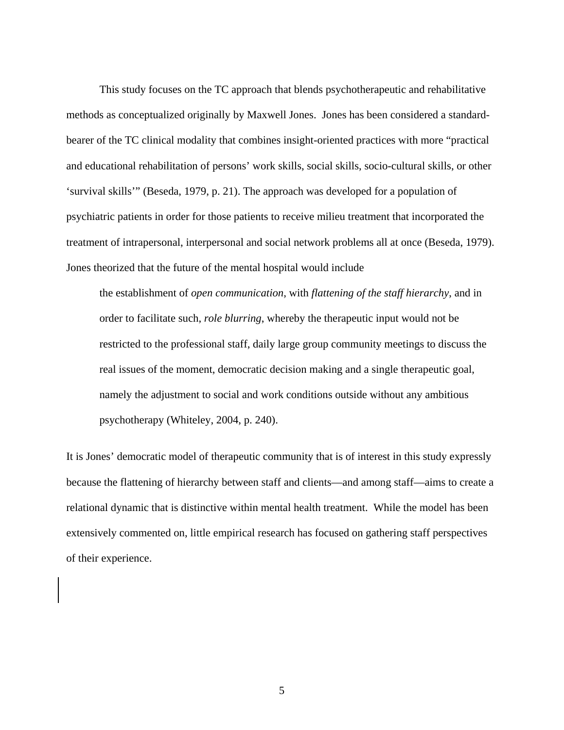This study focuses on the TC approach that blends psychotherapeutic and rehabilitative methods as conceptualized originally by Maxwell Jones. Jones has been considered a standard-bearer of the TC clinical modality that combines insight-oriented practices with more "practical and educational rehabilitation of persons' work skills, social skills, socio-cultural skills, or other 'survival skills'" (Beseda, 1979, p. 21). The approach was developed for a population of psychiatric patients in order for those patients to receive milieu treatment that incorporated the treatment of intrapersonal, interpersonal and social network problems all at once (Beseda, 1979). Jones theorized that the future of the mental hospital would include

> the establishment of *open communication*, with *flattening of the staff hierarchy*, and in order to facilitate such, *role blurring*, whereby the therapeutic input would not be restricted to the professional staff, daily large group community meetings to discuss the real issues of the moment, democratic decision making and a single therapeutic goal, namely the adjustment to social and work conditions outside without any ambitious psychotherapy (Whiteley, 2004, p. 240).

It is Jones' democratic model of therapeutic community that is of interest in this study expressly because the flattening of hierarchy between staff and clients—and among staff—aims to create a relational dynamic that is distinctive within mental health treatment. While the model has been extensively commented on, little empirical research has focused on gathering staff perspectives of their experience.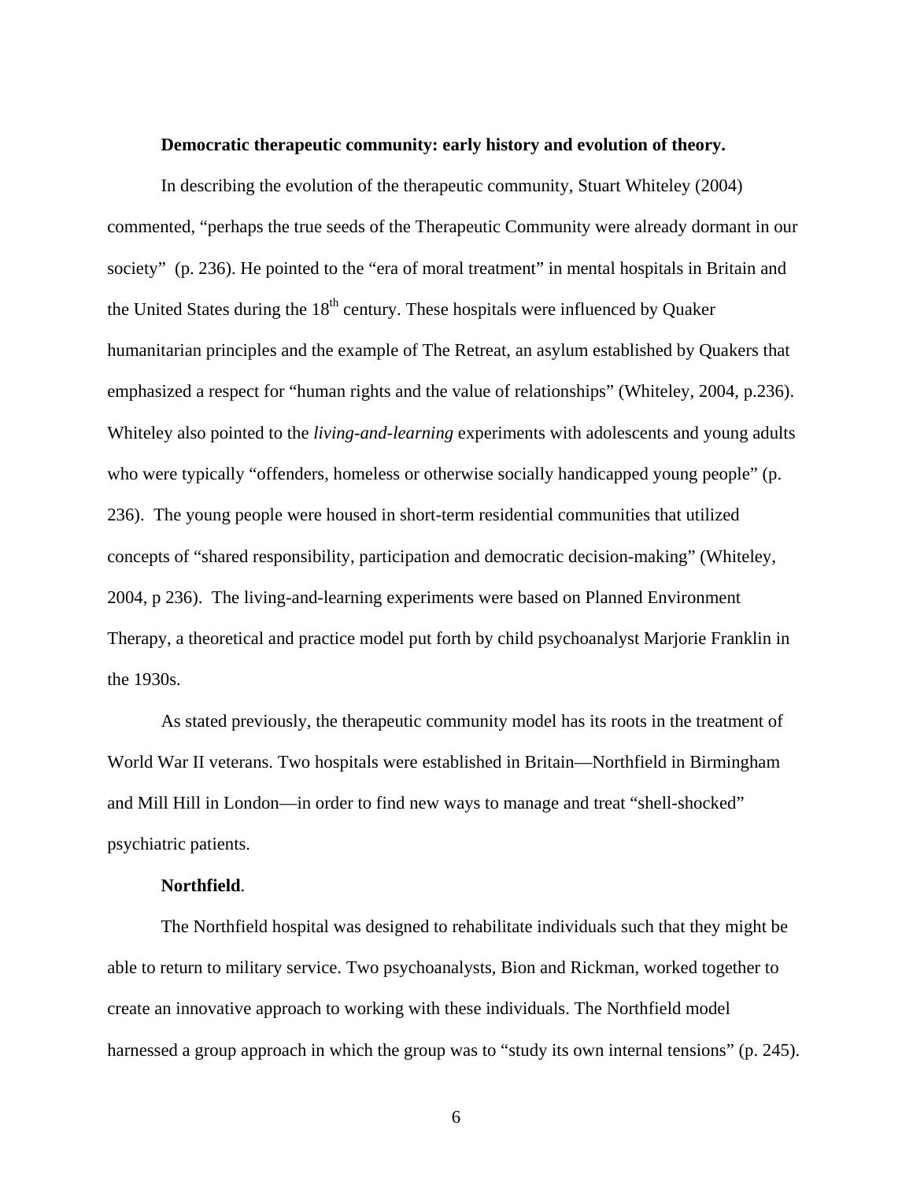**Democratic therapeutic community: early history and evolution of theory.**

In describing the evolution of the therapeutic community, Stuart Whiteley (2004) commented, "perhaps the true seeds of the Therapeutic Community were already dormant in our society" (p. 236). He pointed to the "era of moral treatment" in mental hospitals in Britain and the United States during the 18th century. These hospitals were influenced by Quaker humanitarian principles and the example of The Retreat, an asylum established by Quakers that emphasized a respect for "human rights and the value of relationships" (Whiteley, 2004, p.236). Whiteley also pointed to the *living-and-learning* experiments with adolescents and young adults who were typically "offenders, homeless or otherwise socially handicapped young people" (p. 236). The young people were housed in short-term residential communities that utilized concepts of "shared responsibility, participation and democratic decision-making" (Whiteley, 2004, p 236). The living-and-learning experiments were based on Planned Environment Therapy, a theoretical and practice model put forth by child psychoanalyst Marjorie Franklin in the 1930s.

As stated previously, the therapeutic community model has its roots in the treatment of World War II veterans. Two hospitals were established in Britain—Northfield in Birmingham and Mill Hill in London—in order to find new ways to manage and treat "shell-shocked" psychiatric patients.

**Northfield**.

The Northfield hospital was designed to rehabilitate individuals such that they might be able to return to military service. Two psychoanalysts, Bion and Rickman, worked together to create an innovative approach to working with these individuals. The Northfield model harnessed a group approach in which the group was to "study its own internal tensions" (p. 245).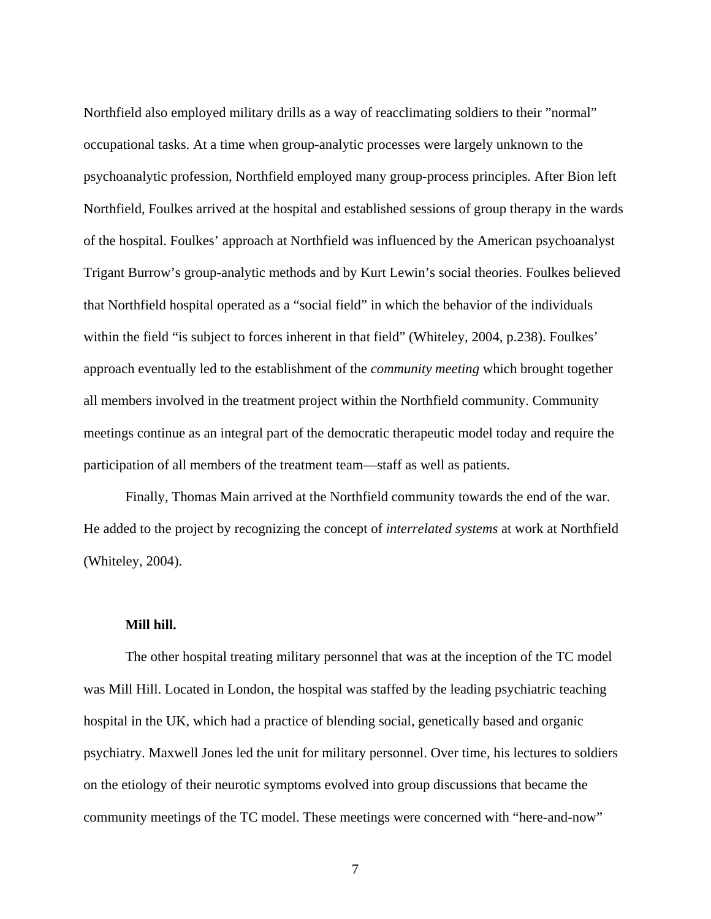Northfield also employed military drills as a way of reacclimating soldiers to their ”normal” occupational tasks. At a time when group-analytic processes were largely unknown to the psychoanalytic profession, Northfield employed many group-process principles. After Bion left Northfield, Foulkes arrived at the hospital and established sessions of group therapy in the wards of the hospital. Foulkes’ approach at Northfield was influenced by the American psychoanalyst Trigant Burrow’s group-analytic methods and by Kurt Lewin’s social theories. Foulkes believed that Northfield hospital operated as a “social field” in which the behavior of the individuals within the field “is subject to forces inherent in that field” (Whiteley, 2004, p.238). Foulkes’ approach eventually led to the establishment of the *community meeting* which brought together all members involved in the treatment project within the Northfield community. Community meetings continue as an integral part of the democratic therapeutic model today and require the participation of all members of the treatment team—staff as well as patients.

Finally, Thomas Main arrived at the Northfield community towards the end of the war. He added to the project by recognizing the concept of *interrelated systems* at work at Northfield (Whiteley, 2004).

**Mill hill.**

The other hospital treating military personnel that was at the inception of the TC model was Mill Hill. Located in London, the hospital was staffed by the leading psychiatric teaching hospital in the UK, which had a practice of blending social, genetically based and organic psychiatry. Maxwell Jones led the unit for military personnel. Over time, his lectures to soldiers on the etiology of their neurotic symptoms evolved into group discussions that became the community meetings of the TC model. These meetings were concerned with “here-and-now”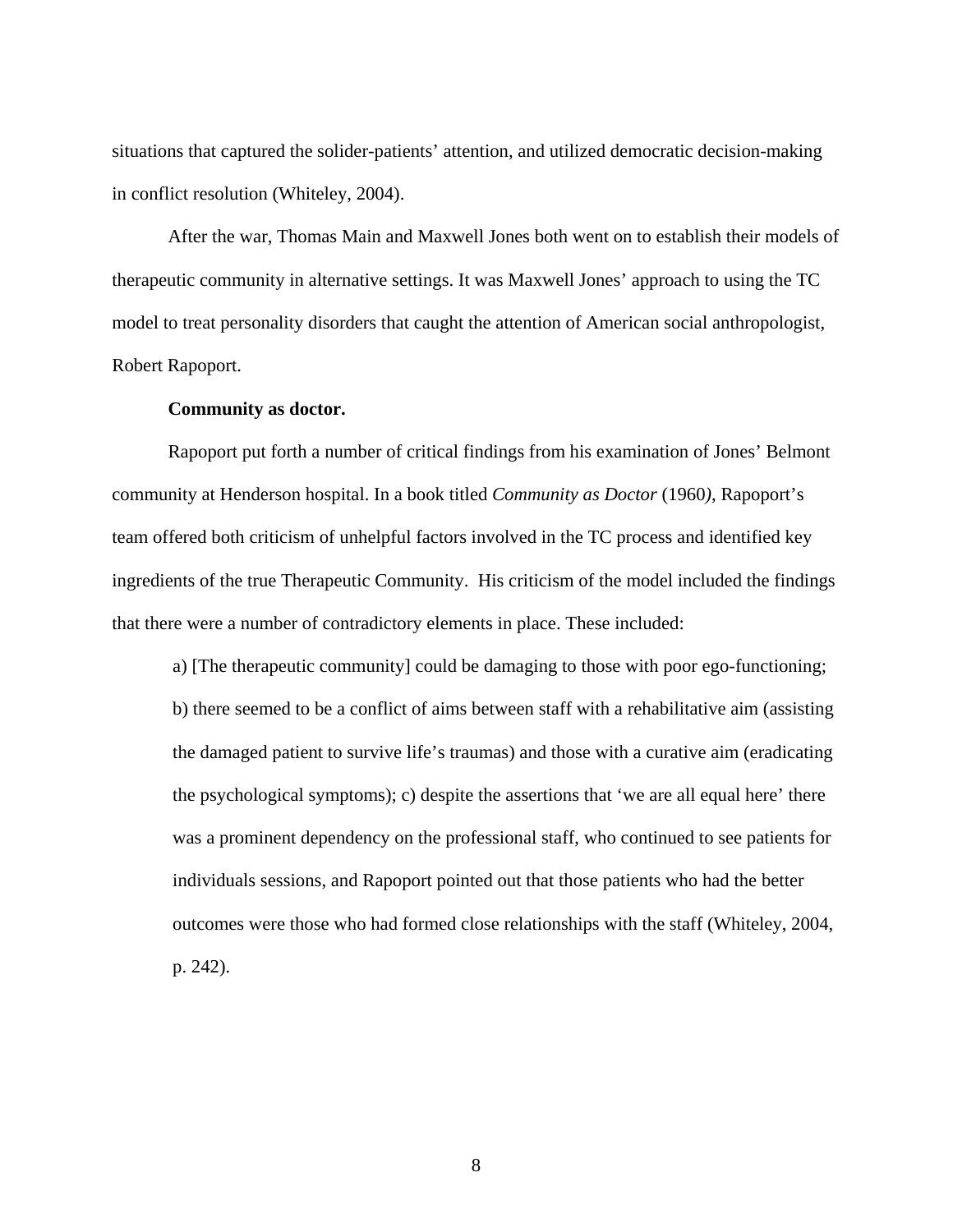situations that captured the solider-patients' attention, and utilized democratic decision-making in conflict resolution (Whiteley, 2004).

After the war, Thomas Main and Maxwell Jones both went on to establish their models of therapeutic community in alternative settings. It was Maxwell Jones' approach to using the TC model to treat personality disorders that caught the attention of American social anthropologist, Robert Rapoport.

**Community as doctor.**

Rapoport put forth a number of critical findings from his examination of Jones' Belmont community at Henderson hospital. In a book titled *Community as Doctor* (1960), Rapoport's team offered both criticism of unhelpful factors involved in the TC process and identified key ingredients of the true Therapeutic Community. His criticism of the model included the findings that there were a number of contradictory elements in place. These included:

> a) [The therapeutic community] could be damaging to those with poor ego-functioning; b) there seemed to be a conflict of aims between staff with a rehabilitative aim (assisting the damaged patient to survive life's traumas) and those with a curative aim (eradicating the psychological symptoms); c) despite the assertions that 'we are all equal here' there was a prominent dependency on the professional staff, who continued to see patients for individuals sessions, and Rapoport pointed out that those patients who had the better outcomes were those who had formed close relationships with the staff (Whiteley, 2004, p. 242).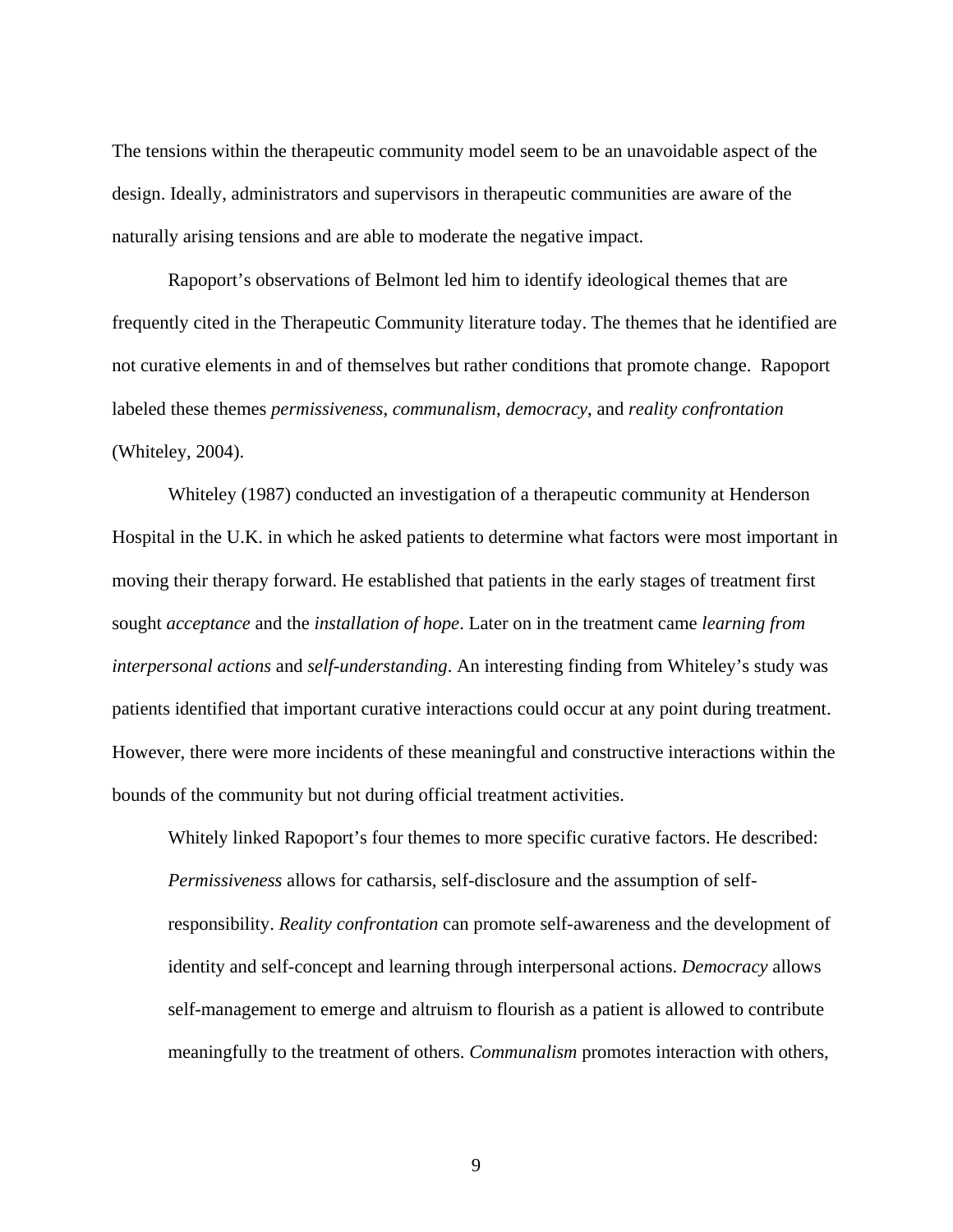The tensions within the therapeutic community model seem to be an unavoidable aspect of the design. Ideally, administrators and supervisors in therapeutic communities are aware of the naturally arising tensions and are able to moderate the negative impact.

Rapoport's observations of Belmont led him to identify ideological themes that are frequently cited in the Therapeutic Community literature today. The themes that he identified are not curative elements in and of themselves but rather conditions that promote change. Rapoport labeled these themes *permissiveness*, *communalism*, *democracy*, and *reality confrontation* (Whiteley, 2004).

Whiteley (1987) conducted an investigation of a therapeutic community at Henderson Hospital in the U.K. in which he asked patients to determine what factors were most important in moving their therapy forward. He established that patients in the early stages of treatment first sought *acceptance* and the *installation of hope*. Later on in the treatment came *learning from interpersonal actions* and *self-understanding*. An interesting finding from Whiteley's study was patients identified that important curative interactions could occur at any point during treatment. However, there were more incidents of these meaningful and constructive interactions within the bounds of the community but not during official treatment activities.

> Whitely linked Rapoport's four themes to more specific curative factors. He described: *Permissiveness* allows for catharsis, self-disclosure and the assumption of self-responsibility. *Reality confrontation* can promote self-awareness and the development of identity and self-concept and learning through interpersonal actions. *Democracy* allows self-management to emerge and altruism to flourish as a patient is allowed to contribute meaningfully to the treatment of others. *Communalism* promotes interaction with others,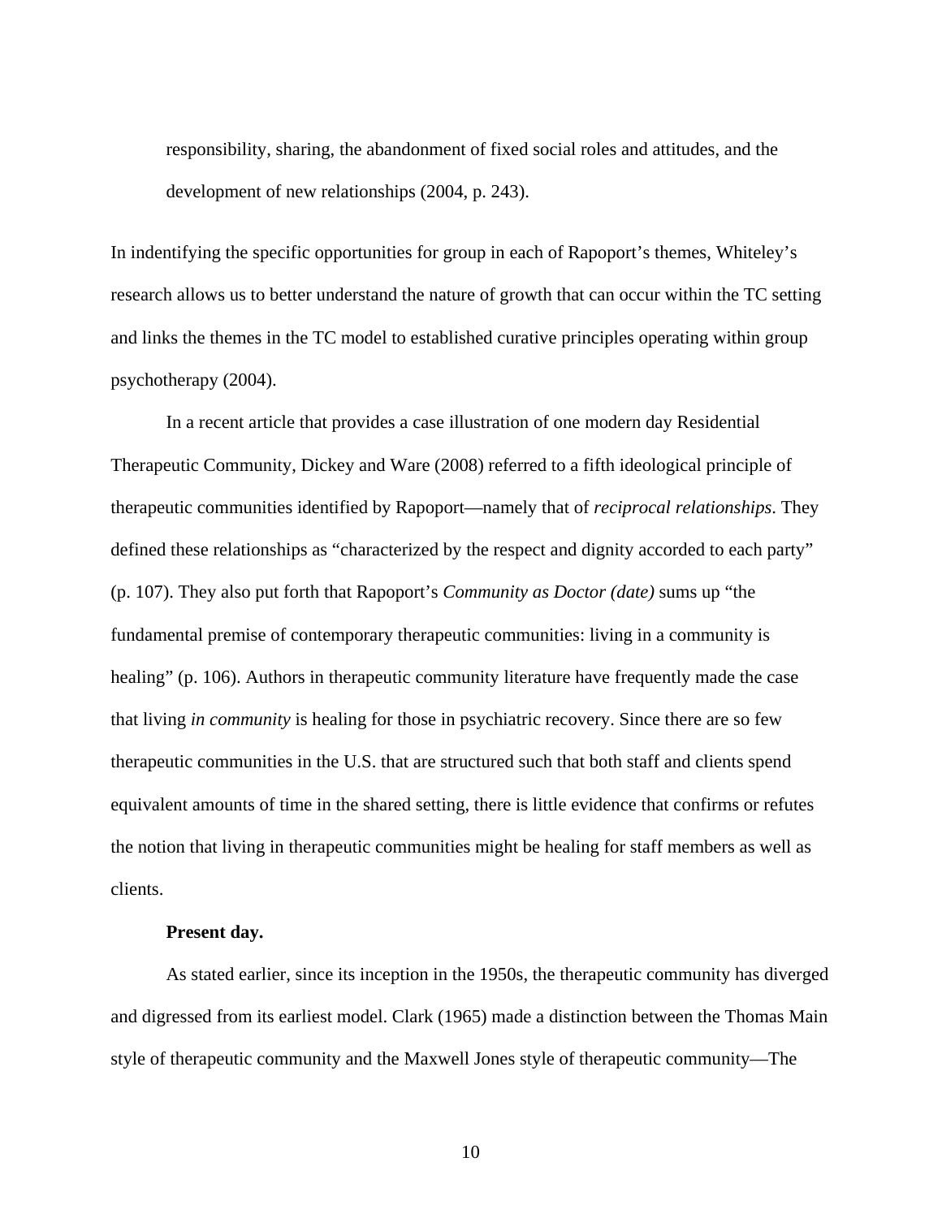responsibility, sharing, the abandonment of fixed social roles and attitudes, and the development of new relationships (2004, p. 243).

In indentifying the specific opportunities for group in each of Rapoport's themes, Whiteley's research allows us to better understand the nature of growth that can occur within the TC setting and links the themes in the TC model to established curative principles operating within group psychotherapy (2004).

In a recent article that provides a case illustration of one modern day Residential Therapeutic Community, Dickey and Ware (2008) referred to a fifth ideological principle of therapeutic communities identified by Rapoport—namely that of *reciprocal relationships*. They defined these relationships as "characterized by the respect and dignity accorded to each party" (p. 107). They also put forth that Rapoport's *Community as Doctor (date)* sums up "the fundamental premise of contemporary therapeutic communities: living in a community is healing" (p. 106). Authors in therapeutic community literature have frequently made the case that living *in community* is healing for those in psychiatric recovery. Since there are so few therapeutic communities in the U.S. that are structured such that both staff and clients spend equivalent amounts of time in the shared setting, there is little evidence that confirms or refutes the notion that living in therapeutic communities might be healing for staff members as well as clients.

**Present day.**

As stated earlier, since its inception in the 1950s, the therapeutic community has diverged and digressed from its earliest model. Clark (1965) made a distinction between the Thomas Main style of therapeutic community and the Maxwell Jones style of therapeutic community—The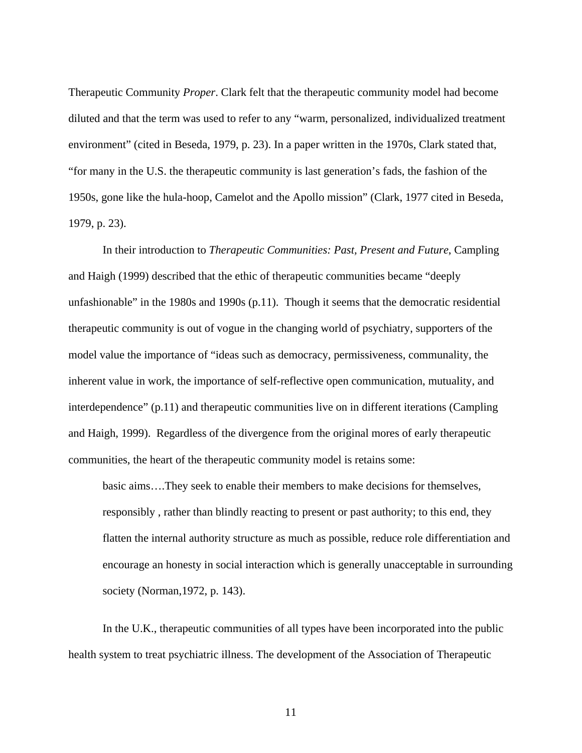Therapeutic Community *Proper*. Clark felt that the therapeutic community model had become diluted and that the term was used to refer to any "warm, personalized, individualized treatment environment" (cited in Beseda, 1979, p. 23). In a paper written in the 1970s, Clark stated that, "for many in the U.S. the therapeutic community is last generation's fads, the fashion of the 1950s, gone like the hula-hoop, Camelot and the Apollo mission" (Clark, 1977 cited in Beseda, 1979, p. 23).

In their introduction to *Therapeutic Communities: Past, Present and Future*, Campling and Haigh (1999) described that the ethic of therapeutic communities became "deeply unfashionable" in the 1980s and 1990s (p.11). Though it seems that the democratic residential therapeutic community is out of vogue in the changing world of psychiatry, supporters of the model value the importance of "ideas such as democracy, permissiveness, communality, the inherent value in work, the importance of self-reflective open communication, mutuality, and interdependence" (p.11) and therapeutic communities live on in different iterations (Campling and Haigh, 1999). Regardless of the divergence from the original mores of early therapeutic communities, the heart of the therapeutic community model is retains some:

> basic aims….They seek to enable their members to make decisions for themselves, responsibly , rather than blindly reacting to present or past authority; to this end, they flatten the internal authority structure as much as possible, reduce role differentiation and encourage an honesty in social interaction which is generally unacceptable in surrounding society (Norman,1972, p. 143).

In the U.K., therapeutic communities of all types have been incorporated into the public health system to treat psychiatric illness. The development of the Association of Therapeutic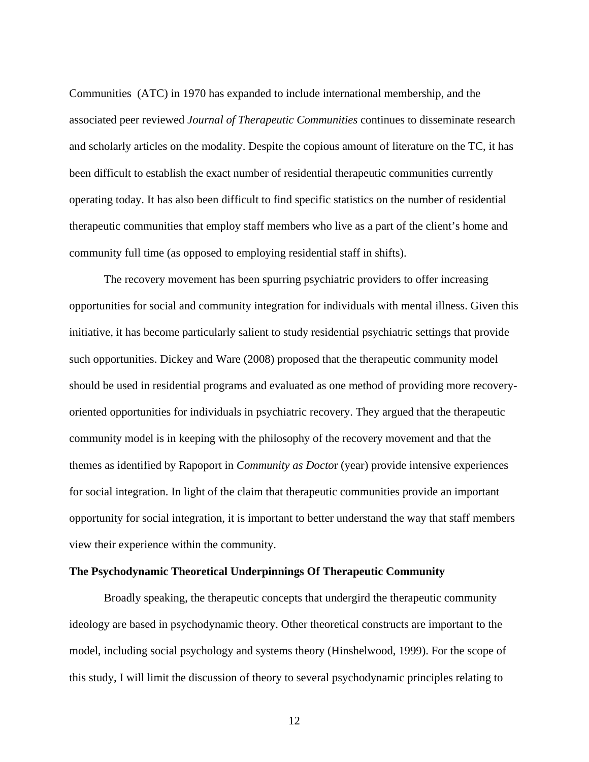Communities  (ATC) in 1970 has expanded to include international membership, and the associated peer reviewed *Journal of Therapeutic Communities* continues to disseminate research and scholarly articles on the modality. Despite the copious amount of literature on the TC, it has been difficult to establish the exact number of residential therapeutic communities currently operating today. It has also been difficult to find specific statistics on the number of residential therapeutic communities that employ staff members who live as a part of the client's home and community full time (as opposed to employing residential staff in shifts).

The recovery movement has been spurring psychiatric providers to offer increasing opportunities for social and community integration for individuals with mental illness. Given this initiative, it has become particularly salient to study residential psychiatric settings that provide such opportunities. Dickey and Ware (2008) proposed that the therapeutic community model should be used in residential programs and evaluated as one method of providing more recovery-oriented opportunities for individuals in psychiatric recovery. They argued that the therapeutic community model is in keeping with the philosophy of the recovery movement and that the themes as identified by Rapoport in *Community as Docto*r (year) provide intensive experiences for social integration. In light of the claim that therapeutic communities provide an important opportunity for social integration, it is important to better understand the way that staff members view their experience within the community.

**The Psychodynamic Theoretical Underpinnings Of Therapeutic Community**

Broadly speaking, the therapeutic concepts that undergird the therapeutic community ideology are based in psychodynamic theory. Other theoretical constructs are important to the model, including social psychology and systems theory (Hinshelwood, 1999). For the scope of this study, I will limit the discussion of theory to several psychodynamic principles relating to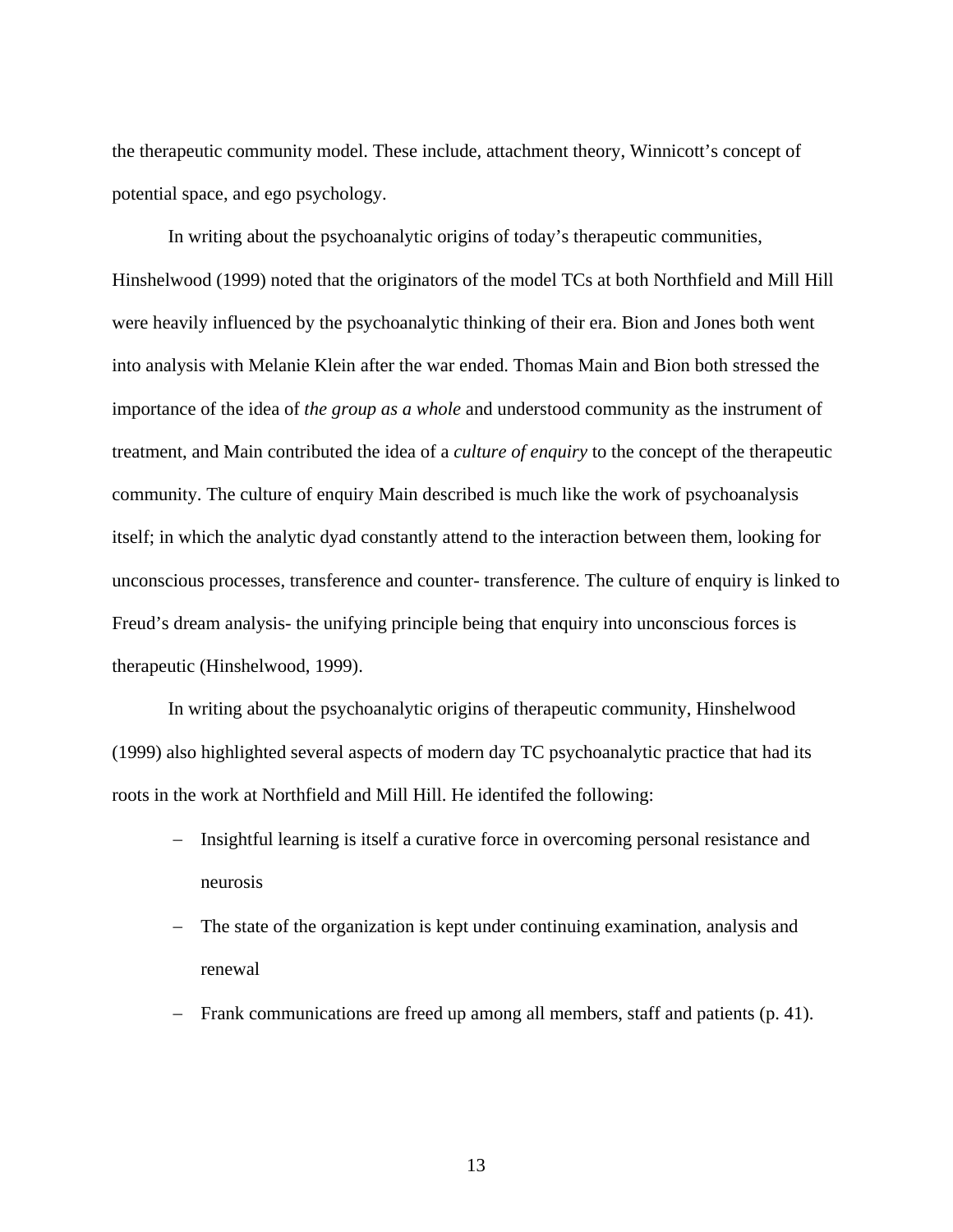the therapeutic community model. These include, attachment theory, Winnicott's concept of potential space, and ego psychology.

In writing about the psychoanalytic origins of today's therapeutic communities, Hinshelwood (1999) noted that the originators of the model TCs at both Northfield and Mill Hill were heavily influenced by the psychoanalytic thinking of their era. Bion and Jones both went into analysis with Melanie Klein after the war ended. Thomas Main and Bion both stressed the importance of the idea of *the group as a whole* and understood community as the instrument of treatment, and Main contributed the idea of a *culture of enquiry* to the concept of the therapeutic community. The culture of enquiry Main described is much like the work of psychoanalysis itself; in which the analytic dyad constantly attend to the interaction between them, looking for unconscious processes, transference and counter- transference. The culture of enquiry is linked to Freud's dream analysis- the unifying principle being that enquiry into unconscious forces is therapeutic (Hinshelwood, 1999).

In writing about the psychoanalytic origins of therapeutic community, Hinshelwood (1999) also highlighted several aspects of modern day TC psychoanalytic practice that had its roots in the work at Northfield and Mill Hill. He identifed the following:

- Insightful learning is itself a curative force in overcoming personal resistance and neurosis
- The state of the organization is kept under continuing examination, analysis and renewal
- Frank communications are freed up among all members, staff and patients (p. 41).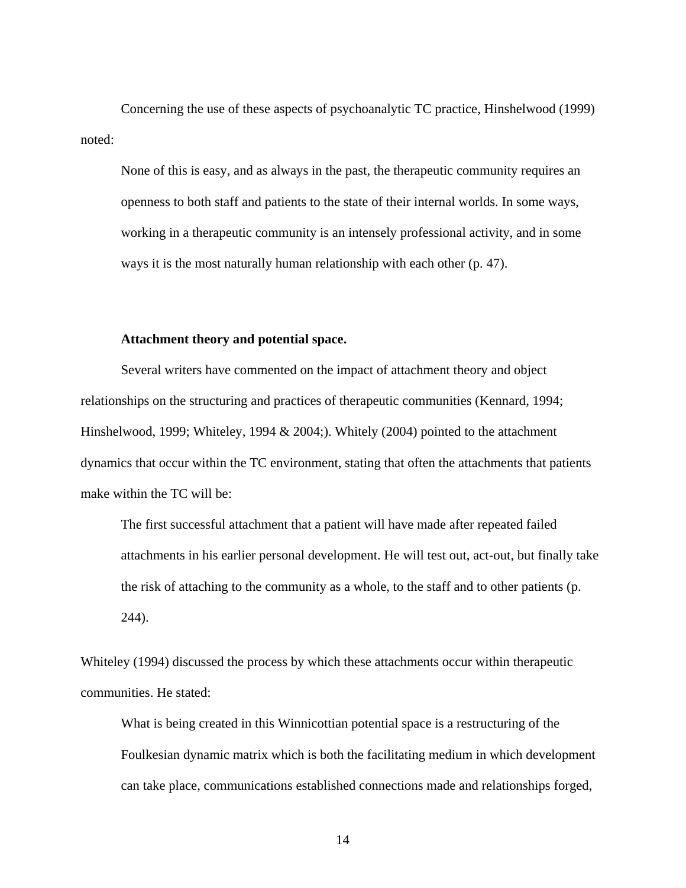Concerning the use of these aspects of psychoanalytic TC practice, Hinshelwood (1999) noted:

> None of this is easy, and as always in the past, the therapeutic community requires an openness to both staff and patients to the state of their internal worlds. In some ways, working in a therapeutic community is an intensely professional activity, and in some ways it is the most naturally human relationship with each other (p. 47).

**Attachment theory and potential space.**

Several writers have commented on the impact of attachment theory and object relationships on the structuring and practices of therapeutic communities (Kennard, 1994; Hinshelwood, 1999; Whiteley, 1994 & 2004;). Whitely (2004) pointed to the attachment dynamics that occur within the TC environment, stating that often the attachments that patients make within the TC will be:

> The first successful attachment that a patient will have made after repeated failed attachments in his earlier personal development. He will test out, act-out, but finally take the risk of attaching to the community as a whole, to the staff and to other patients (p. 244).

Whiteley (1994) discussed the process by which these attachments occur within therapeutic communities. He stated:

> What is being created in this Winnicottian potential space is a restructuring of the Foulkesian dynamic matrix which is both the facilitating medium in which development can take place, communications established connections made and relationships forged,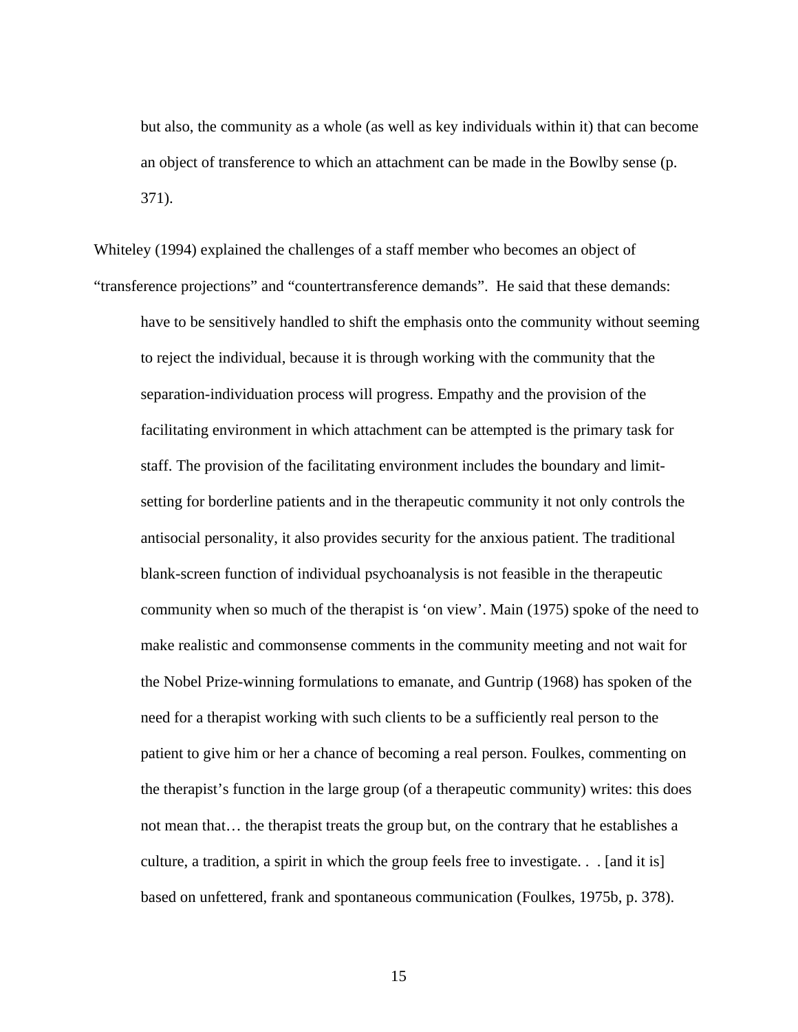> but also, the community as a whole (as well as key individuals within it) that can become an object of transference to which an attachment can be made in the Bowlby sense (p. 371).

Whiteley (1994) explained the challenges of a staff member who becomes an object of “transference projections” and “countertransference demands”. He said that these demands:

> have to be sensitively handled to shift the emphasis onto the community without seeming to reject the individual, because it is through working with the community that the separation-individuation process will progress. Empathy and the provision of the facilitating environment in which attachment can be attempted is the primary task for staff. The provision of the facilitating environment includes the boundary and limit-setting for borderline patients and in the therapeutic community it not only controls the antisocial personality, it also provides security for the anxious patient. The traditional blank-screen function of individual psychoanalysis is not feasible in the therapeutic community when so much of the therapist is ‘on view’. Main (1975) spoke of the need to make realistic and commonsense comments in the community meeting and not wait for the Nobel Prize-winning formulations to emanate, and Guntrip (1968) has spoken of the need for a therapist working with such clients to be a sufficiently real person to the patient to give him or her a chance of becoming a real person. Foulkes, commenting on the therapist’s function in the large group (of a therapeutic community) writes: this does not mean that… the therapist treats the group but, on the contrary that he establishes a culture, a tradition, a spirit in which the group feels free to investigate. . . [and it is] based on unfettered, frank and spontaneous communication (Foulkes, 1975b, p. 378).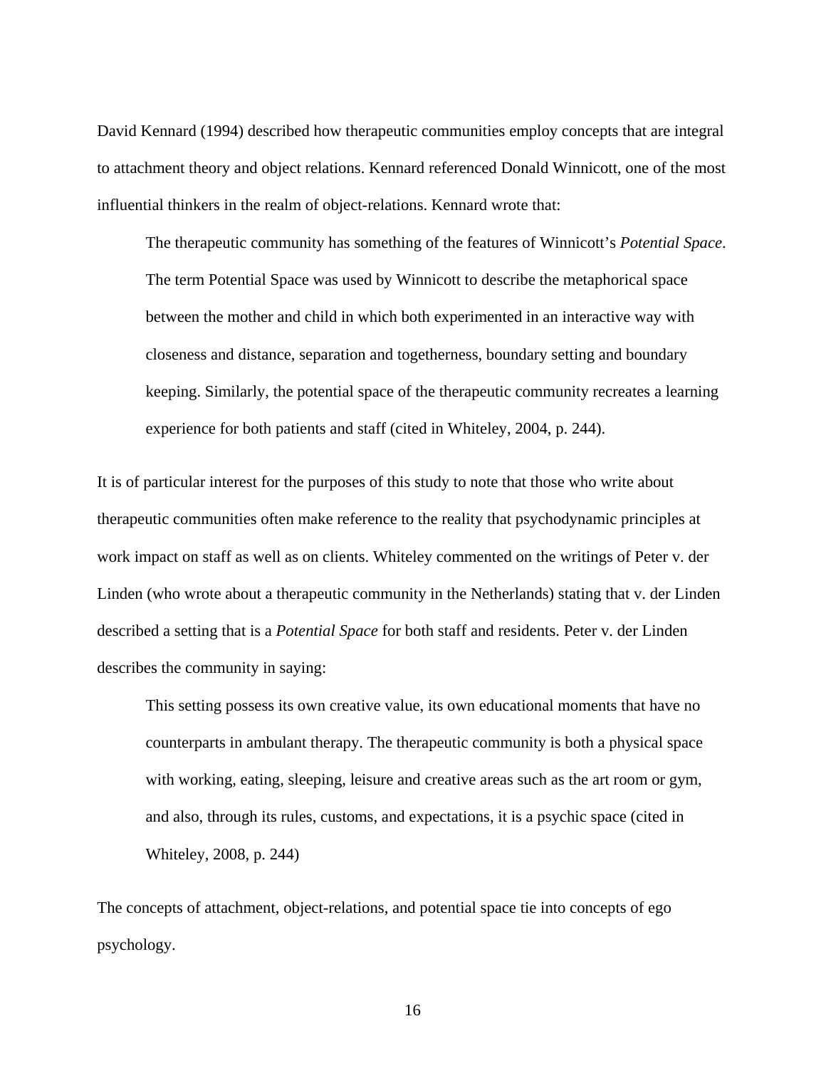David Kennard (1994) described how therapeutic communities employ concepts that are integral to attachment theory and object relations. Kennard referenced Donald Winnicott, one of the most influential thinkers in the realm of object-relations. Kennard wrote that:

> The therapeutic community has something of the features of Winnicott's *Potential Space*. The term Potential Space was used by Winnicott to describe the metaphorical space between the mother and child in which both experimented in an interactive way with closeness and distance, separation and togetherness, boundary setting and boundary keeping. Similarly, the potential space of the therapeutic community recreates a learning experience for both patients and staff (cited in Whiteley, 2004, p. 244).

It is of particular interest for the purposes of this study to note that those who write about therapeutic communities often make reference to the reality that psychodynamic principles at work impact on staff as well as on clients. Whiteley commented on the writings of Peter v. der Linden (who wrote about a therapeutic community in the Netherlands) stating that v. der Linden described a setting that is a *Potential Space* for both staff and residents. Peter v. der Linden describes the community in saying:

> This setting possess its own creative value, its own educational moments that have no counterparts in ambulant therapy. The therapeutic community is both a physical space with working, eating, sleeping, leisure and creative areas such as the art room or gym, and also, through its rules, customs, and expectations, it is a psychic space (cited in Whiteley, 2008, p. 244)

The concepts of attachment, object-relations, and potential space tie into concepts of ego psychology.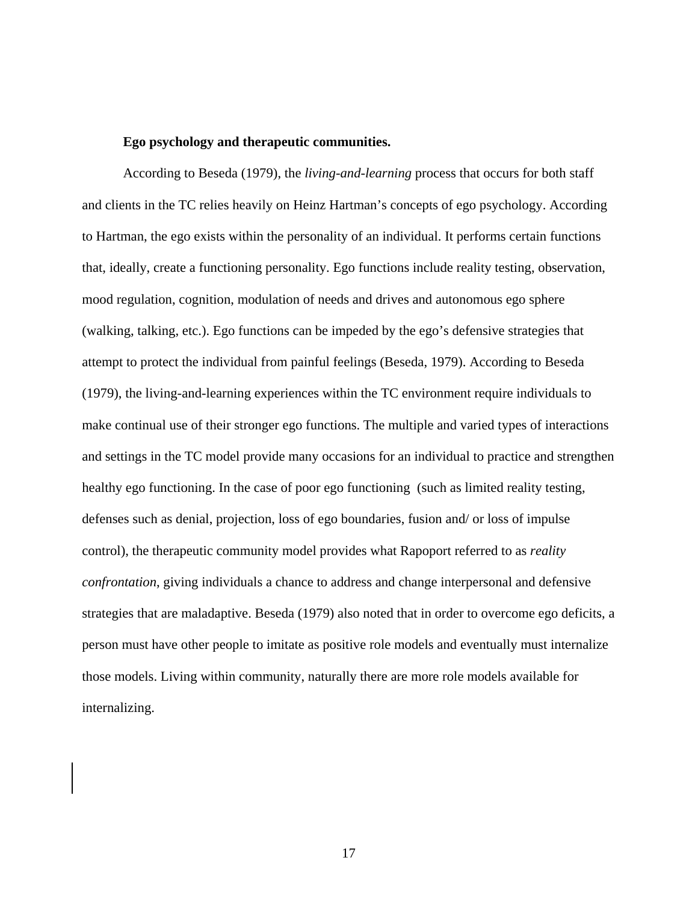### Ego psychology and therapeutic communities.

According to Beseda (1979), the *living-and-learning* process that occurs for both staff and clients in the TC relies heavily on Heinz Hartman's concepts of ego psychology. According to Hartman, the ego exists within the personality of an individual. It performs certain functions that, ideally, create a functioning personality. Ego functions include reality testing, observation, mood regulation, cognition, modulation of needs and drives and autonomous ego sphere (walking, talking, etc.). Ego functions can be impeded by the ego's defensive strategies that attempt to protect the individual from painful feelings (Beseda, 1979). According to Beseda (1979), the living-and-learning experiences within the TC environment require individuals to make continual use of their stronger ego functions. The multiple and varied types of interactions and settings in the TC model provide many occasions for an individual to practice and strengthen healthy ego functioning. In the case of poor ego functioning (such as limited reality testing, defenses such as denial, projection, loss of ego boundaries, fusion and/ or loss of impulse control), the therapeutic community model provides what Rapoport referred to as *reality confrontation*, giving individuals a chance to address and change interpersonal and defensive strategies that are maladaptive. Beseda (1979) also noted that in order to overcome ego deficits, a person must have other people to imitate as positive role models and eventually must internalize those models. Living within community, naturally there are more role models available for internalizing.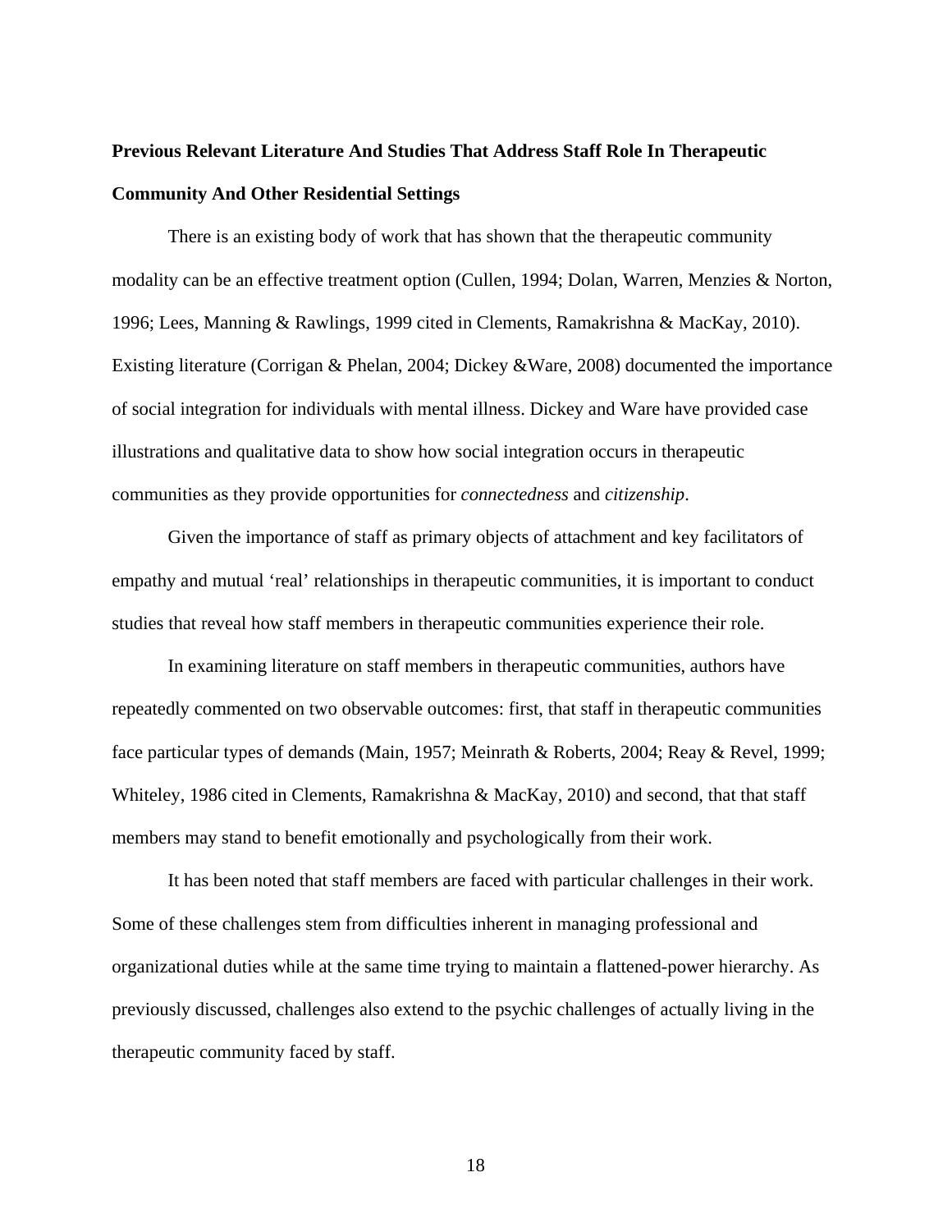**Previous Relevant Literature And Studies That Address Staff Role In Therapeutic Community And Other Residential Settings**

There is an existing body of work that has shown that the therapeutic community modality can be an effective treatment option (Cullen, 1994; Dolan, Warren, Menzies & Norton, 1996; Lees, Manning & Rawlings, 1999 cited in Clements, Ramakrishna & MacKay, 2010). Existing literature (Corrigan & Phelan, 2004; Dickey &Ware, 2008) documented the importance of social integration for individuals with mental illness. Dickey and Ware have provided case illustrations and qualitative data to show how social integration occurs in therapeutic communities as they provide opportunities for *connectedness* and *citizenship*.

Given the importance of staff as primary objects of attachment and key facilitators of empathy and mutual 'real' relationships in therapeutic communities, it is important to conduct studies that reveal how staff members in therapeutic communities experience their role.

In examining literature on staff members in therapeutic communities, authors have repeatedly commented on two observable outcomes: first, that staff in therapeutic communities face particular types of demands (Main, 1957; Meinrath & Roberts, 2004; Reay & Revel, 1999; Whiteley, 1986 cited in Clements, Ramakrishna & MacKay, 2010) and second, that that staff members may stand to benefit emotionally and psychologically from their work.

It has been noted that staff members are faced with particular challenges in their work. Some of these challenges stem from difficulties inherent in managing professional and organizational duties while at the same time trying to maintain a flattened-power hierarchy. As previously discussed, challenges also extend to the psychic challenges of actually living in the therapeutic community faced by staff.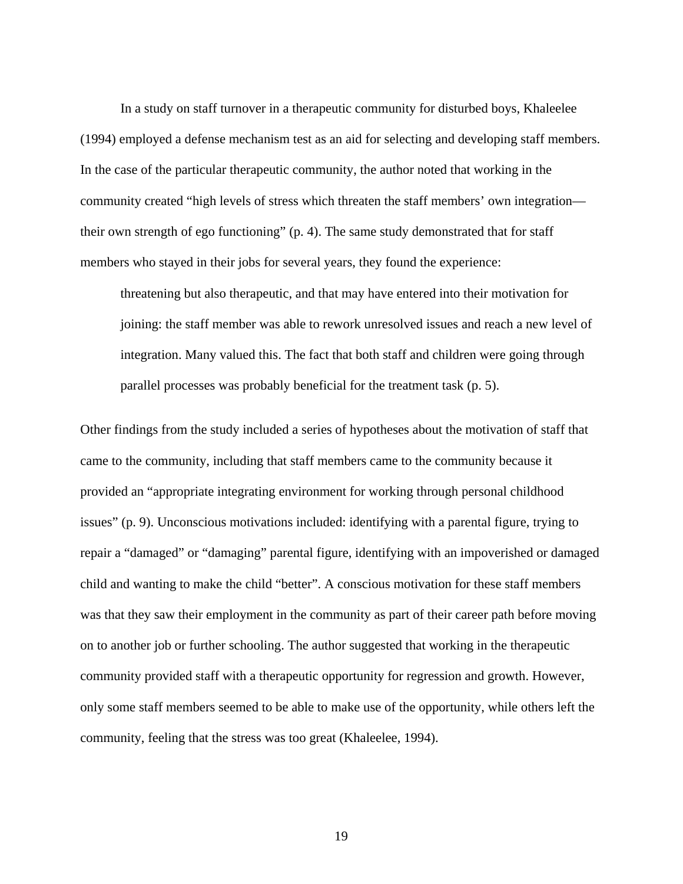In a study on staff turnover in a therapeutic community for disturbed boys, Khaleelee (1994) employed a defense mechanism test as an aid for selecting and developing staff members. In the case of the particular therapeutic community, the author noted that working in the community created "high levels of stress which threaten the staff members' own integration—their own strength of ego functioning" (p. 4). The same study demonstrated that for staff members who stayed in their jobs for several years, they found the experience:

> threatening but also therapeutic, and that may have entered into their motivation for joining: the staff member was able to rework unresolved issues and reach a new level of integration. Many valued this. The fact that both staff and children were going through parallel processes was probably beneficial for the treatment task (p. 5).

Other findings from the study included a series of hypotheses about the motivation of staff that came to the community, including that staff members came to the community because it provided an "appropriate integrating environment for working through personal childhood issues" (p. 9). Unconscious motivations included: identifying with a parental figure, trying to repair a "damaged" or "damaging" parental figure, identifying with an impoverished or damaged child and wanting to make the child "better". A conscious motivation for these staff members was that they saw their employment in the community as part of their career path before moving on to another job or further schooling. The author suggested that working in the therapeutic community provided staff with a therapeutic opportunity for regression and growth. However, only some staff members seemed to be able to make use of the opportunity, while others left the community, feeling that the stress was too great (Khaleelee, 1994).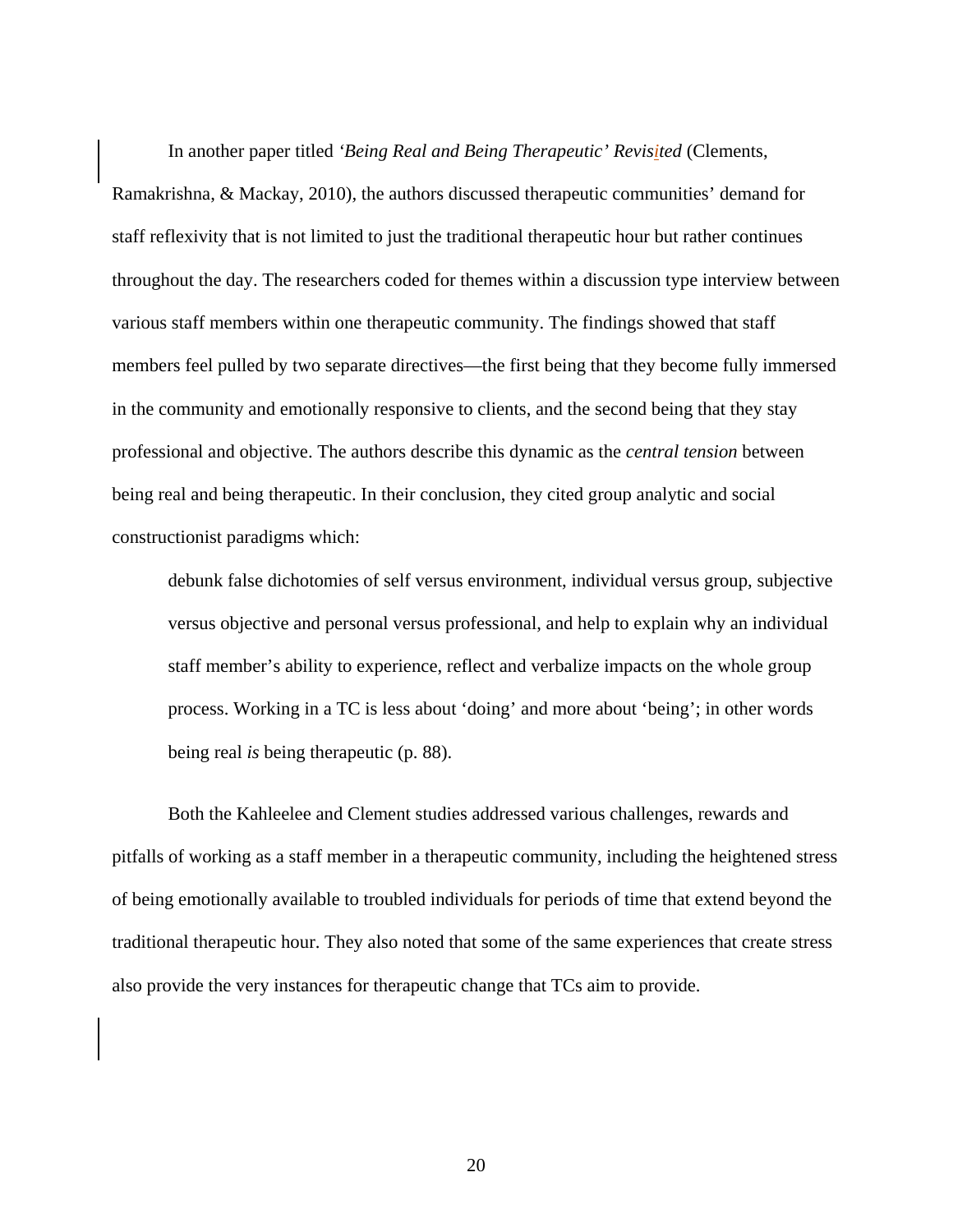In another paper titled *'Being Real and Being Therapeutic' Revisited* (Clements, Ramakrishna, & Mackay, 2010), the authors discussed therapeutic communities' demand for staff reflexivity that is not limited to just the traditional therapeutic hour but rather continues throughout the day. The researchers coded for themes within a discussion type interview between various staff members within one therapeutic community. The findings showed that staff members feel pulled by two separate directives—the first being that they become fully immersed in the community and emotionally responsive to clients, and the second being that they stay professional and objective. The authors describe this dynamic as the *central tension* between being real and being therapeutic. In their conclusion, they cited group analytic and social constructionist paradigms which:

> debunk false dichotomies of self versus environment, individual versus group, subjective versus objective and personal versus professional, and help to explain why an individual staff member's ability to experience, reflect and verbalize impacts on the whole group process. Working in a TC is less about 'doing' and more about 'being'; in other words being real *is* being therapeutic (p. 88).

Both the Kahleelee and Clement studies addressed various challenges, rewards and pitfalls of working as a staff member in a therapeutic community, including the heightened stress of being emotionally available to troubled individuals for periods of time that extend beyond the traditional therapeutic hour. They also noted that some of the same experiences that create stress also provide the very instances for therapeutic change that TCs aim to provide.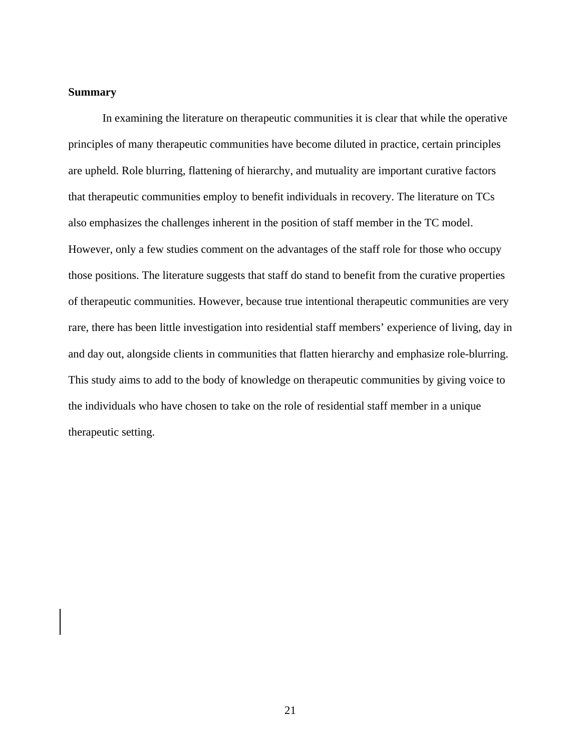**Summary**

In examining the literature on therapeutic communities it is clear that while the operative principles of many therapeutic communities have become diluted in practice, certain principles are upheld. Role blurring, flattening of hierarchy, and mutuality are important curative factors that therapeutic communities employ to benefit individuals in recovery. The literature on TCs also emphasizes the challenges inherent in the position of staff member in the TC model. However, only a few studies comment on the advantages of the staff role for those who occupy those positions. The literature suggests that staff do stand to benefit from the curative properties of therapeutic communities. However, because true intentional therapeutic communities are very rare, there has been little investigation into residential staff members' experience of living, day in and day out, alongside clients in communities that flatten hierarchy and emphasize role-blurring. This study aims to add to the body of knowledge on therapeutic communities by giving voice to the individuals who have chosen to take on the role of residential staff member in a unique therapeutic setting.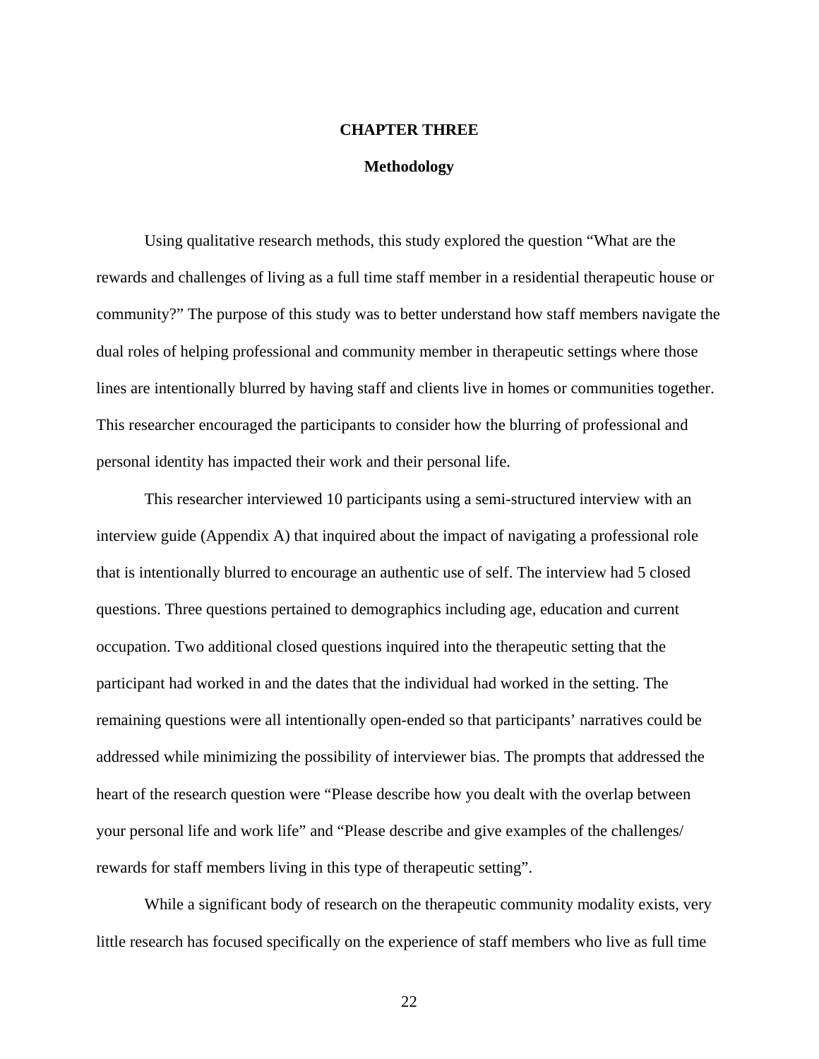# CHAPTER THREE

## Methodology

Using qualitative research methods, this study explored the question "What are the rewards and challenges of living as a full time staff member in a residential therapeutic house or community?" The purpose of this study was to better understand how staff members navigate the dual roles of helping professional and community member in therapeutic settings where those lines are intentionally blurred by having staff and clients live in homes or communities together. This researcher encouraged the participants to consider how the blurring of professional and personal identity has impacted their work and their personal life.

This researcher interviewed 10 participants using a semi-structured interview with an interview guide (Appendix A) that inquired about the impact of navigating a professional role that is intentionally blurred to encourage an authentic use of self. The interview had 5 closed questions. Three questions pertained to demographics including age, education and current occupation. Two additional closed questions inquired into the therapeutic setting that the participant had worked in and the dates that the individual had worked in the setting. The remaining questions were all intentionally open-ended so that participants' narratives could be addressed while minimizing the possibility of interviewer bias. The prompts that addressed the heart of the research question were "Please describe how you dealt with the overlap between your personal life and work life" and "Please describe and give examples of the challenges/ rewards for staff members living in this type of therapeutic setting".

While a significant body of research on the therapeutic community modality exists, very little research has focused specifically on the experience of staff members who live as full time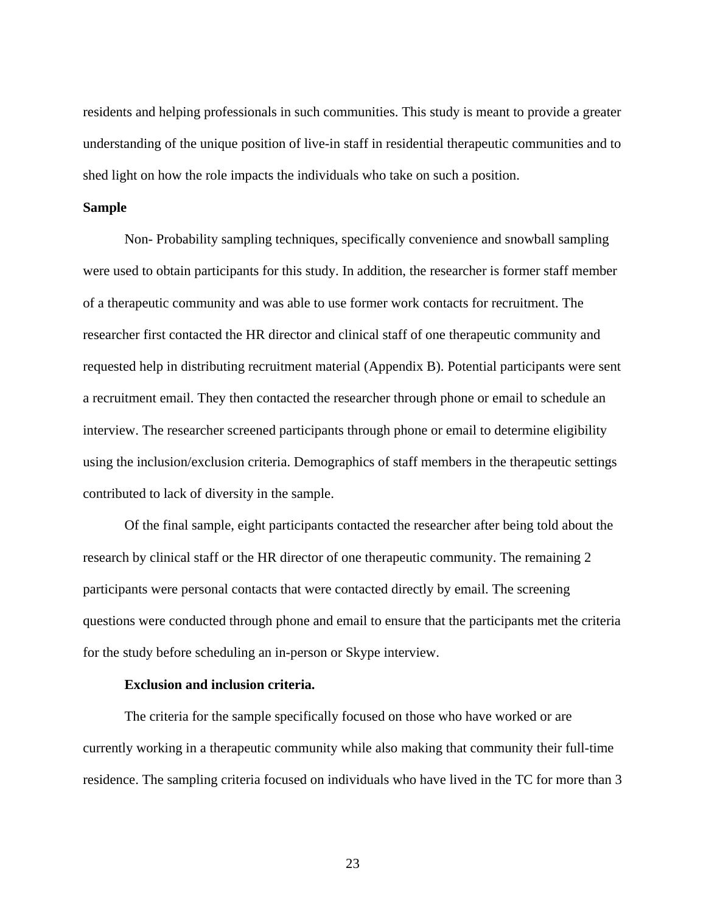residents and helping professionals in such communities. This study is meant to provide a greater understanding of the unique position of live-in staff in residential therapeutic communities and to shed light on how the role impacts the individuals who take on such a position.

**Sample**

Non- Probability sampling techniques, specifically convenience and snowball sampling were used to obtain participants for this study. In addition, the researcher is former staff member of a therapeutic community and was able to use former work contacts for recruitment. The researcher first contacted the HR director and clinical staff of one therapeutic community and requested help in distributing recruitment material (Appendix B). Potential participants were sent a recruitment email. They then contacted the researcher through phone or email to schedule an interview. The researcher screened participants through phone or email to determine eligibility using the inclusion/exclusion criteria. Demographics of staff members in the therapeutic settings contributed to lack of diversity in the sample.

Of the final sample, eight participants contacted the researcher after being told about the research by clinical staff or the HR director of one therapeutic community. The remaining 2 participants were personal contacts that were contacted directly by email. The screening questions were conducted through phone and email to ensure that the participants met the criteria for the study before scheduling an in-person or Skype interview.

**Exclusion and inclusion criteria.**

The criteria for the sample specifically focused on those who have worked or are currently working in a therapeutic community while also making that community their full-time residence. The sampling criteria focused on individuals who have lived in the TC for more than 3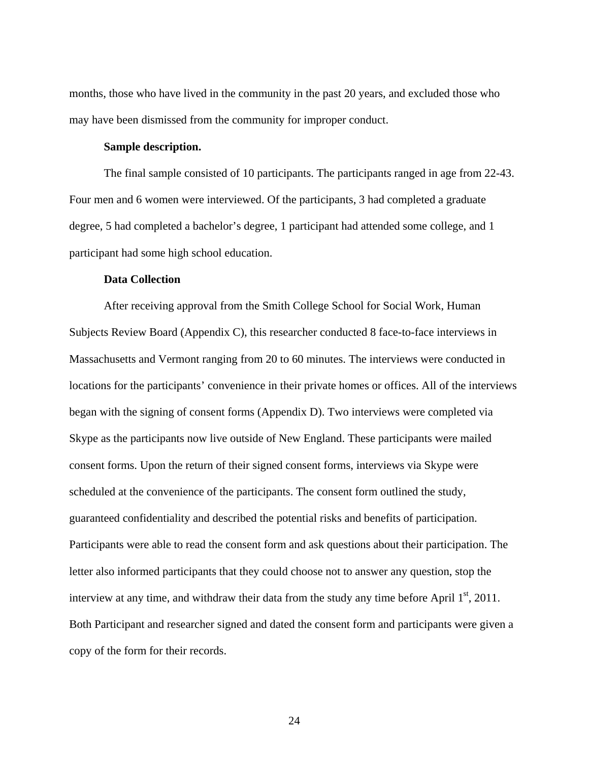months, those who have lived in the community in the past 20 years, and excluded those who may have been dismissed from the community for improper conduct.

**Sample description.**

The final sample consisted of 10 participants. The participants ranged in age from 22-43. Four men and 6 women were interviewed. Of the participants, 3 had completed a graduate degree, 5 had completed a bachelor's degree, 1 participant had attended some college, and 1 participant had some high school education.

**Data Collection**

After receiving approval from the Smith College School for Social Work, Human Subjects Review Board (Appendix C), this researcher conducted 8 face-to-face interviews in Massachusetts and Vermont ranging from 20 to 60 minutes. The interviews were conducted in locations for the participants' convenience in their private homes or offices. All of the interviews began with the signing of consent forms (Appendix D). Two interviews were completed via Skype as the participants now live outside of New England. These participants were mailed consent forms. Upon the return of their signed consent forms, interviews via Skype were scheduled at the convenience of the participants. The consent form outlined the study, guaranteed confidentiality and described the potential risks and benefits of participation. Participants were able to read the consent form and ask questions about their participation. The letter also informed participants that they could choose not to answer any question, stop the interview at any time, and withdraw their data from the study any time before April 1st, 2011. Both Participant and researcher signed and dated the consent form and participants were given a copy of the form for their records.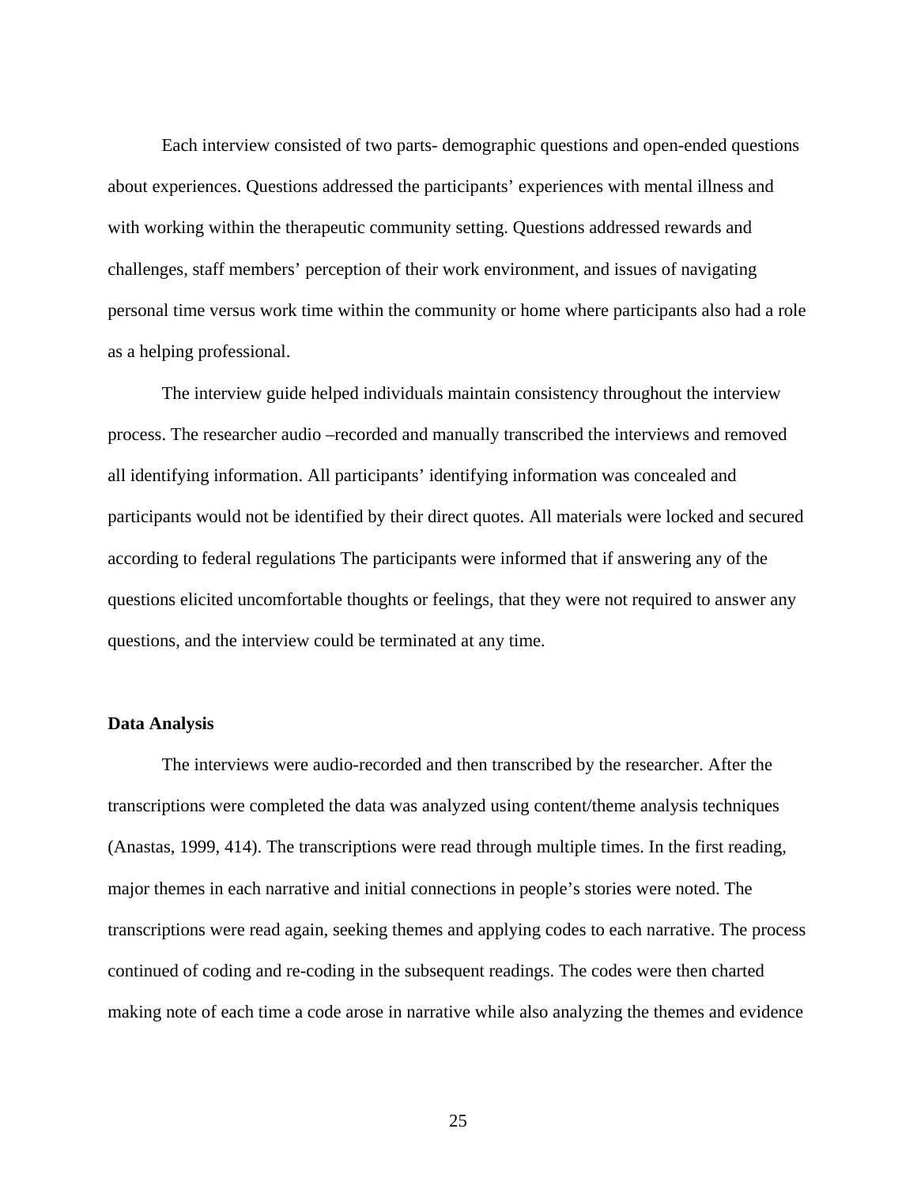Each interview consisted of two parts- demographic questions and open-ended questions about experiences. Questions addressed the participants' experiences with mental illness and with working within the therapeutic community setting. Questions addressed rewards and challenges, staff members' perception of their work environment, and issues of navigating personal time versus work time within the community or home where participants also had a role as a helping professional.

The interview guide helped individuals maintain consistency throughout the interview process. The researcher audio –recorded and manually transcribed the interviews and removed all identifying information. All participants' identifying information was concealed and participants would not be identified by their direct quotes. All materials were locked and secured according to federal regulations The participants were informed that if answering any of the questions elicited uncomfortable thoughts or feelings, that they were not required to answer any questions, and the interview could be terminated at any time.

**Data Analysis**

The interviews were audio-recorded and then transcribed by the researcher. After the transcriptions were completed the data was analyzed using content/theme analysis techniques (Anastas, 1999, 414). The transcriptions were read through multiple times. In the first reading, major themes in each narrative and initial connections in people's stories were noted. The transcriptions were read again, seeking themes and applying codes to each narrative. The process continued of coding and re-coding in the subsequent readings. The codes were then charted making note of each time a code arose in narrative while also analyzing the themes and evidence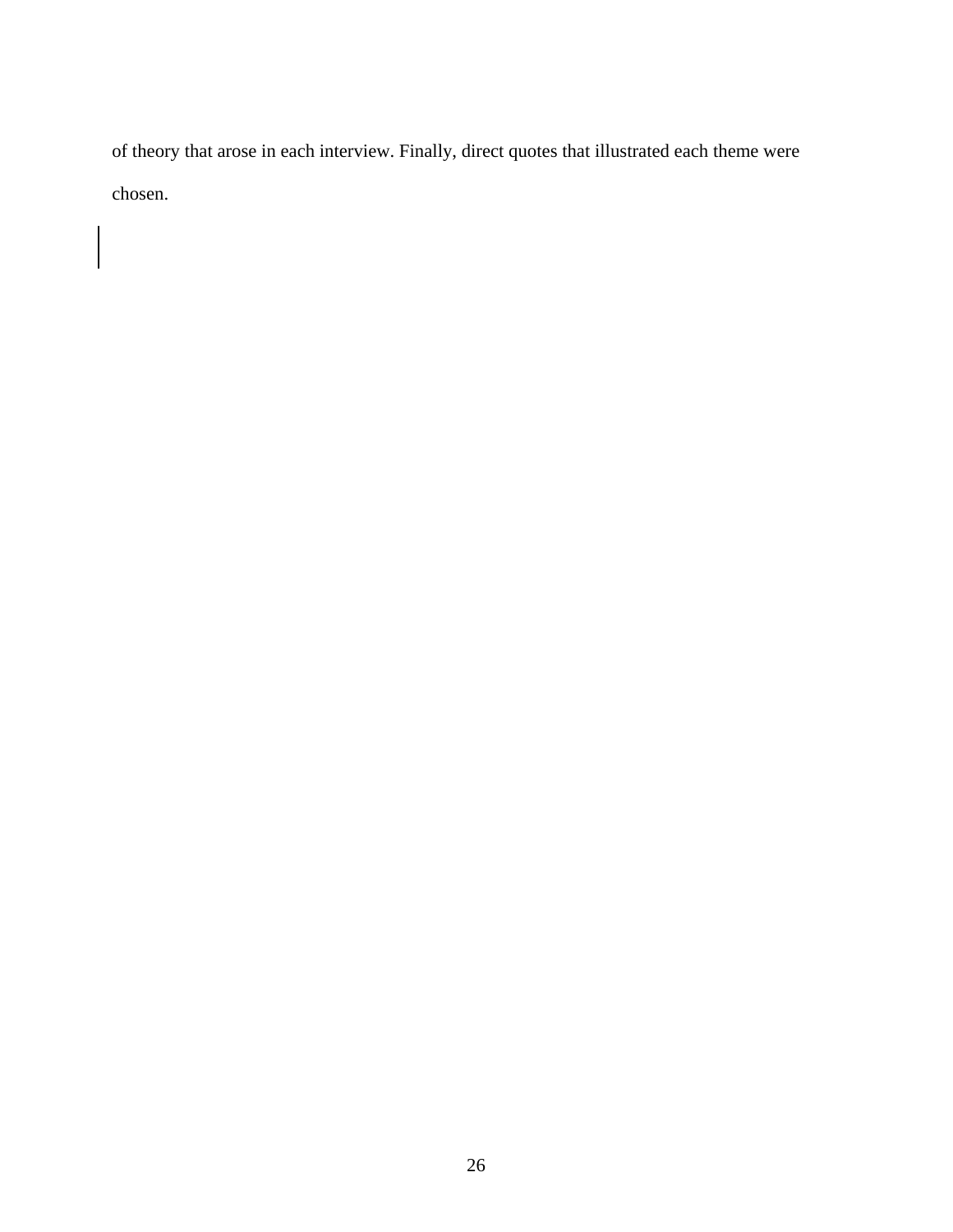of theory that arose in each interview. Finally, direct quotes that illustrated each theme were chosen.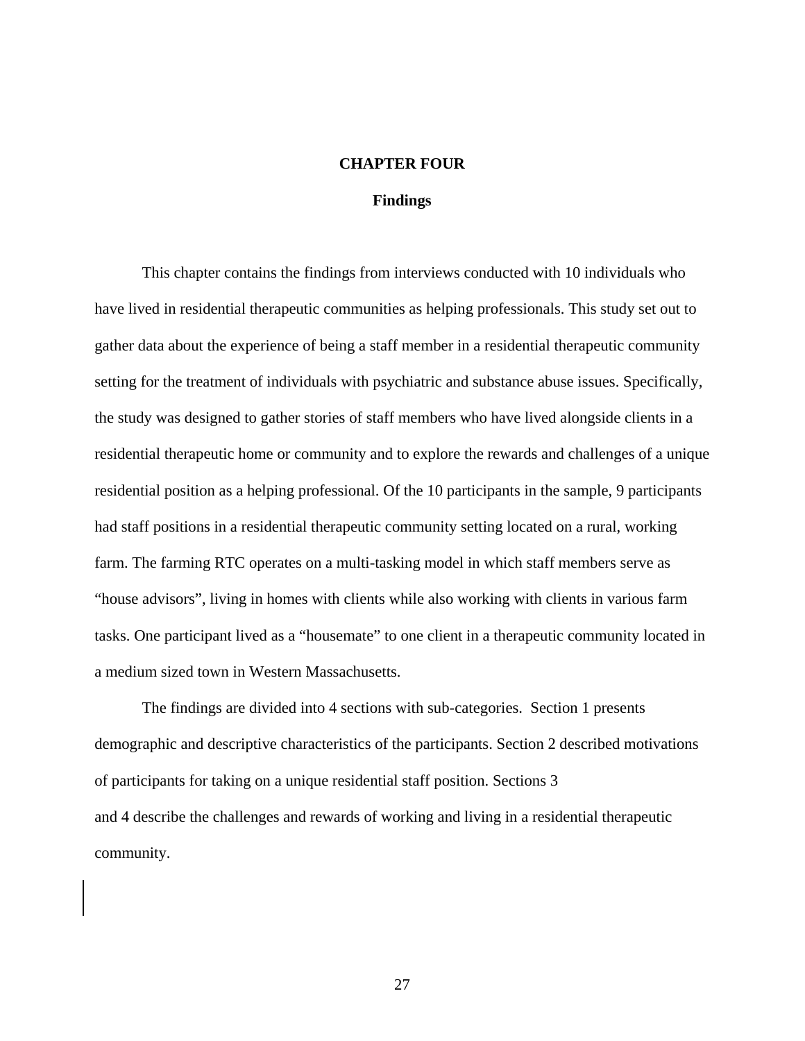# CHAPTER FOUR

## Findings

This chapter contains the findings from interviews conducted with 10 individuals who have lived in residential therapeutic communities as helping professionals. This study set out to gather data about the experience of being a staff member in a residential therapeutic community setting for the treatment of individuals with psychiatric and substance abuse issues. Specifically, the study was designed to gather stories of staff members who have lived alongside clients in a residential therapeutic home or community and to explore the rewards and challenges of a unique residential position as a helping professional. Of the 10 participants in the sample, 9 participants had staff positions in a residential therapeutic community setting located on a rural, working farm. The farming RTC operates on a multi-tasking model in which staff members serve as "house advisors", living in homes with clients while also working with clients in various farm tasks. One participant lived as a "housemate" to one client in a therapeutic community located in a medium sized town in Western Massachusetts.

The findings are divided into 4 sections with sub-categories. Section 1 presents demographic and descriptive characteristics of the participants. Section 2 described motivations of participants for taking on a unique residential staff position. Sections 3 and 4 describe the challenges and rewards of working and living in a residential therapeutic community.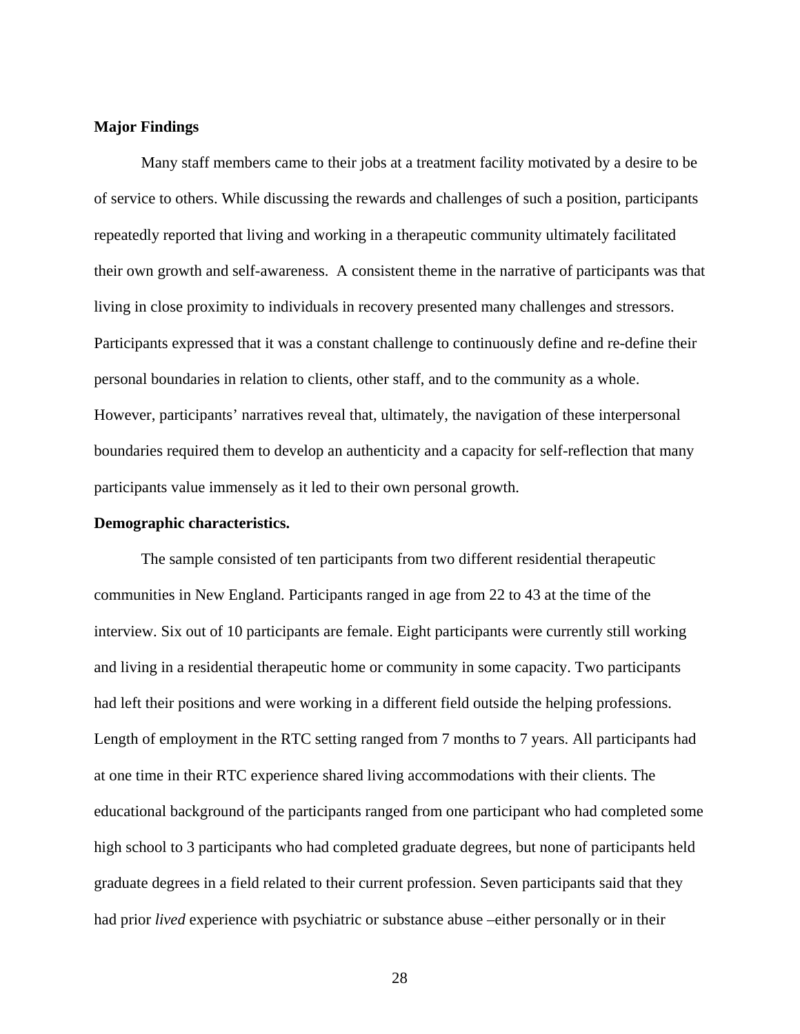**Major Findings**

Many staff members came to their jobs at a treatment facility motivated by a desire to be of service to others. While discussing the rewards and challenges of such a position, participants repeatedly reported that living and working in a therapeutic community ultimately facilitated their own growth and self-awareness.  A consistent theme in the narrative of participants was that living in close proximity to individuals in recovery presented many challenges and stressors. Participants expressed that it was a constant challenge to continuously define and re-define their personal boundaries in relation to clients, other staff, and to the community as a whole. However, participants' narratives reveal that, ultimately, the navigation of these interpersonal boundaries required them to develop an authenticity and a capacity for self-reflection that many participants value immensely as it led to their own personal growth.

**Demographic characteristics.**

The sample consisted of ten participants from two different residential therapeutic communities in New England. Participants ranged in age from 22 to 43 at the time of the interview. Six out of 10 participants are female. Eight participants were currently still working and living in a residential therapeutic home or community in some capacity. Two participants had left their positions and were working in a different field outside the helping professions. Length of employment in the RTC setting ranged from 7 months to 7 years. All participants had at one time in their RTC experience shared living accommodations with their clients. The educational background of the participants ranged from one participant who had completed some high school to 3 participants who had completed graduate degrees, but none of participants held graduate degrees in a field related to their current profession. Seven participants said that they had prior *lived* experience with psychiatric or substance abuse –either personally or in their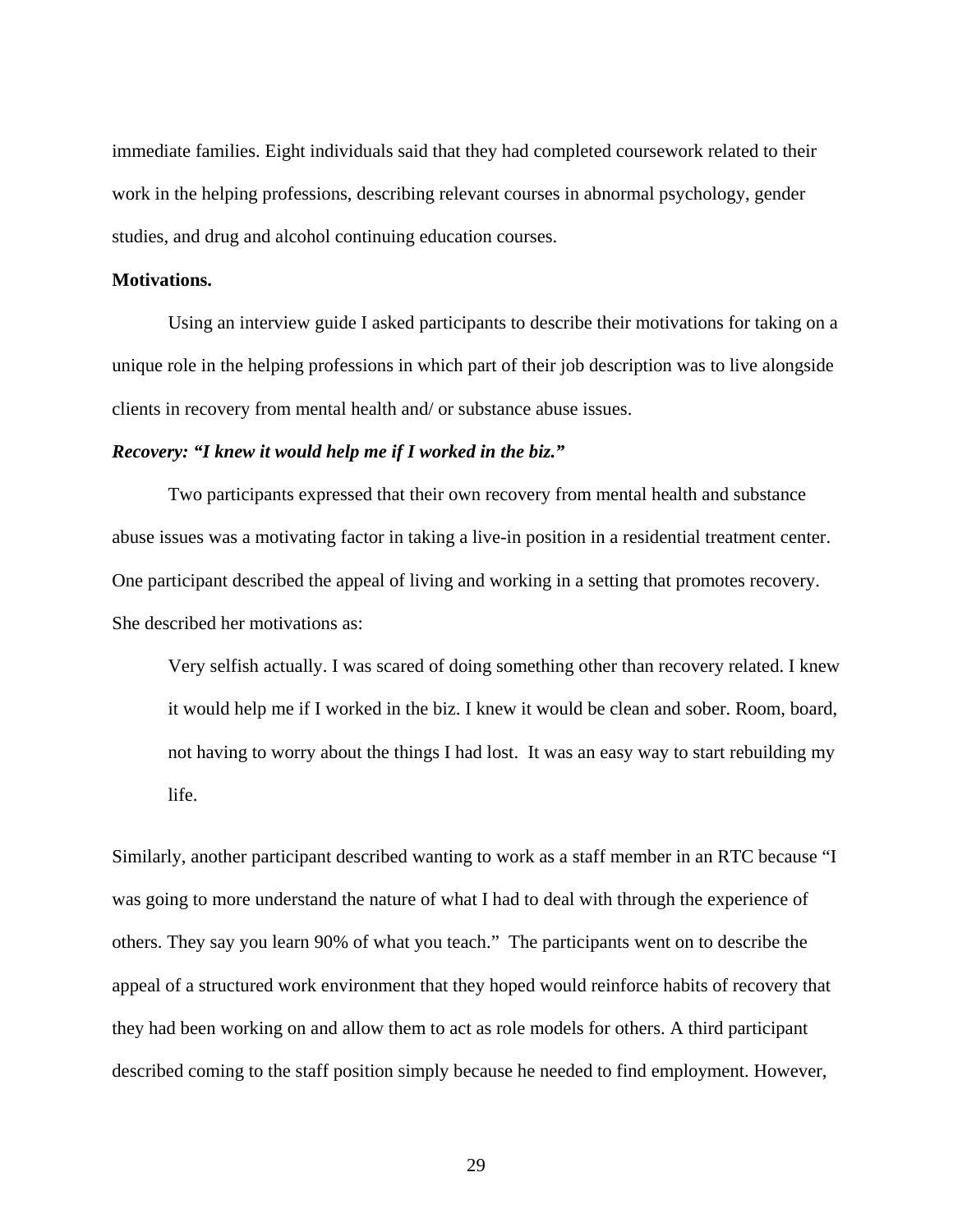immediate families. Eight individuals said that they had completed coursework related to their work in the helping professions, describing relevant courses in abnormal psychology, gender studies, and drug and alcohol continuing education courses.

**Motivations.**

Using an interview guide I asked participants to describe their motivations for taking on a unique role in the helping professions in which part of their job description was to live alongside clients in recovery from mental health and/ or substance abuse issues.

***Recovery: "I knew it would help me if I worked in the biz."***

Two participants expressed that their own recovery from mental health and substance abuse issues was a motivating factor in taking a live-in position in a residential treatment center. One participant described the appeal of living and working in a setting that promotes recovery. She described her motivations as:

> Very selfish actually. I was scared of doing something other than recovery related. I knew it would help me if I worked in the biz. I knew it would be clean and sober. Room, board, not having to worry about the things I had lost. It was an easy way to start rebuilding my life.

Similarly, another participant described wanting to work as a staff member in an RTC because "I was going to more understand the nature of what I had to deal with through the experience of others. They say you learn 90% of what you teach." The participants went on to describe the appeal of a structured work environment that they hoped would reinforce habits of recovery that they had been working on and allow them to act as role models for others. A third participant described coming to the staff position simply because he needed to find employment. However,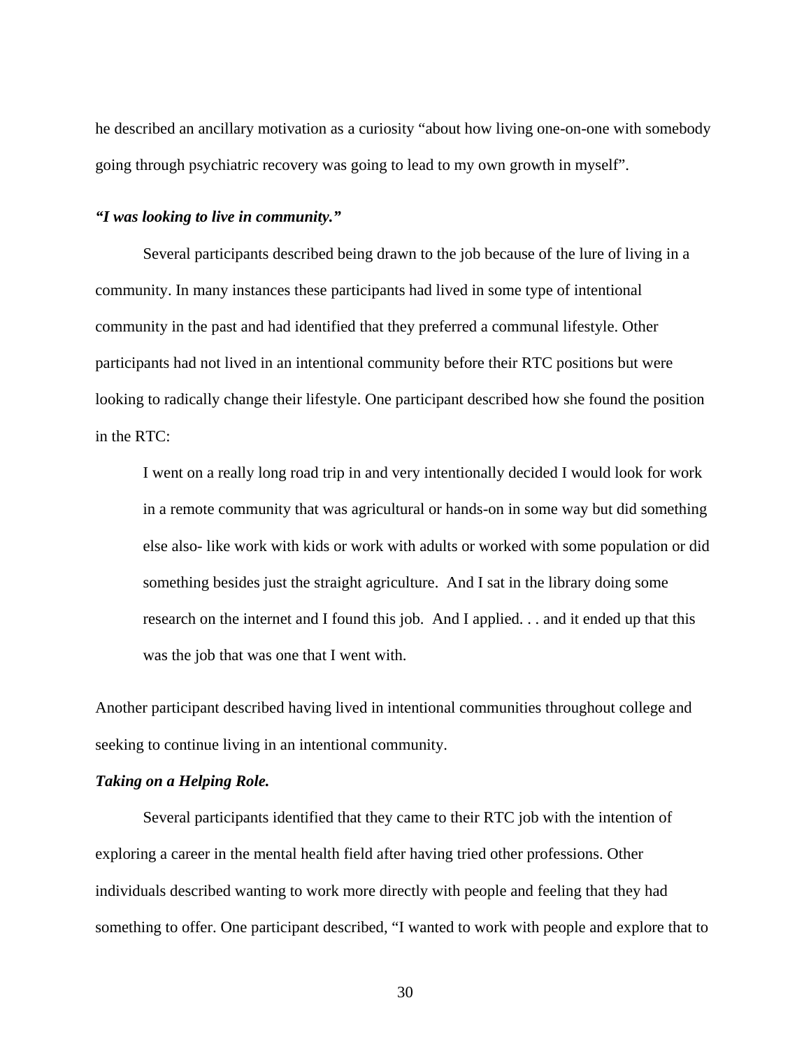he described an ancillary motivation as a curiosity "about how living one-on-one with somebody going through psychiatric recovery was going to lead to my own growth in myself".

***"I was looking to live in community."***

Several participants described being drawn to the job because of the lure of living in a community. In many instances these participants had lived in some type of intentional community in the past and had identified that they preferred a communal lifestyle. Other participants had not lived in an intentional community before their RTC positions but were looking to radically change their lifestyle. One participant described how she found the position in the RTC:

> I went on a really long road trip in and very intentionally decided I would look for work in a remote community that was agricultural or hands-on in some way but did something else also- like work with kids or work with adults or worked with some population or did something besides just the straight agriculture. And I sat in the library doing some research on the internet and I found this job. And I applied. . . and it ended up that this was the job that was one that I went with.

Another participant described having lived in intentional communities throughout college and seeking to continue living in an intentional community.

***Taking on a Helping Role.***

Several participants identified that they came to their RTC job with the intention of exploring a career in the mental health field after having tried other professions. Other individuals described wanting to work more directly with people and feeling that they had something to offer. One participant described, "I wanted to work with people and explore that to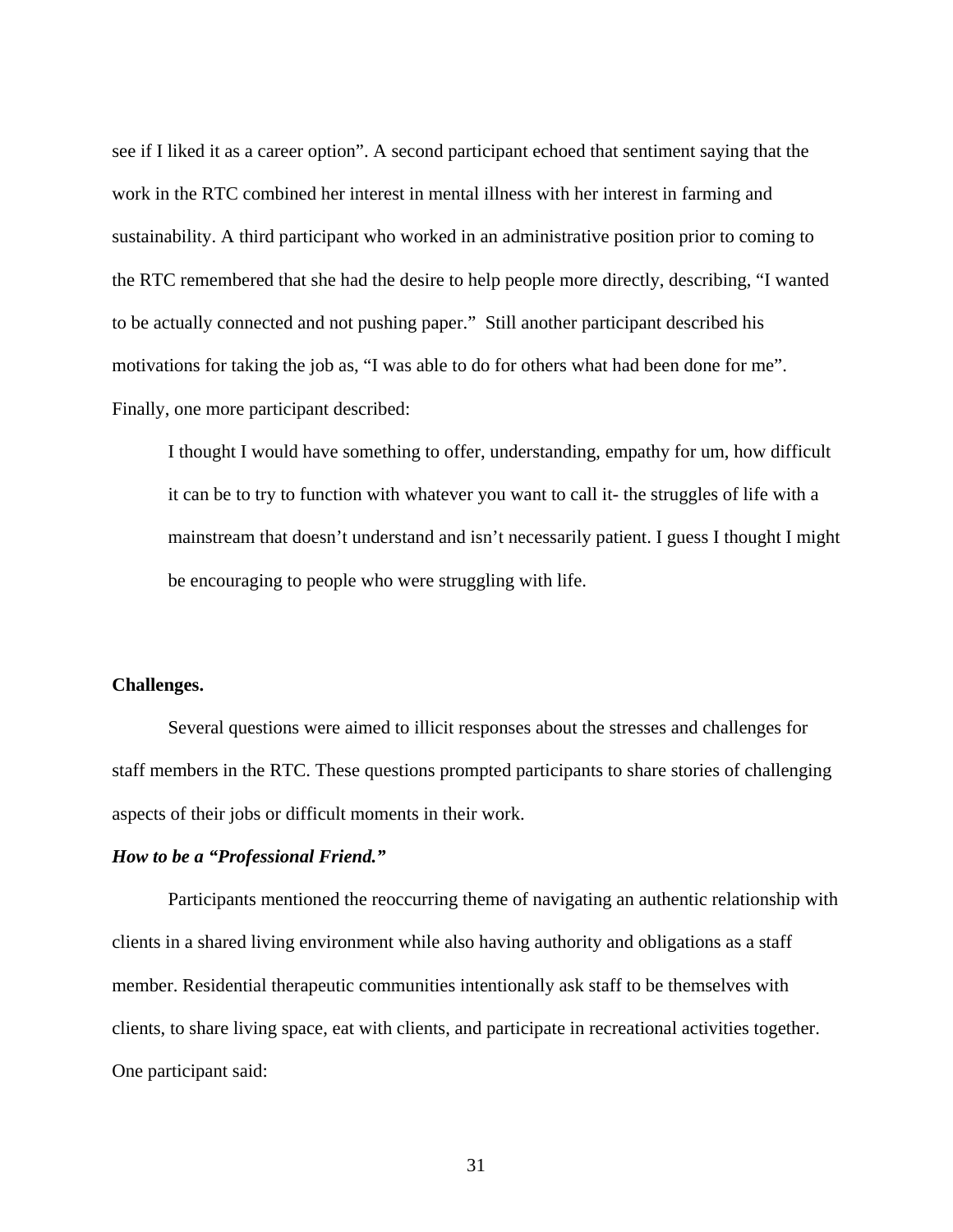see if I liked it as a career option". A second participant echoed that sentiment saying that the work in the RTC combined her interest in mental illness with her interest in farming and sustainability. A third participant who worked in an administrative position prior to coming to the RTC remembered that she had the desire to help people more directly, describing, "I wanted to be actually connected and not pushing paper." Still another participant described his motivations for taking the job as, "I was able to do for others what had been done for me". Finally, one more participant described:

> I thought I would have something to offer, understanding, empathy for um, how difficult it can be to try to function with whatever you want to call it- the struggles of life with a mainstream that doesn't understand and isn't necessarily patient. I guess I thought I might be encouraging to people who were struggling with life.

**Challenges.**

Several questions were aimed to illicit responses about the stresses and challenges for staff members in the RTC. These questions prompted participants to share stories of challenging aspects of their jobs or difficult moments in their work.

***How to be a "Professional Friend."***

Participants mentioned the reoccurring theme of navigating an authentic relationship with clients in a shared living environment while also having authority and obligations as a staff member. Residential therapeutic communities intentionally ask staff to be themselves with clients, to share living space, eat with clients, and participate in recreational activities together. One participant said: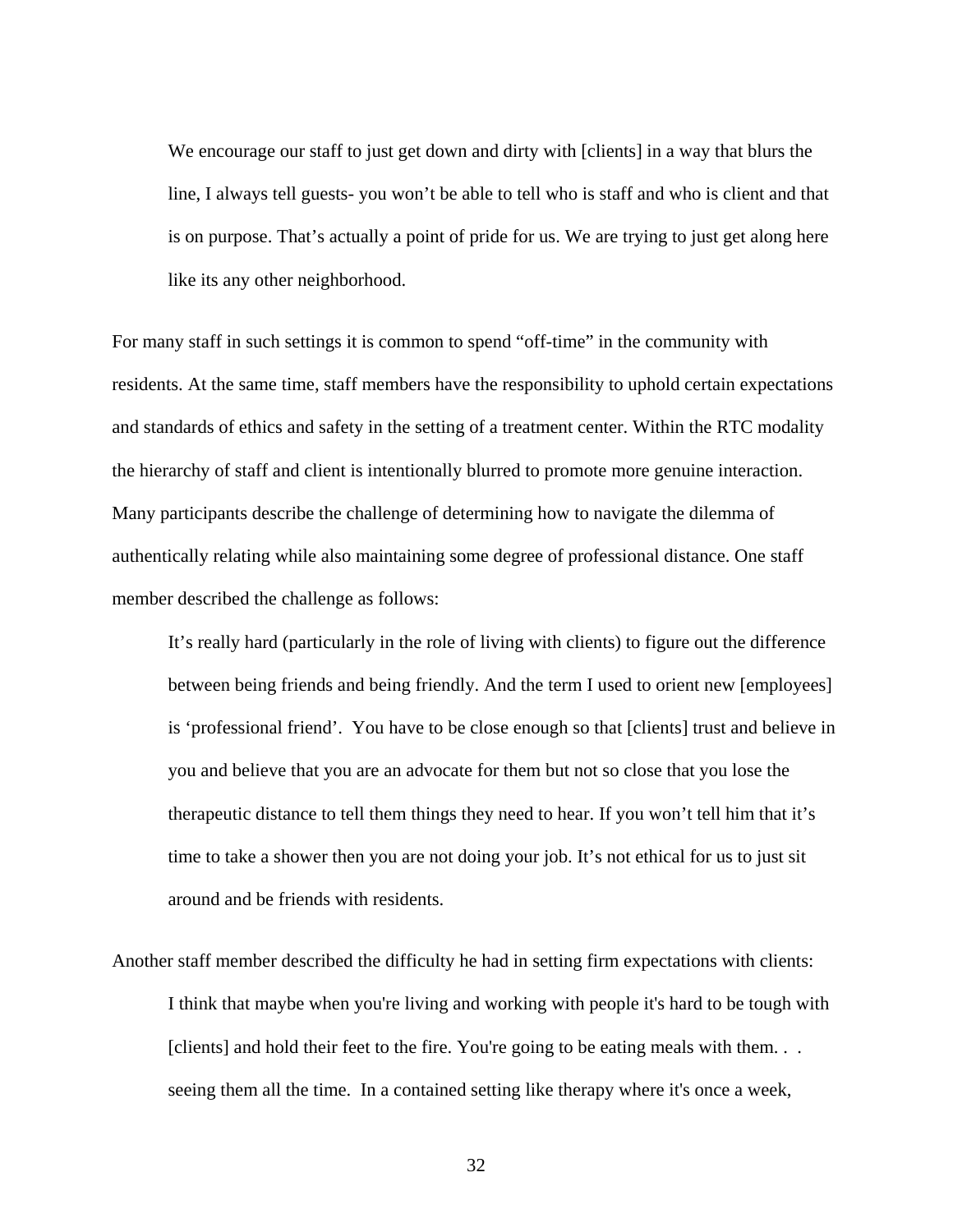> We encourage our staff to just get down and dirty with [clients] in a way that blurs the line, I always tell guests- you won't be able to tell who is staff and who is client and that is on purpose. That's actually a point of pride for us. We are trying to just get along here like its any other neighborhood.

For many staff in such settings it is common to spend "off-time" in the community with residents. At the same time, staff members have the responsibility to uphold certain expectations and standards of ethics and safety in the setting of a treatment center. Within the RTC modality the hierarchy of staff and client is intentionally blurred to promote more genuine interaction. Many participants describe the challenge of determining how to navigate the dilemma of authentically relating while also maintaining some degree of professional distance. One staff member described the challenge as follows:

> It's really hard (particularly in the role of living with clients) to figure out the difference between being friends and being friendly. And the term I used to orient new [employees] is 'professional friend'. You have to be close enough so that [clients] trust and believe in you and believe that you are an advocate for them but not so close that you lose the therapeutic distance to tell them things they need to hear. If you won't tell him that it's time to take a shower then you are not doing your job. It's not ethical for us to just sit around and be friends with residents.

Another staff member described the difficulty he had in setting firm expectations with clients:

> I think that maybe when you're living and working with people it's hard to be tough with [clients] and hold their feet to the fire. You're going to be eating meals with them. . . seeing them all the time. In a contained setting like therapy where it's once a week,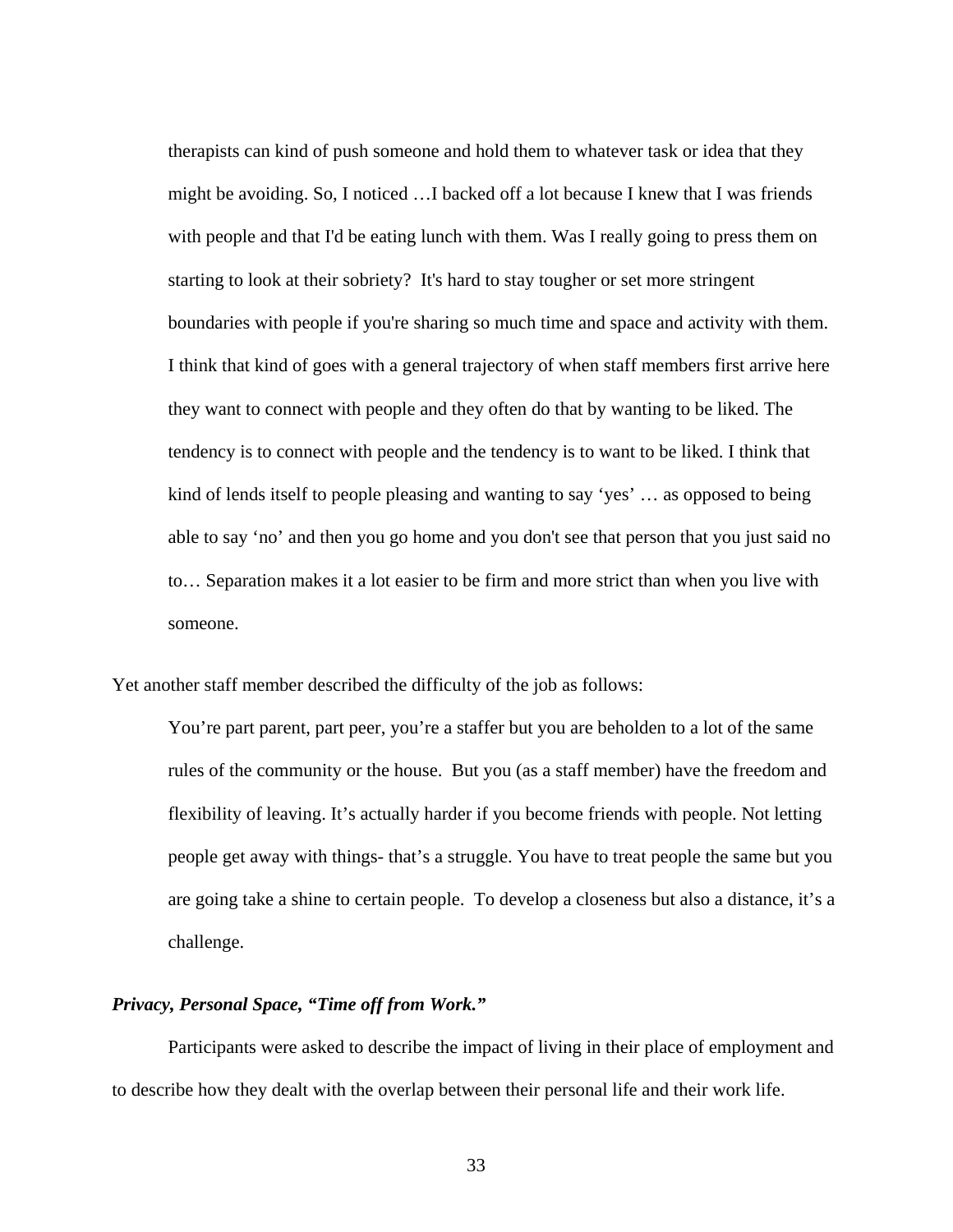> therapists can kind of push someone and hold them to whatever task or idea that they might be avoiding. So, I noticed …I backed off a lot because I knew that I was friends with people and that I'd be eating lunch with them. Was I really going to press them on starting to look at their sobriety? It's hard to stay tougher or set more stringent boundaries with people if you're sharing so much time and space and activity with them. I think that kind of goes with a general trajectory of when staff members first arrive here they want to connect with people and they often do that by wanting to be liked. The tendency is to connect with people and the tendency is to want to be liked. I think that kind of lends itself to people pleasing and wanting to say 'yes' … as opposed to being able to say 'no' and then you go home and you don't see that person that you just said no to… Separation makes it a lot easier to be firm and more strict than when you live with someone.

Yet another staff member described the difficulty of the job as follows:

> You're part parent, part peer, you're a staffer but you are beholden to a lot of the same rules of the community or the house. But you (as a staff member) have the freedom and flexibility of leaving. It's actually harder if you become friends with people. Not letting people get away with things- that's a struggle. You have to treat people the same but you are going take a shine to certain people. To develop a closeness but also a distance, it's a challenge.

### *Privacy, Personal Space, "Time off from Work."*

Participants were asked to describe the impact of living in their place of employment and to describe how they dealt with the overlap between their personal life and their work life.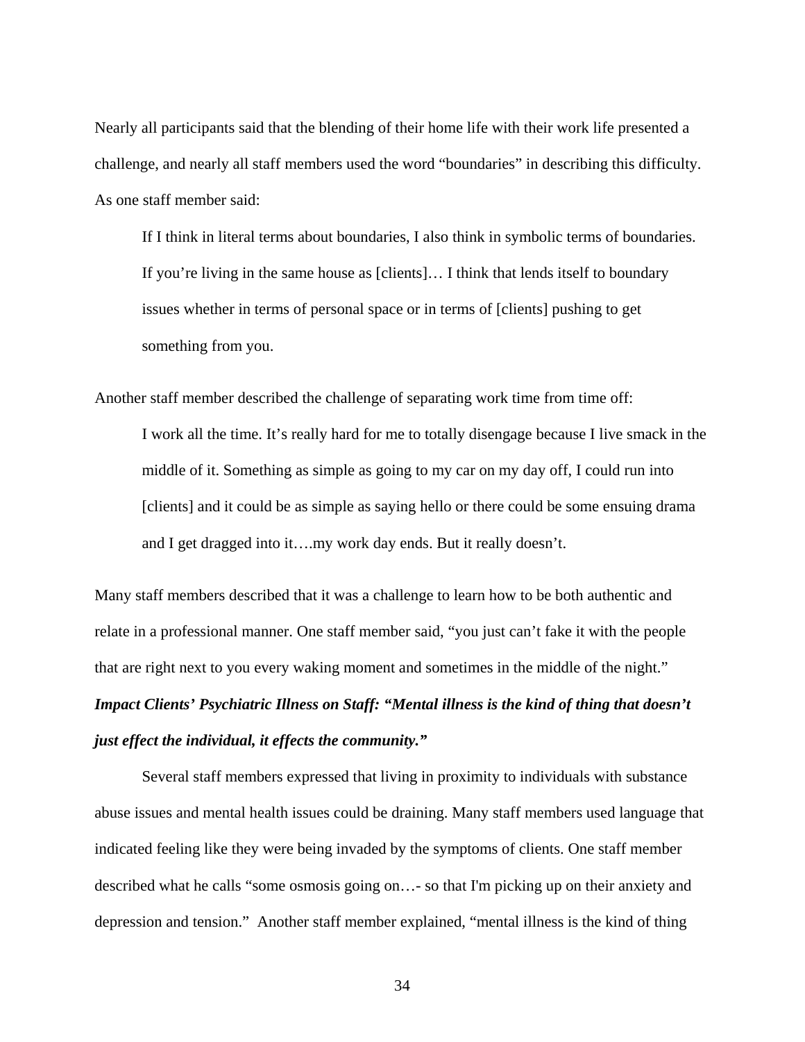Nearly all participants said that the blending of their home life with their work life presented a challenge, and nearly all staff members used the word "boundaries" in describing this difficulty. As one staff member said:

> If I think in literal terms about boundaries, I also think in symbolic terms of boundaries. If you're living in the same house as [clients]… I think that lends itself to boundary issues whether in terms of personal space or in terms of [clients] pushing to get something from you.

Another staff member described the challenge of separating work time from time off:

> I work all the time. It's really hard for me to totally disengage because I live smack in the middle of it. Something as simple as going to my car on my day off, I could run into [clients] and it could be as simple as saying hello or there could be some ensuing drama and I get dragged into it….my work day ends. But it really doesn't.

Many staff members described that it was a challenge to learn how to be both authentic and relate in a professional manner. One staff member said, "you just can't fake it with the people that are right next to you every waking moment and sometimes in the middle of the night."

***Impact Clients' Psychiatric Illness on Staff: "Mental illness is the kind of thing that doesn't just effect the individual, it effects the community."***

Several staff members expressed that living in proximity to individuals with substance abuse issues and mental health issues could be draining. Many staff members used language that indicated feeling like they were being invaded by the symptoms of clients. One staff member described what he calls "some osmosis going on…- so that I'm picking up on their anxiety and depression and tension." Another staff member explained, "mental illness is the kind of thing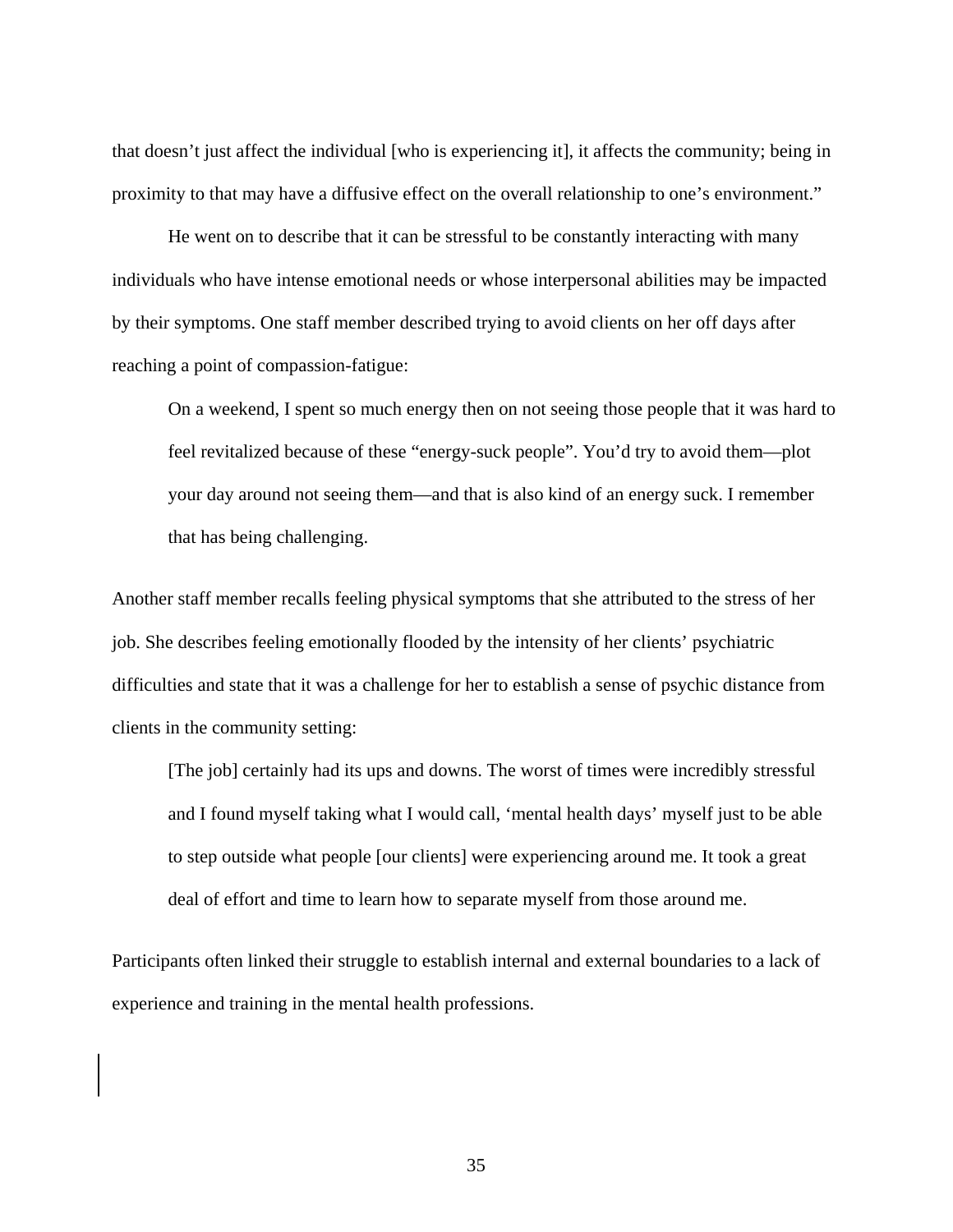that doesn't just affect the individual [who is experiencing it], it affects the community; being in proximity to that may have a diffusive effect on the overall relationship to one's environment."

He went on to describe that it can be stressful to be constantly interacting with many individuals who have intense emotional needs or whose interpersonal abilities may be impacted by their symptoms. One staff member described trying to avoid clients on her off days after reaching a point of compassion-fatigue:

> On a weekend, I spent so much energy then on not seeing those people that it was hard to feel revitalized because of these "energy-suck people". You'd try to avoid them—plot your day around not seeing them—and that is also kind of an energy suck. I remember that has being challenging.

Another staff member recalls feeling physical symptoms that she attributed to the stress of her job. She describes feeling emotionally flooded by the intensity of her clients' psychiatric difficulties and state that it was a challenge for her to establish a sense of psychic distance from clients in the community setting:

> [The job] certainly had its ups and downs. The worst of times were incredibly stressful and I found myself taking what I would call, 'mental health days' myself just to be able to step outside what people [our clients] were experiencing around me. It took a great deal of effort and time to learn how to separate myself from those around me.

Participants often linked their struggle to establish internal and external boundaries to a lack of experience and training in the mental health professions.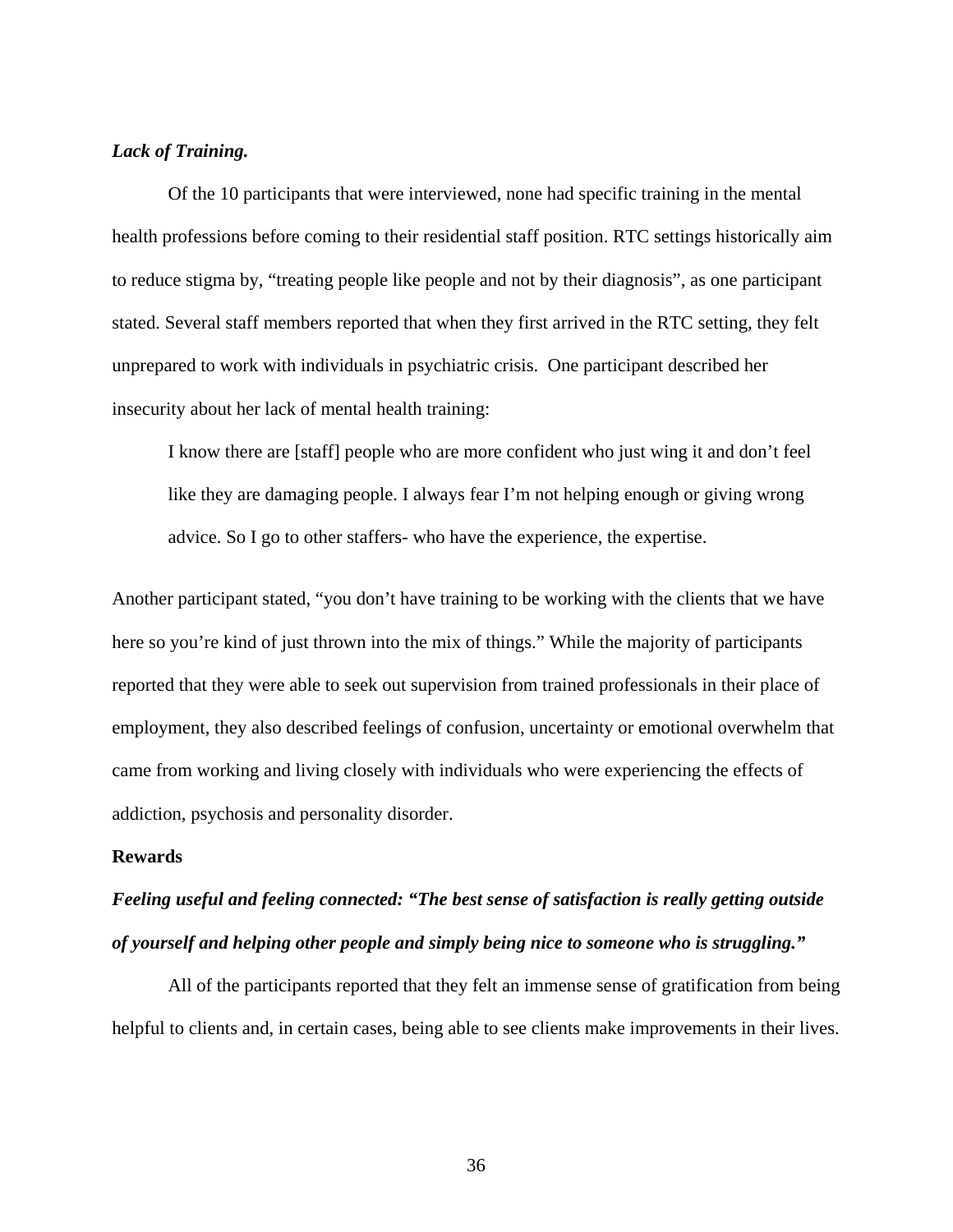***Lack of Training.***

Of the 10 participants that were interviewed, none had specific training in the mental health professions before coming to their residential staff position. RTC settings historically aim to reduce stigma by, "treating people like people and not by their diagnosis", as one participant stated. Several staff members reported that when they first arrived in the RTC setting, they felt unprepared to work with individuals in psychiatric crisis. One participant described her insecurity about her lack of mental health training:

> I know there are [staff] people who are more confident who just wing it and don't feel like they are damaging people. I always fear I'm not helping enough or giving wrong advice. So I go to other staffers- who have the experience, the expertise.

Another participant stated, "you don't have training to be working with the clients that we have here so you're kind of just thrown into the mix of things." While the majority of participants reported that they were able to seek out supervision from trained professionals in their place of employment, they also described feelings of confusion, uncertainty or emotional overwhelm that came from working and living closely with individuals who were experiencing the effects of addiction, psychosis and personality disorder.

**Rewards**

***Feeling useful and feeling connected: "The best sense of satisfaction is really getting outside of yourself and helping other people and simply being nice to someone who is struggling."***

All of the participants reported that they felt an immense sense of gratification from being helpful to clients and, in certain cases, being able to see clients make improvements in their lives.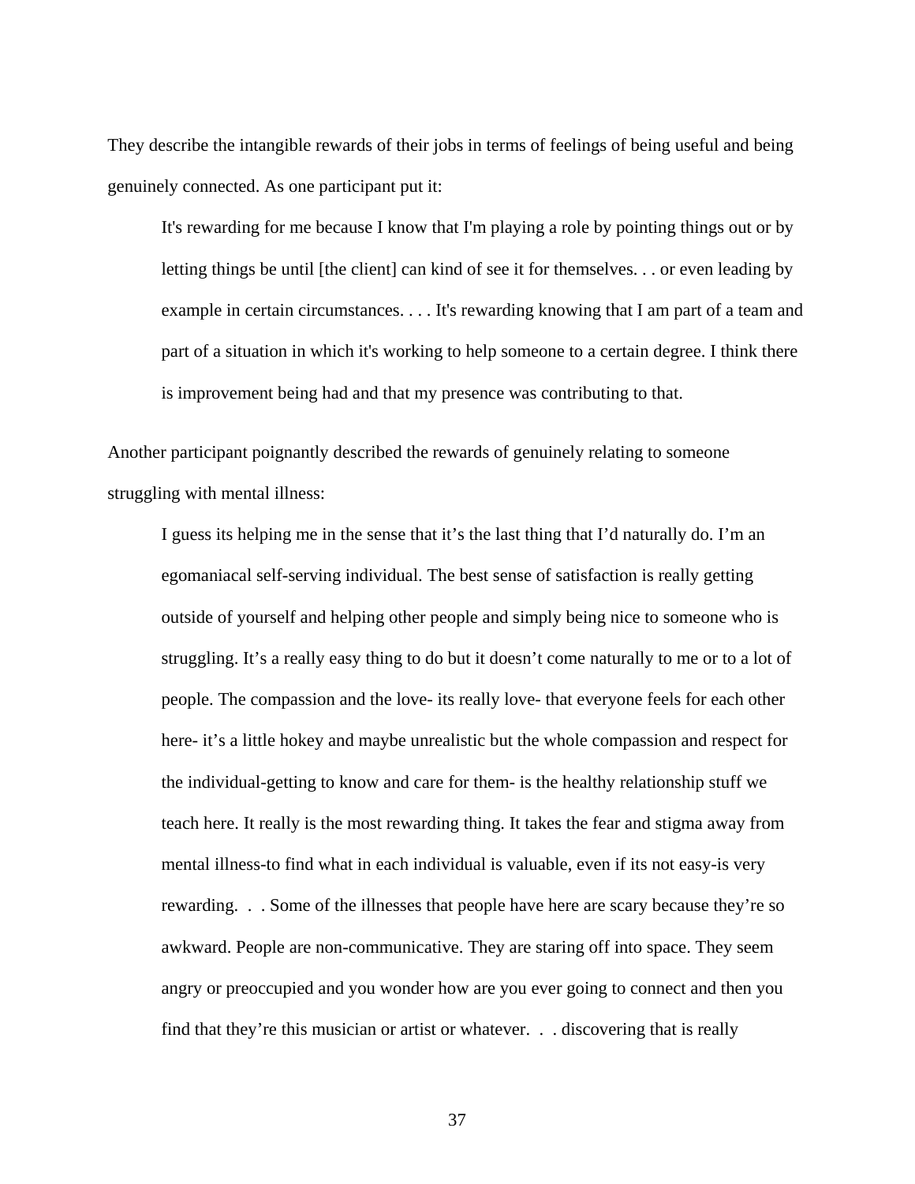They describe the intangible rewards of their jobs in terms of feelings of being useful and being genuinely connected. As one participant put it:

> It's rewarding for me because I know that I'm playing a role by pointing things out or by letting things be until [the client] can kind of see it for themselves. . . or even leading by example in certain circumstances. . . . It's rewarding knowing that I am part of a team and part of a situation in which it's working to help someone to a certain degree. I think there is improvement being had and that my presence was contributing to that.

Another participant poignantly described the rewards of genuinely relating to someone struggling with mental illness:

> I guess its helping me in the sense that it's the last thing that I'd naturally do. I'm an egomaniacal self-serving individual. The best sense of satisfaction is really getting outside of yourself and helping other people and simply being nice to someone who is struggling. It's a really easy thing to do but it doesn't come naturally to me or to a lot of people. The compassion and the love- its really love- that everyone feels for each other here- it's a little hokey and maybe unrealistic but the whole compassion and respect for the individual-getting to know and care for them- is the healthy relationship stuff we teach here. It really is the most rewarding thing. It takes the fear and stigma away from mental illness-to find what in each individual is valuable, even if its not easy-is very rewarding. . . Some of the illnesses that people have here are scary because they're so awkward. People are non-communicative. They are staring off into space. They seem angry or preoccupied and you wonder how are you ever going to connect and then you find that they're this musician or artist or whatever. . . discovering that is really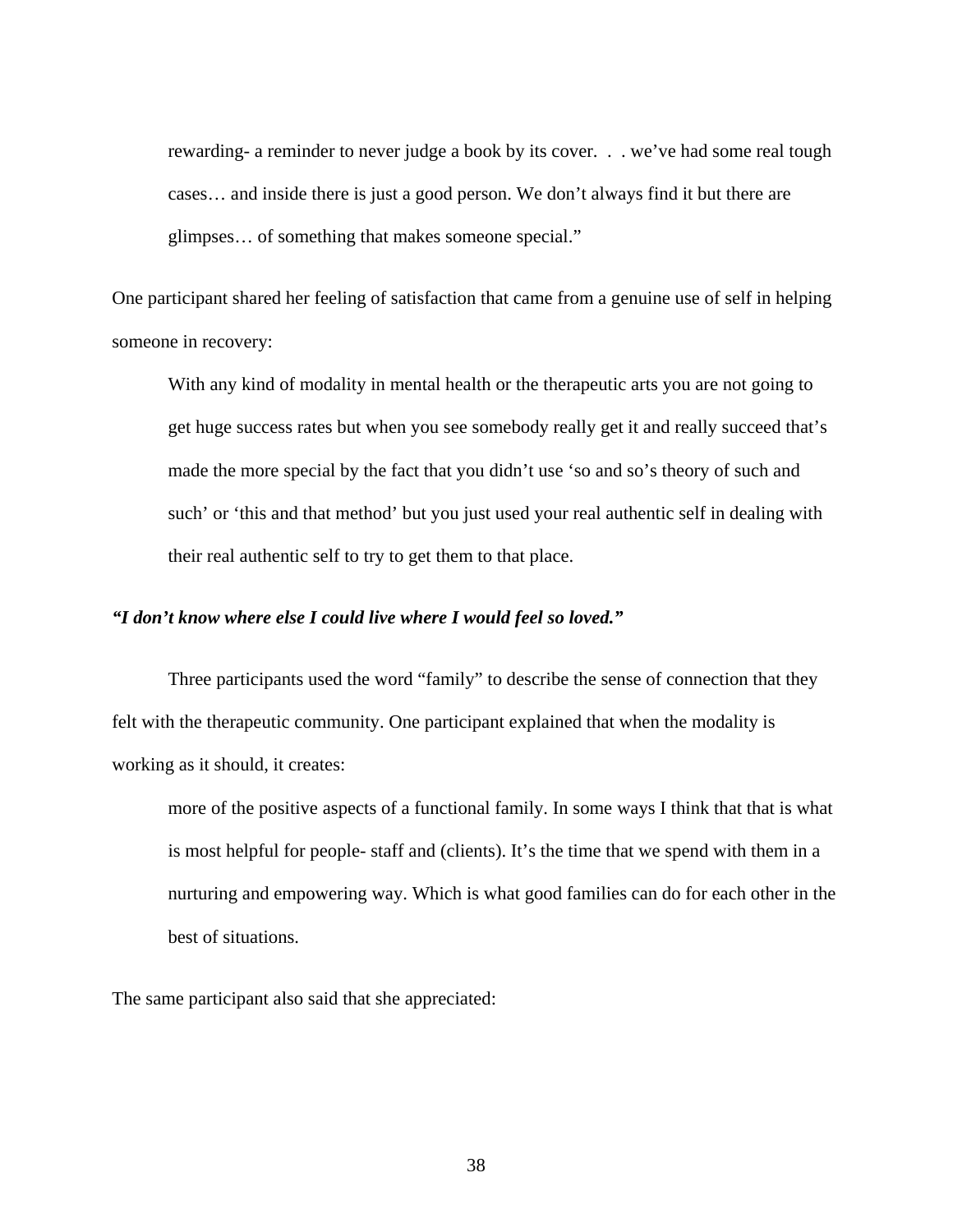> rewarding- a reminder to never judge a book by its cover. . . we've had some real tough cases… and inside there is just a good person. We don't always find it but there are glimpses… of something that makes someone special."

One participant shared her feeling of satisfaction that came from a genuine use of self in helping someone in recovery:

> With any kind of modality in mental health or the therapeutic arts you are not going to get huge success rates but when you see somebody really get it and really succeed that's made the more special by the fact that you didn't use 'so and so's theory of such and such' or 'this and that method' but you just used your real authentic self in dealing with their real authentic self to try to get them to that place.

***"I don't know where else I could live where I would feel so loved."***

Three participants used the word "family" to describe the sense of connection that they felt with the therapeutic community. One participant explained that when the modality is working as it should, it creates:

> more of the positive aspects of a functional family. In some ways I think that that is what is most helpful for people- staff and (clients). It's the time that we spend with them in a nurturing and empowering way. Which is what good families can do for each other in the best of situations.

The same participant also said that she appreciated: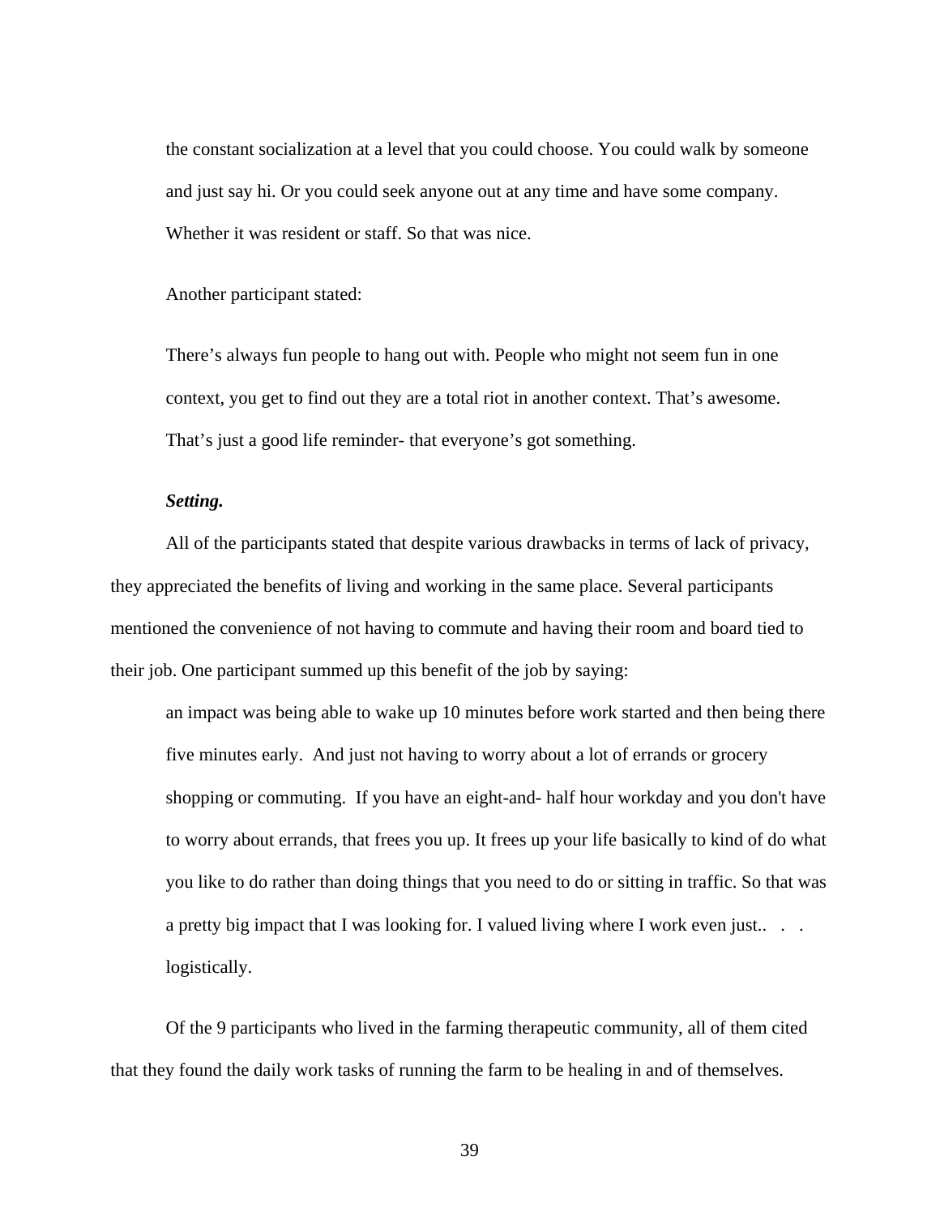> the constant socialization at a level that you could choose. You could walk by someone and just say hi. Or you could seek anyone out at any time and have some company. Whether it was resident or staff. So that was nice.

Another participant stated:

> There's always fun people to hang out with. People who might not seem fun in one context, you get to find out they are a total riot in another context. That's awesome. That's just a good life reminder- that everyone's got something.

***Setting.***

All of the participants stated that despite various drawbacks in terms of lack of privacy, they appreciated the benefits of living and working in the same place. Several participants mentioned the convenience of not having to commute and having their room and board tied to their job. One participant summed up this benefit of the job by saying:

> an impact was being able to wake up 10 minutes before work started and then being there five minutes early. And just not having to worry about a lot of errands or grocery shopping or commuting. If you have an eight-and- half hour workday and you don't have to worry about errands, that frees you up. It frees up your life basically to kind of do what you like to do rather than doing things that you need to do or sitting in traffic. So that was a pretty big impact that I was looking for. I valued living where I work even just.. . . logistically.

Of the 9 participants who lived in the farming therapeutic community, all of them cited that they found the daily work tasks of running the farm to be healing in and of themselves.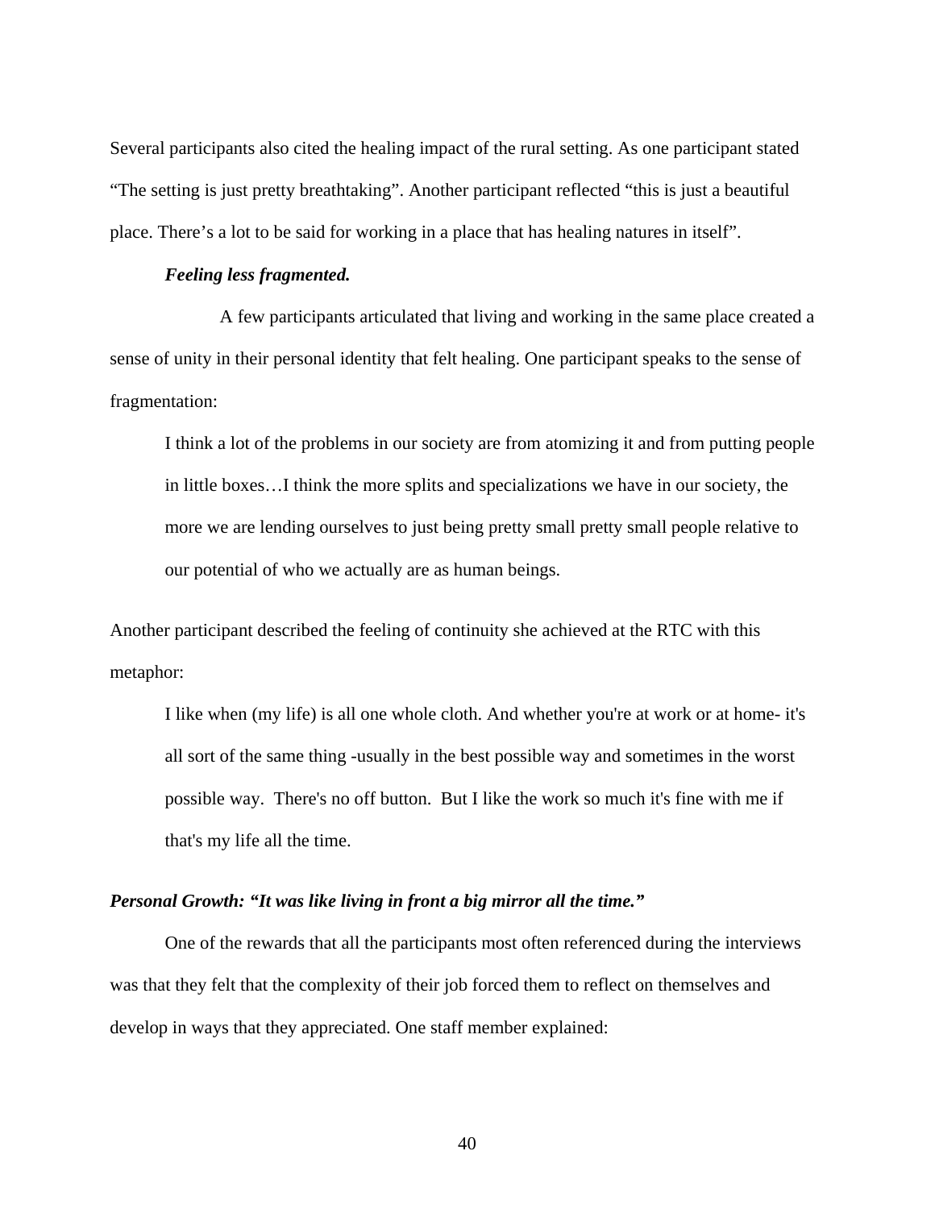Several participants also cited the healing impact of the rural setting. As one participant stated "The setting is just pretty breathtaking". Another participant reflected "this is just a beautiful place. There's a lot to be said for working in a place that has healing natures in itself".

***Feeling less fragmented.***

A few participants articulated that living and working in the same place created a sense of unity in their personal identity that felt healing. One participant speaks to the sense of fragmentation:

> I think a lot of the problems in our society are from atomizing it and from putting people in little boxes…I think the more splits and specializations we have in our society, the more we are lending ourselves to just being pretty small pretty small people relative to our potential of who we actually are as human beings.

Another participant described the feeling of continuity she achieved at the RTC with this metaphor:

> I like when (my life) is all one whole cloth. And whether you're at work or at home- it's all sort of the same thing -usually in the best possible way and sometimes in the worst possible way. There's no off button. But I like the work so much it's fine with me if that's my life all the time.

***Personal Growth: "It was like living in front a big mirror all the time."***

One of the rewards that all the participants most often referenced during the interviews was that they felt that the complexity of their job forced them to reflect on themselves and develop in ways that they appreciated. One staff member explained: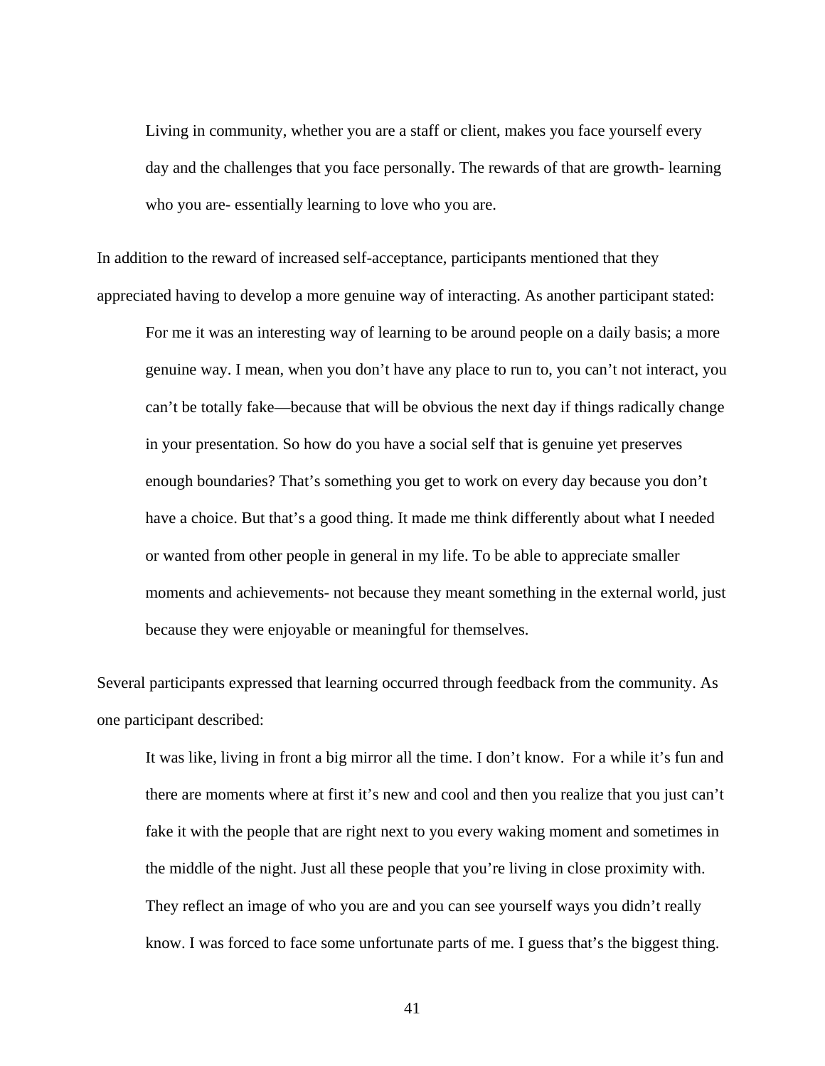> Living in community, whether you are a staff or client, makes you face yourself every day and the challenges that you face personally. The rewards of that are growth- learning who you are- essentially learning to love who you are.

In addition to the reward of increased self-acceptance, participants mentioned that they appreciated having to develop a more genuine way of interacting. As another participant stated:

> For me it was an interesting way of learning to be around people on a daily basis; a more genuine way. I mean, when you don't have any place to run to, you can't not interact, you can't be totally fake—because that will be obvious the next day if things radically change in your presentation. So how do you have a social self that is genuine yet preserves enough boundaries? That's something you get to work on every day because you don't have a choice. But that's a good thing. It made me think differently about what I needed or wanted from other people in general in my life. To be able to appreciate smaller moments and achievements- not because they meant something in the external world, just because they were enjoyable or meaningful for themselves.

Several participants expressed that learning occurred through feedback from the community. As one participant described:

> It was like, living in front a big mirror all the time. I don't know. For a while it's fun and there are moments where at first it's new and cool and then you realize that you just can't fake it with the people that are right next to you every waking moment and sometimes in the middle of the night. Just all these people that you're living in close proximity with. They reflect an image of who you are and you can see yourself ways you didn't really know. I was forced to face some unfortunate parts of me. I guess that's the biggest thing.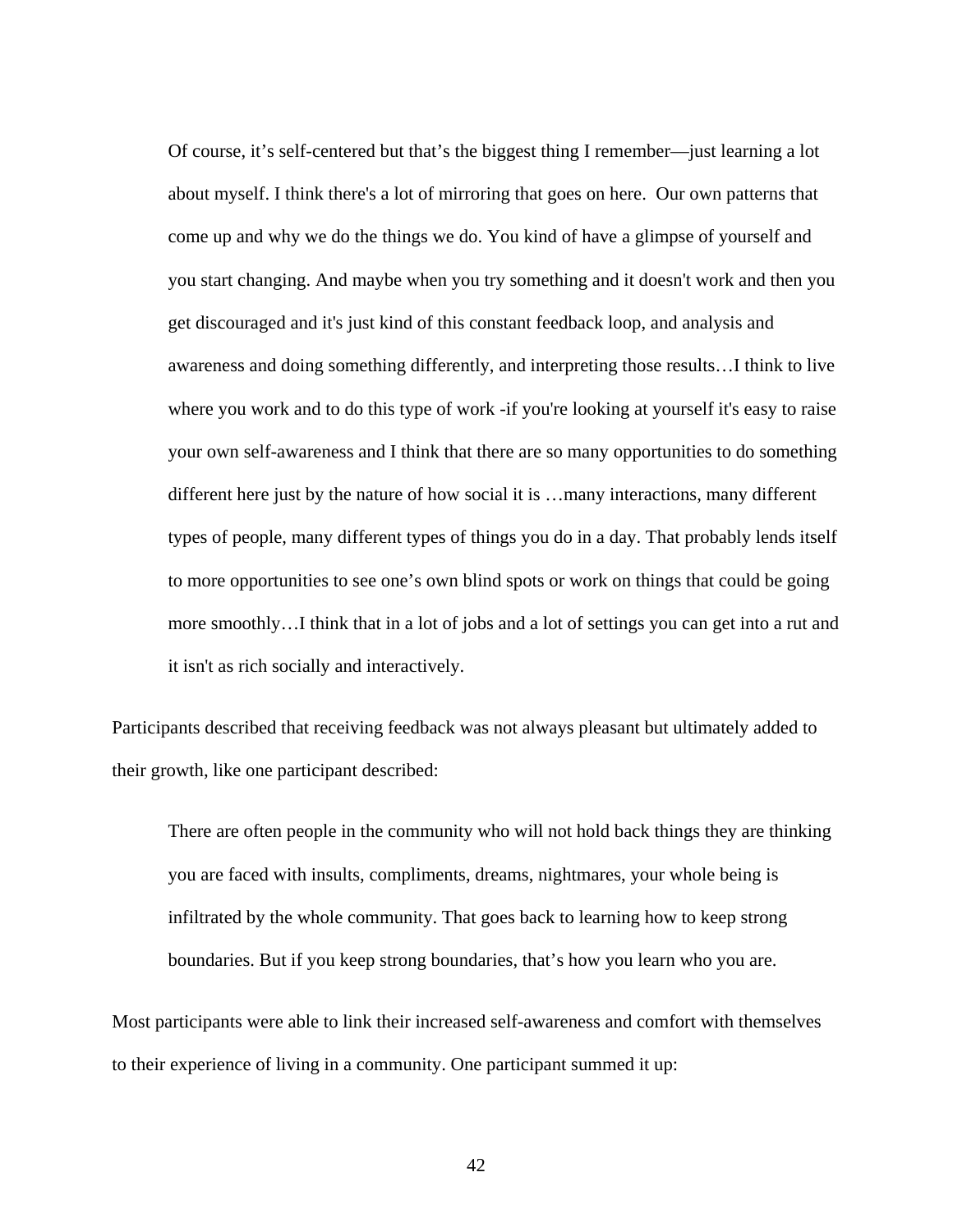> Of course, it's self-centered but that's the biggest thing I remember—just learning a lot about myself. I think there's a lot of mirroring that goes on here. Our own patterns that come up and why we do the things we do. You kind of have a glimpse of yourself and you start changing. And maybe when you try something and it doesn't work and then you get discouraged and it's just kind of this constant feedback loop, and analysis and awareness and doing something differently, and interpreting those results…I think to live where you work and to do this type of work -if you're looking at yourself it's easy to raise your own self-awareness and I think that there are so many opportunities to do something different here just by the nature of how social it is …many interactions, many different types of people, many different types of things you do in a day. That probably lends itself to more opportunities to see one's own blind spots or work on things that could be going more smoothly…I think that in a lot of jobs and a lot of settings you can get into a rut and it isn't as rich socially and interactively.

Participants described that receiving feedback was not always pleasant but ultimately added to their growth, like one participant described:

> There are often people in the community who will not hold back things they are thinking you are faced with insults, compliments, dreams, nightmares, your whole being is infiltrated by the whole community. That goes back to learning how to keep strong boundaries. But if you keep strong boundaries, that's how you learn who you are.

Most participants were able to link their increased self-awareness and comfort with themselves to their experience of living in a community. One participant summed it up: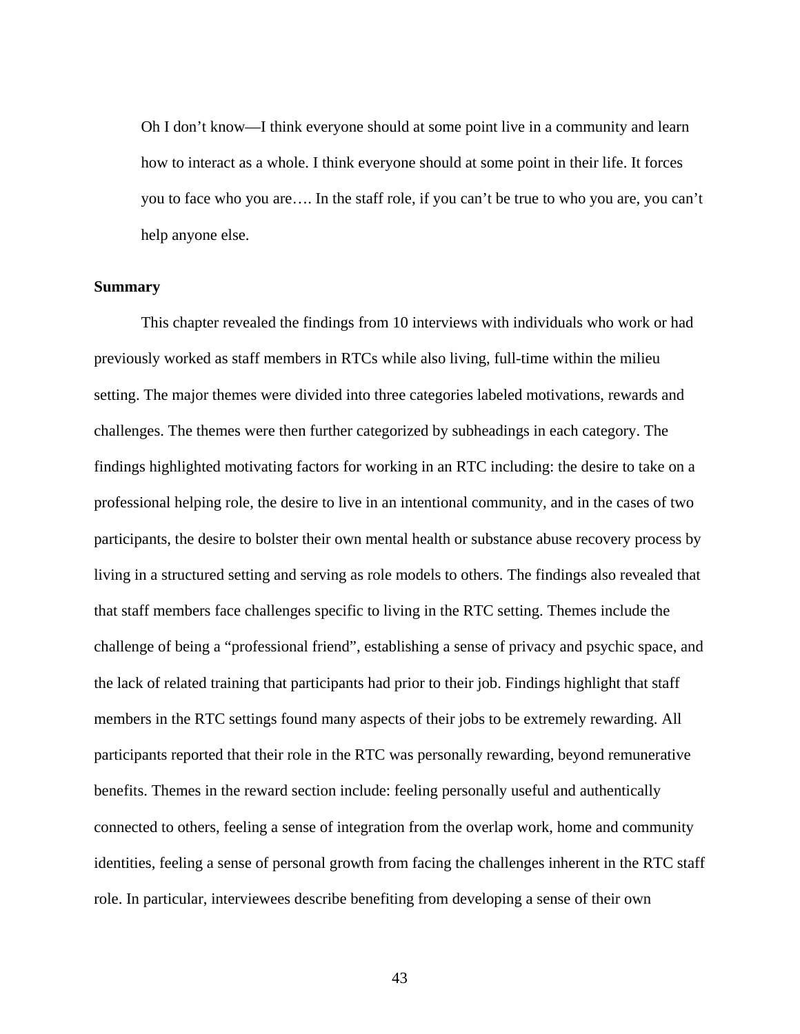> Oh I don't know—I think everyone should at some point live in a community and learn how to interact as a whole. I think everyone should at some point in their life. It forces you to face who you are…. In the staff role, if you can't be true to who you are, you can't help anyone else.

**Summary**

This chapter revealed the findings from 10 interviews with individuals who work or had previously worked as staff members in RTCs while also living, full-time within the milieu setting. The major themes were divided into three categories labeled motivations, rewards and challenges. The themes were then further categorized by subheadings in each category. The findings highlighted motivating factors for working in an RTC including: the desire to take on a professional helping role, the desire to live in an intentional community, and in the cases of two participants, the desire to bolster their own mental health or substance abuse recovery process by living in a structured setting and serving as role models to others. The findings also revealed that that staff members face challenges specific to living in the RTC setting. Themes include the challenge of being a "professional friend", establishing a sense of privacy and psychic space, and the lack of related training that participants had prior to their job. Findings highlight that staff members in the RTC settings found many aspects of their jobs to be extremely rewarding. All participants reported that their role in the RTC was personally rewarding, beyond remunerative benefits. Themes in the reward section include: feeling personally useful and authentically connected to others, feeling a sense of integration from the overlap work, home and community identities, feeling a sense of personal growth from facing the challenges inherent in the RTC staff role. In particular, interviewees describe benefiting from developing a sense of their own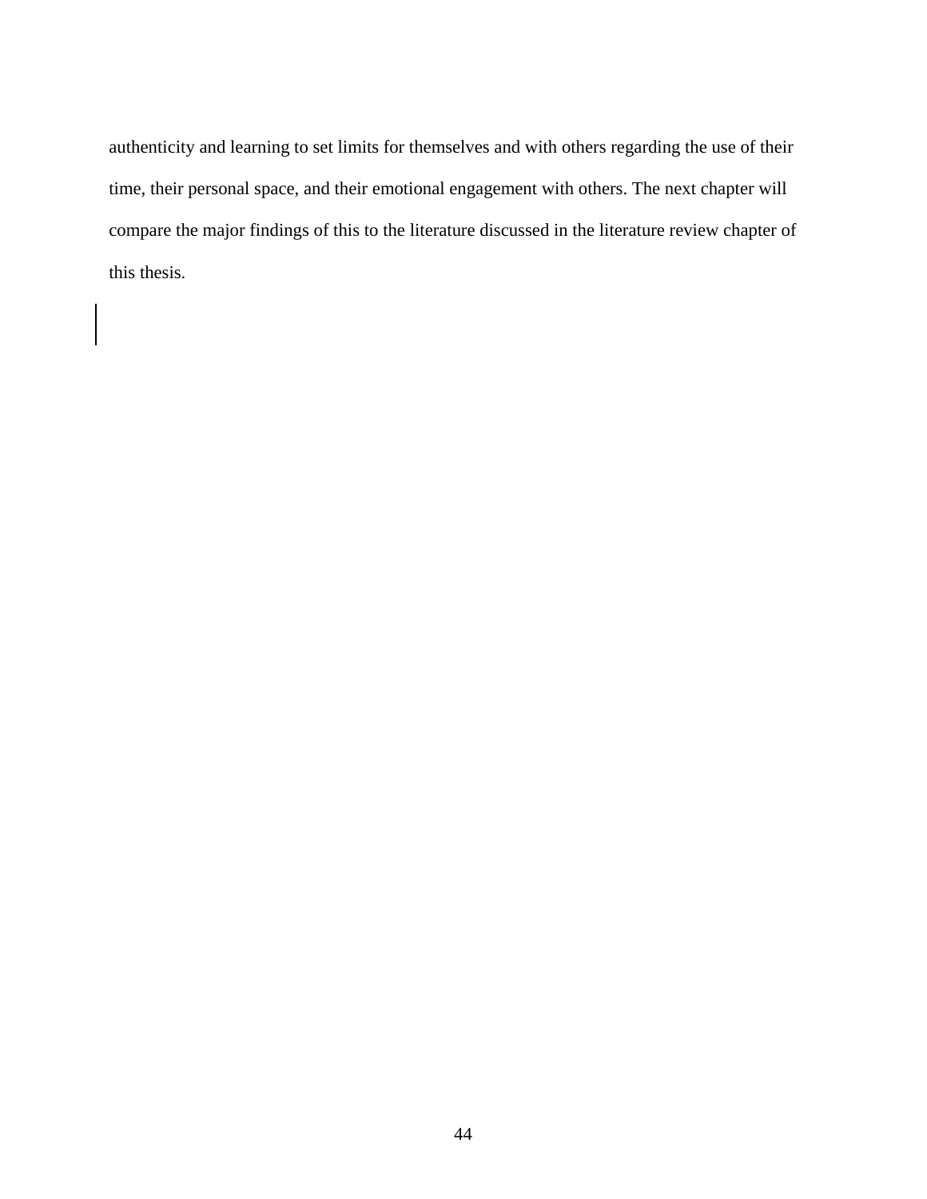authenticity and learning to set limits for themselves and with others regarding the use of their time, their personal space, and their emotional engagement with others. The next chapter will compare the major findings of this to the literature discussed in the literature review chapter of this thesis.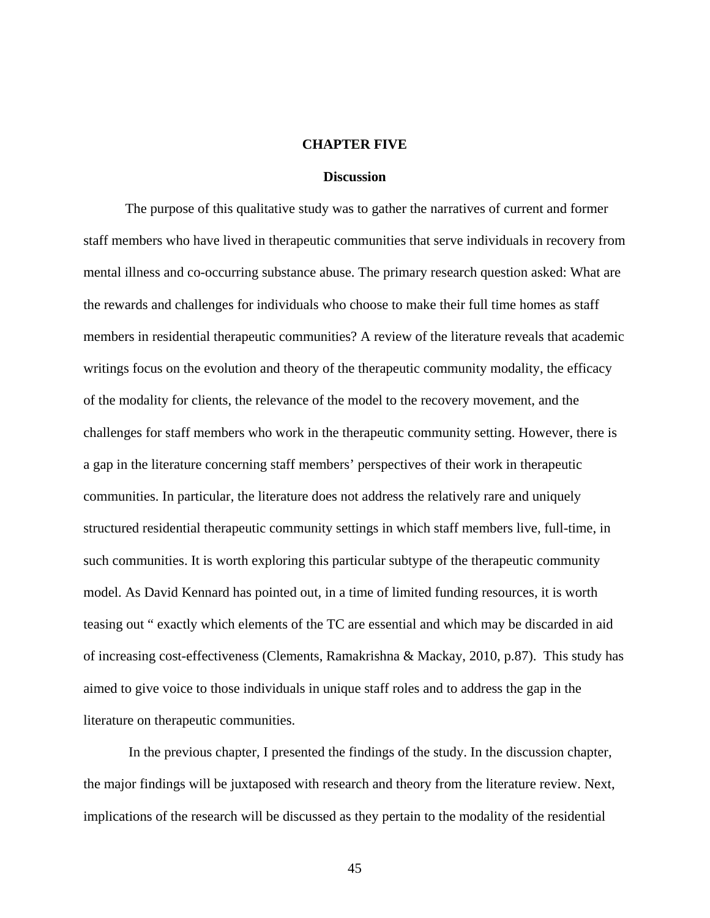# CHAPTER FIVE

## Discussion

The purpose of this qualitative study was to gather the narratives of current and former staff members who have lived in therapeutic communities that serve individuals in recovery from mental illness and co-occurring substance abuse. The primary research question asked: What are the rewards and challenges for individuals who choose to make their full time homes as staff members in residential therapeutic communities? A review of the literature reveals that academic writings focus on the evolution and theory of the therapeutic community modality, the efficacy of the modality for clients, the relevance of the model to the recovery movement, and the challenges for staff members who work in the therapeutic community setting. However, there is a gap in the literature concerning staff members' perspectives of their work in therapeutic communities. In particular, the literature does not address the relatively rare and uniquely structured residential therapeutic community settings in which staff members live, full-time, in such communities. It is worth exploring this particular subtype of the therapeutic community model. As David Kennard has pointed out, in a time of limited funding resources, it is worth teasing out " exactly which elements of the TC are essential and which may be discarded in aid of increasing cost-effectiveness (Clements, Ramakrishna & Mackay, 2010, p.87). This study has aimed to give voice to those individuals in unique staff roles and to address the gap in the literature on therapeutic communities.

In the previous chapter, I presented the findings of the study. In the discussion chapter, the major findings will be juxtaposed with research and theory from the literature review. Next, implications of the research will be discussed as they pertain to the modality of the residential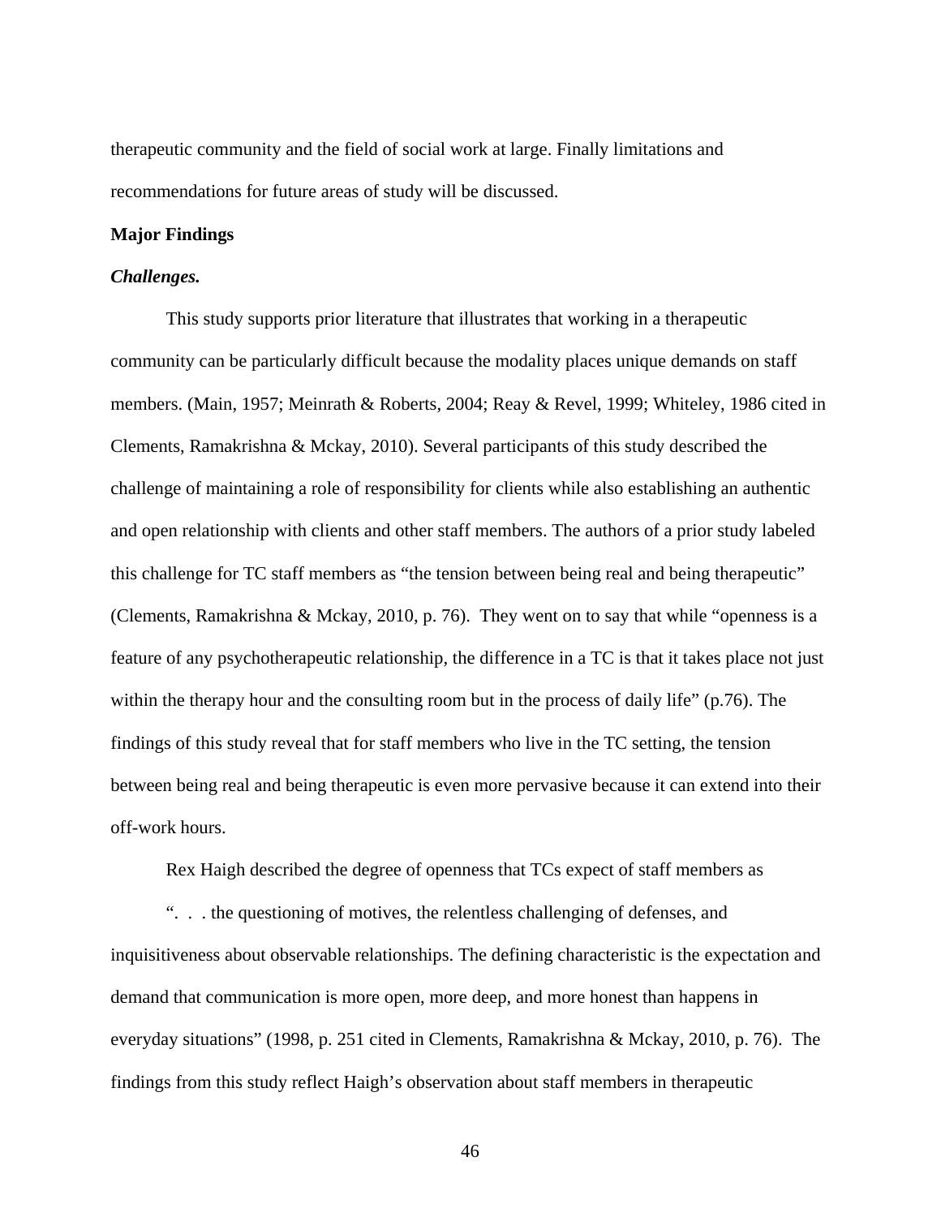therapeutic community and the field of social work at large. Finally limitations and recommendations for future areas of study will be discussed.

**Major Findings**

***Challenges.***

This study supports prior literature that illustrates that working in a therapeutic community can be particularly difficult because the modality places unique demands on staff members. (Main, 1957; Meinrath & Roberts, 2004; Reay & Revel, 1999; Whiteley, 1986 cited in Clements, Ramakrishna & Mckay, 2010). Several participants of this study described the challenge of maintaining a role of responsibility for clients while also establishing an authentic and open relationship with clients and other staff members. The authors of a prior study labeled this challenge for TC staff members as "the tension between being real and being therapeutic" (Clements, Ramakrishna & Mckay, 2010, p. 76). They went on to say that while "openness is a feature of any psychotherapeutic relationship, the difference in a TC is that it takes place not just within the therapy hour and the consulting room but in the process of daily life" (p.76). The findings of this study reveal that for staff members who live in the TC setting, the tension between being real and being therapeutic is even more pervasive because it can extend into their off-work hours.

Rex Haigh described the degree of openness that TCs expect of staff members as

". . . the questioning of motives, the relentless challenging of defenses, and inquisitiveness about observable relationships. The defining characteristic is the expectation and demand that communication is more open, more deep, and more honest than happens in everyday situations" (1998, p. 251 cited in Clements, Ramakrishna & Mckay, 2010, p. 76). The findings from this study reflect Haigh's observation about staff members in therapeutic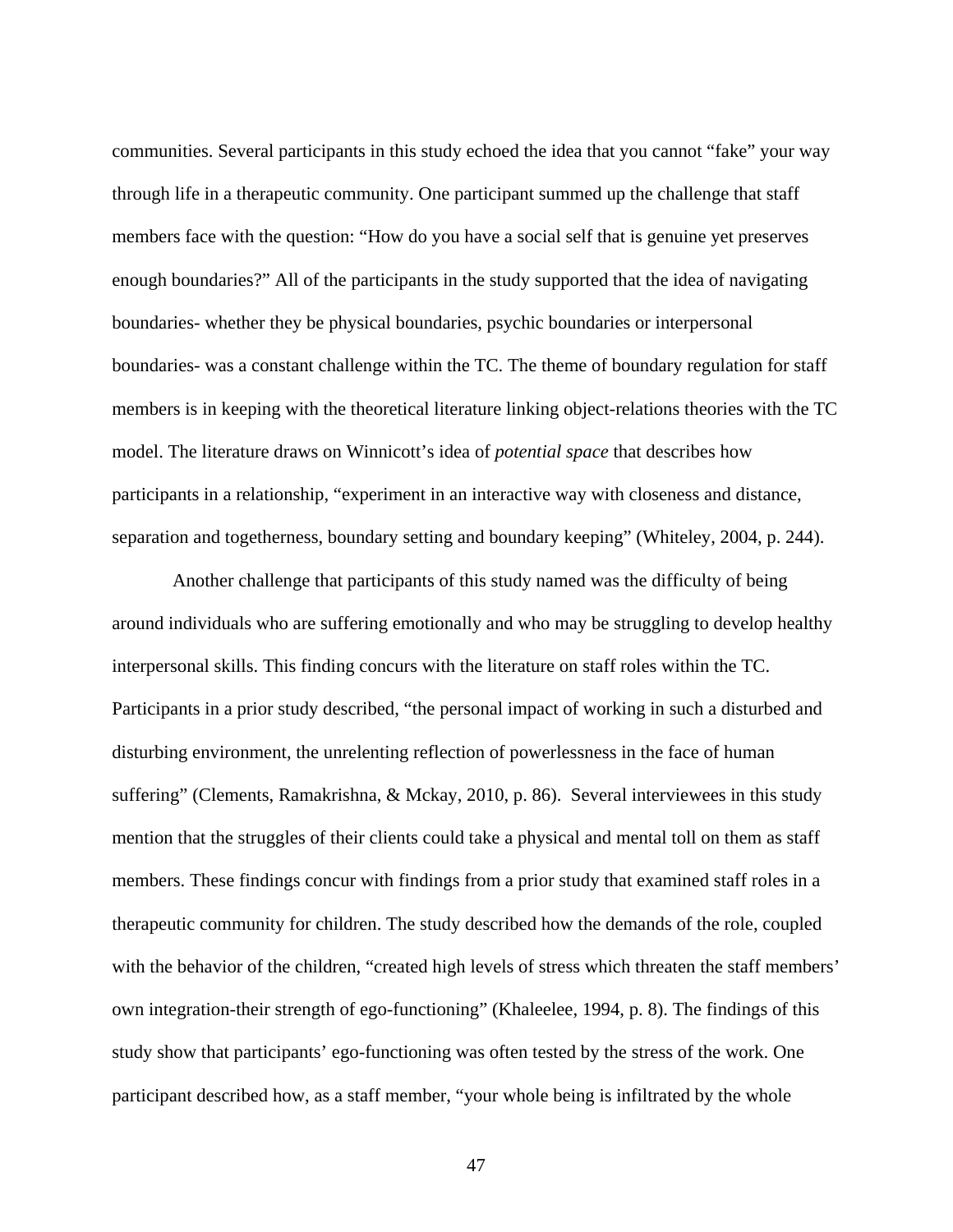communities. Several participants in this study echoed the idea that you cannot "fake" your way through life in a therapeutic community. One participant summed up the challenge that staff members face with the question: "How do you have a social self that is genuine yet preserves enough boundaries?" All of the participants in the study supported that the idea of navigating boundaries- whether they be physical boundaries, psychic boundaries or interpersonal boundaries- was a constant challenge within the TC. The theme of boundary regulation for staff members is in keeping with the theoretical literature linking object-relations theories with the TC model. The literature draws on Winnicott's idea of *potential space* that describes how participants in a relationship, "experiment in an interactive way with closeness and distance, separation and togetherness, boundary setting and boundary keeping" (Whiteley, 2004, p. 244).

Another challenge that participants of this study named was the difficulty of being around individuals who are suffering emotionally and who may be struggling to develop healthy interpersonal skills. This finding concurs with the literature on staff roles within the TC. Participants in a prior study described, "the personal impact of working in such a disturbed and disturbing environment, the unrelenting reflection of powerlessness in the face of human suffering" (Clements, Ramakrishna, & Mckay, 2010, p. 86). Several interviewees in this study mention that the struggles of their clients could take a physical and mental toll on them as staff members. These findings concur with findings from a prior study that examined staff roles in a therapeutic community for children. The study described how the demands of the role, coupled with the behavior of the children, "created high levels of stress which threaten the staff members' own integration-their strength of ego-functioning" (Khaleelee, 1994, p. 8). The findings of this study show that participants' ego-functioning was often tested by the stress of the work. One participant described how, as a staff member, "your whole being is infiltrated by the whole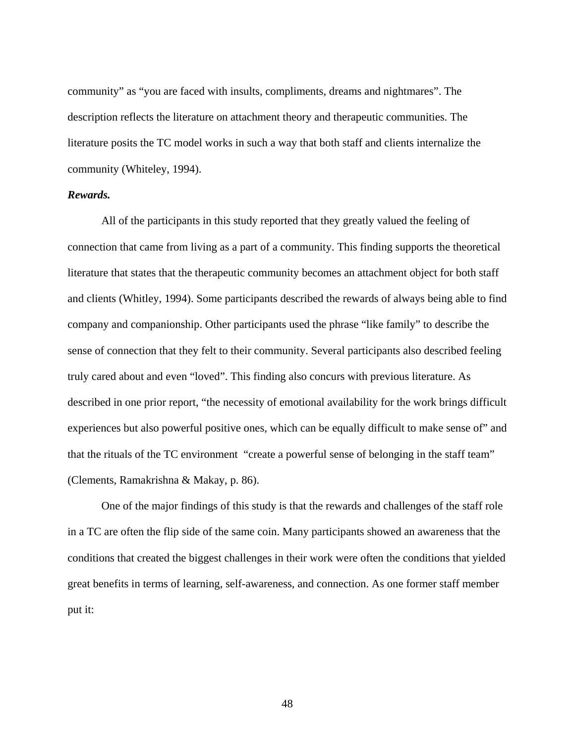community" as "you are faced with insults, compliments, dreams and nightmares". The description reflects the literature on attachment theory and therapeutic communities. The literature posits the TC model works in such a way that both staff and clients internalize the community (Whiteley, 1994).

***Rewards.***

All of the participants in this study reported that they greatly valued the feeling of connection that came from living as a part of a community. This finding supports the theoretical literature that states that the therapeutic community becomes an attachment object for both staff and clients (Whitley, 1994). Some participants described the rewards of always being able to find company and companionship. Other participants used the phrase "like family" to describe the sense of connection that they felt to their community. Several participants also described feeling truly cared about and even "loved". This finding also concurs with previous literature. As described in one prior report, "the necessity of emotional availability for the work brings difficult experiences but also powerful positive ones, which can be equally difficult to make sense of" and that the rituals of the TC environment "create a powerful sense of belonging in the staff team" (Clements, Ramakrishna & Makay, p. 86).

One of the major findings of this study is that the rewards and challenges of the staff role in a TC are often the flip side of the same coin. Many participants showed an awareness that the conditions that created the biggest challenges in their work were often the conditions that yielded great benefits in terms of learning, self-awareness, and connection. As one former staff member put it: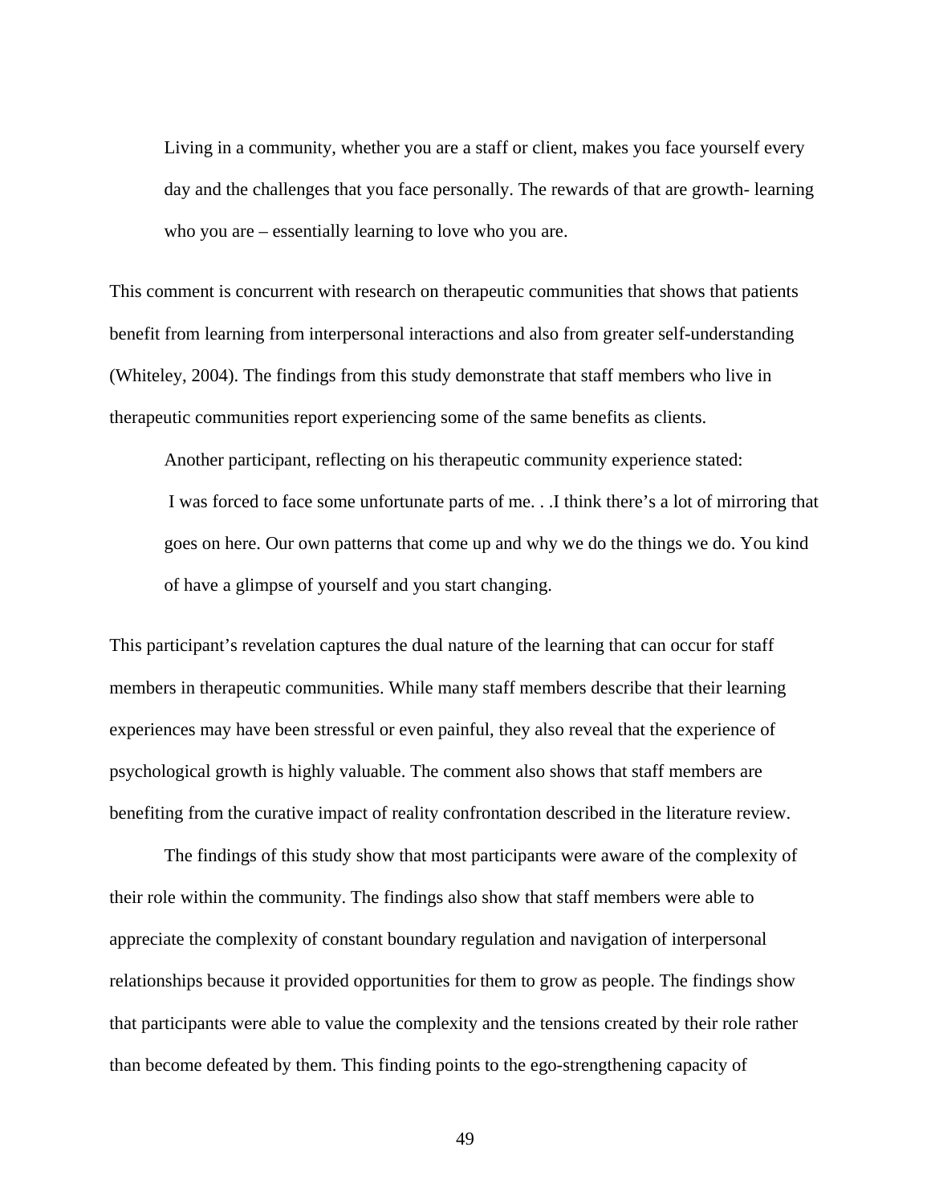> Living in a community, whether you are a staff or client, makes you face yourself every day and the challenges that you face personally. The rewards of that are growth- learning who you are – essentially learning to love who you are.

This comment is concurrent with research on therapeutic communities that shows that patients benefit from learning from interpersonal interactions and also from greater self-understanding (Whiteley, 2004). The findings from this study demonstrate that staff members who live in therapeutic communities report experiencing some of the same benefits as clients.

Another participant, reflecting on his therapeutic community experience stated:

> I was forced to face some unfortunate parts of me. . .I think there's a lot of mirroring that goes on here. Our own patterns that come up and why we do the things we do. You kind of have a glimpse of yourself and you start changing.

This participant's revelation captures the dual nature of the learning that can occur for staff members in therapeutic communities. While many staff members describe that their learning experiences may have been stressful or even painful, they also reveal that the experience of psychological growth is highly valuable. The comment also shows that staff members are benefiting from the curative impact of reality confrontation described in the literature review.

The findings of this study show that most participants were aware of the complexity of their role within the community. The findings also show that staff members were able to appreciate the complexity of constant boundary regulation and navigation of interpersonal relationships because it provided opportunities for them to grow as people. The findings show that participants were able to value the complexity and the tensions created by their role rather than become defeated by them. This finding points to the ego-strengthening capacity of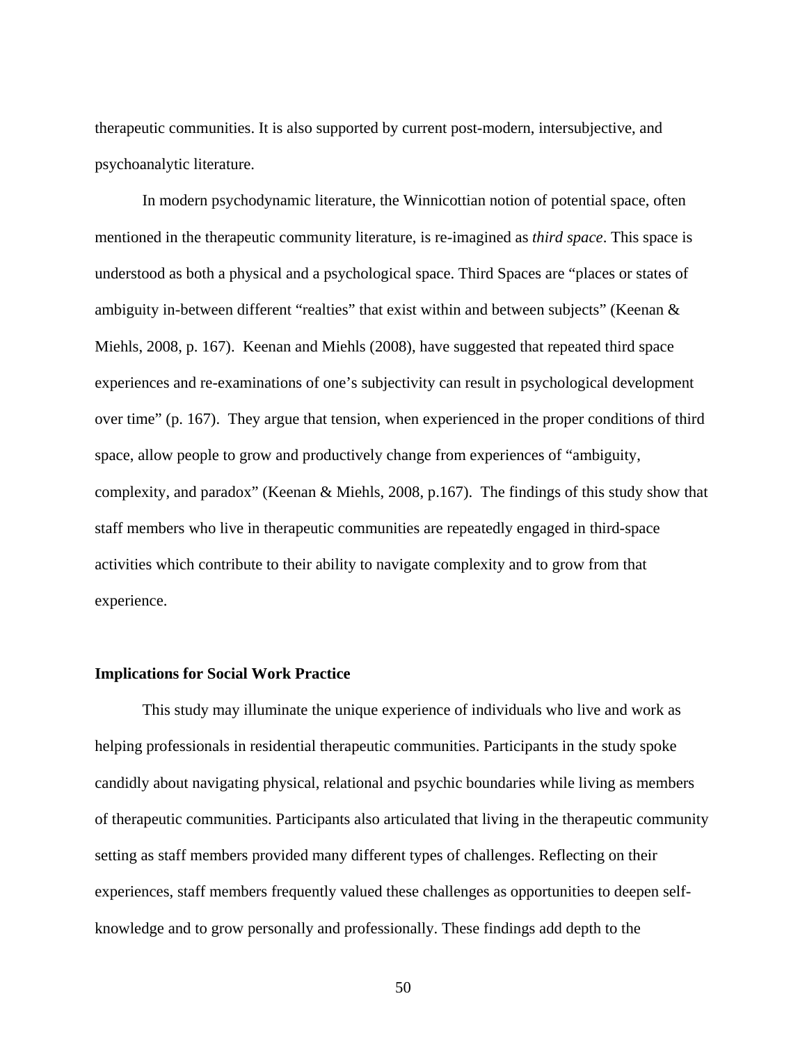therapeutic communities. It is also supported by current post-modern, intersubjective, and psychoanalytic literature.

In modern psychodynamic literature, the Winnicottian notion of potential space, often mentioned in the therapeutic community literature, is re-imagined as *third space*. This space is understood as both a physical and a psychological space. Third Spaces are "places or states of ambiguity in-between different "realties" that exist within and between subjects" (Keenan & Miehls, 2008, p. 167). Keenan and Miehls (2008), have suggested that repeated third space experiences and re-examinations of one's subjectivity can result in psychological development over time" (p. 167). They argue that tension, when experienced in the proper conditions of third space, allow people to grow and productively change from experiences of "ambiguity, complexity, and paradox" (Keenan & Miehls, 2008, p.167). The findings of this study show that staff members who live in therapeutic communities are repeatedly engaged in third-space activities which contribute to their ability to navigate complexity and to grow from that experience.

**Implications for Social Work Practice**

This study may illuminate the unique experience of individuals who live and work as helping professionals in residential therapeutic communities. Participants in the study spoke candidly about navigating physical, relational and psychic boundaries while living as members of therapeutic communities. Participants also articulated that living in the therapeutic community setting as staff members provided many different types of challenges. Reflecting on their experiences, staff members frequently valued these challenges as opportunities to deepen self-knowledge and to grow personally and professionally. These findings add depth to the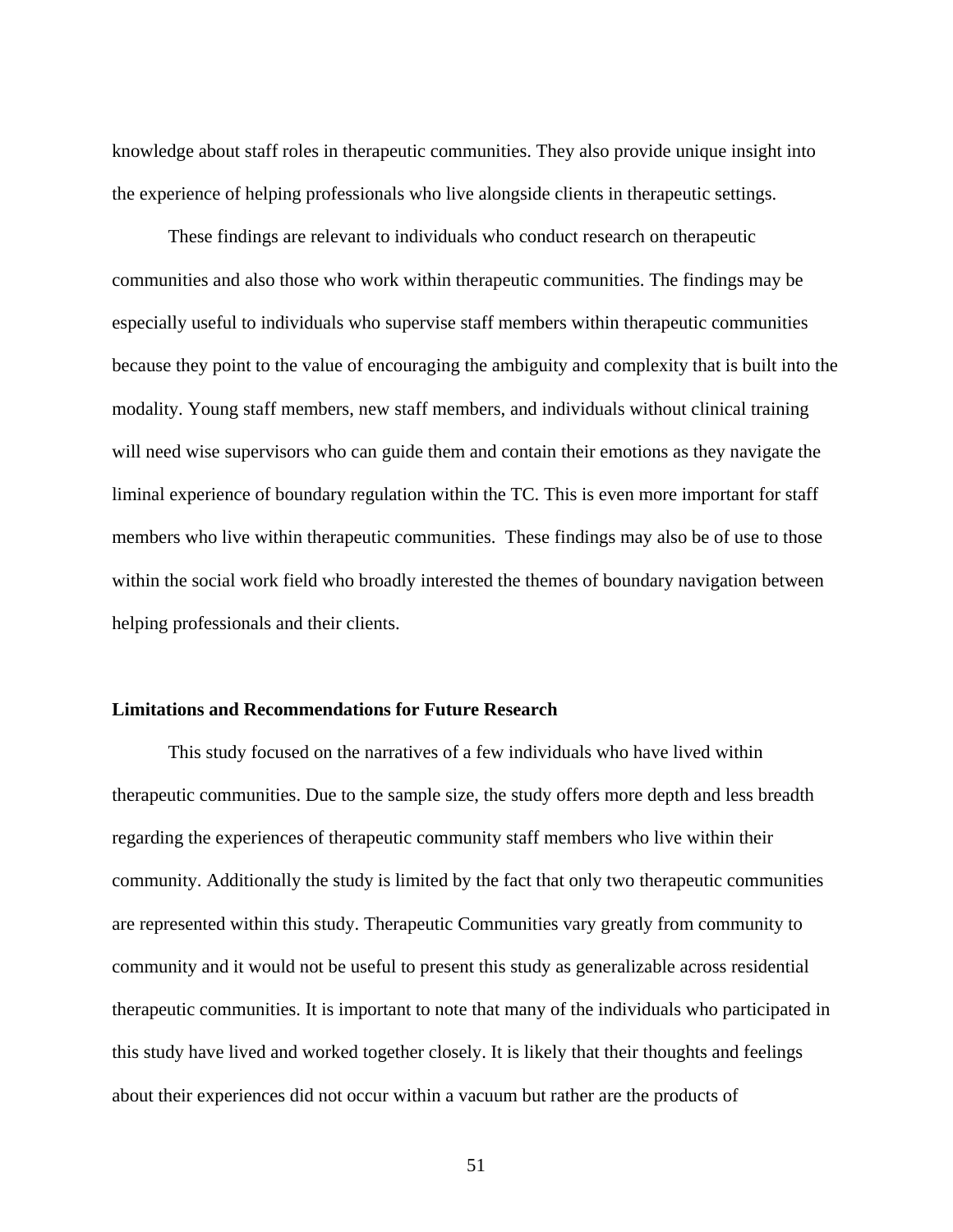knowledge about staff roles in therapeutic communities. They also provide unique insight into the experience of helping professionals who live alongside clients in therapeutic settings.

These findings are relevant to individuals who conduct research on therapeutic communities and also those who work within therapeutic communities. The findings may be especially useful to individuals who supervise staff members within therapeutic communities because they point to the value of encouraging the ambiguity and complexity that is built into the modality. Young staff members, new staff members, and individuals without clinical training will need wise supervisors who can guide them and contain their emotions as they navigate the liminal experience of boundary regulation within the TC. This is even more important for staff members who live within therapeutic communities. These findings may also be of use to those within the social work field who broadly interested the themes of boundary navigation between helping professionals and their clients.

**Limitations and Recommendations for Future Research**

This study focused on the narratives of a few individuals who have lived within therapeutic communities. Due to the sample size, the study offers more depth and less breadth regarding the experiences of therapeutic community staff members who live within their community. Additionally the study is limited by the fact that only two therapeutic communities are represented within this study. Therapeutic Communities vary greatly from community to community and it would not be useful to present this study as generalizable across residential therapeutic communities. It is important to note that many of the individuals who participated in this study have lived and worked together closely. It is likely that their thoughts and feelings about their experiences did not occur within a vacuum but rather are the products of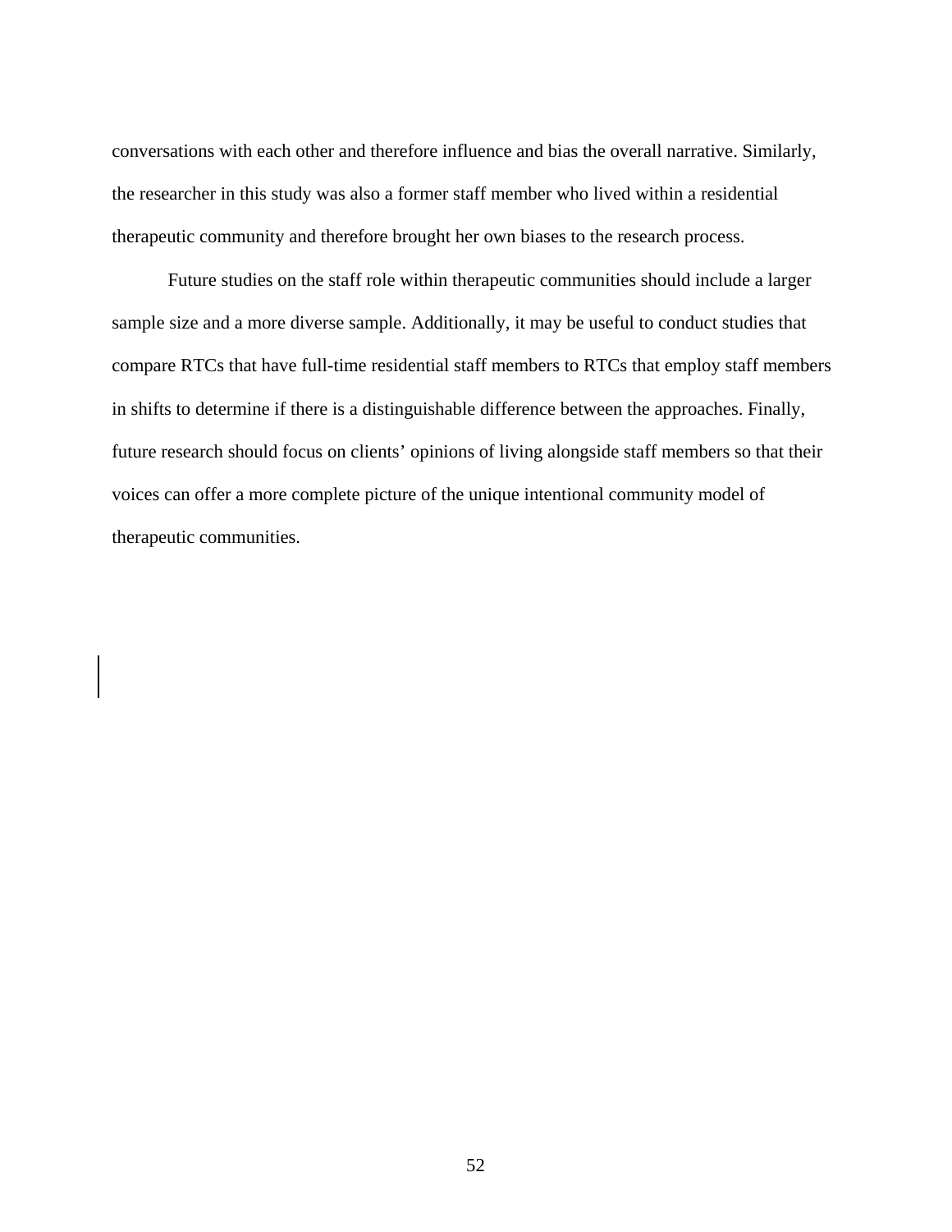conversations with each other and therefore influence and bias the overall narrative. Similarly, the researcher in this study was also a former staff member who lived within a residential therapeutic community and therefore brought her own biases to the research process.

Future studies on the staff role within therapeutic communities should include a larger sample size and a more diverse sample. Additionally, it may be useful to conduct studies that compare RTCs that have full-time residential staff members to RTCs that employ staff members in shifts to determine if there is a distinguishable difference between the approaches. Finally, future research should focus on clients' opinions of living alongside staff members so that their voices can offer a more complete picture of the unique intentional community model of therapeutic communities.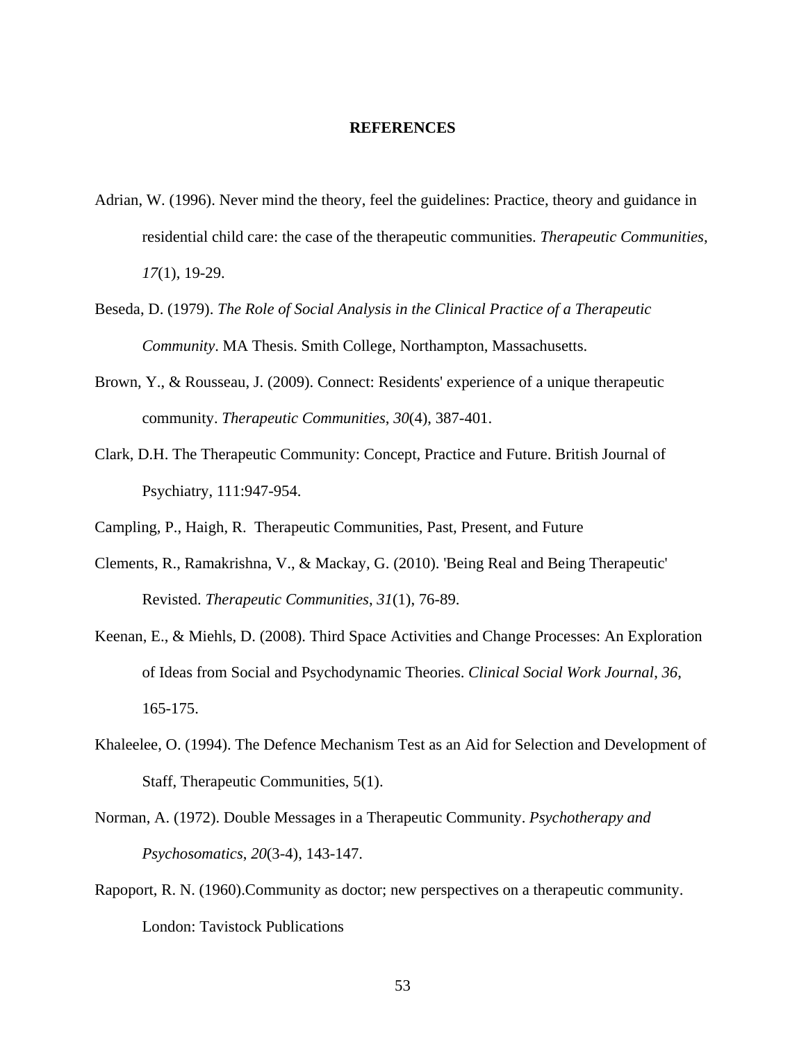## REFERENCES

Adrian, W. (1996). Never mind the theory, feel the guidelines: Practice, theory and guidance in residential child care: the case of the therapeutic communities. *Therapeutic Communities*, *17*(1), 19-29.

Beseda, D. (1979). *The Role of Social Analysis in the Clinical Practice of a Therapeutic Community*. MA Thesis. Smith College, Northampton, Massachusetts.

Brown, Y., & Rousseau, J. (2009). Connect: Residents' experience of a unique therapeutic community. *Therapeutic Communities*, *30*(4), 387-401.

Clark, D.H. The Therapeutic Community: Concept, Practice and Future. British Journal of Psychiatry, 111:947-954.

Campling, P., Haigh, R. Therapeutic Communities, Past, Present, and Future

Clements, R., Ramakrishna, V., & Mackay, G. (2010). 'Being Real and Being Therapeutic' Revisted. *Therapeutic Communities*, *31*(1), 76-89.

Keenan, E., & Miehls, D. (2008). Third Space Activities and Change Processes: An Exploration of Ideas from Social and Psychodynamic Theories. *Clinical Social Work Journal*, *36*, 165-175.

Khaleelee, O. (1994). The Defence Mechanism Test as an Aid for Selection and Development of Staff, Therapeutic Communities, 5(1).

Norman, A. (1972). Double Messages in a Therapeutic Community. *Psychotherapy and Psychosomatics*, *20*(3-4), 143-147.

Rapoport, R. N. (1960).Community as doctor; new perspectives on a therapeutic community. London: Tavistock Publications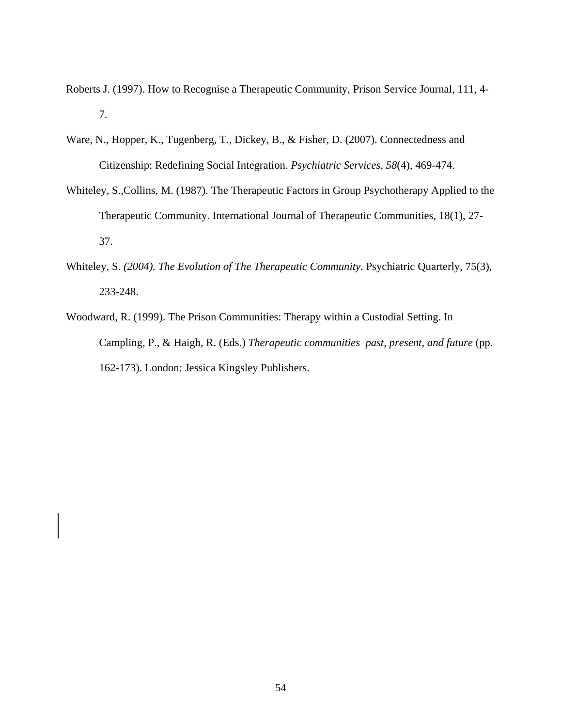Roberts J. (1997). How to Recognise a Therapeutic Community, Prison Service Journal, 111, 4-7.

Ware, N., Hopper, K., Tugenberg, T., Dickey, B., & Fisher, D. (2007). Connectedness and Citizenship: Redefining Social Integration. *Psychiatric Services*, *58*(4), 469-474.

Whiteley, S.,Collins, M. (1987). The Therapeutic Factors in Group Psychotherapy Applied to the Therapeutic Community. International Journal of Therapeutic Communities, 18(1), 27-37.

Whiteley, S. *(2004). The Evolution of The Therapeutic Community*. Psychiatric Quarterly, 75(3), 233-248.

Woodward, R. (1999). The Prison Communities: Therapy within a Custodial Setting. In Campling, P., & Haigh, R. (Eds.) *Therapeutic communities past, present, and future* (pp. 162-173). London: Jessica Kingsley Publishers.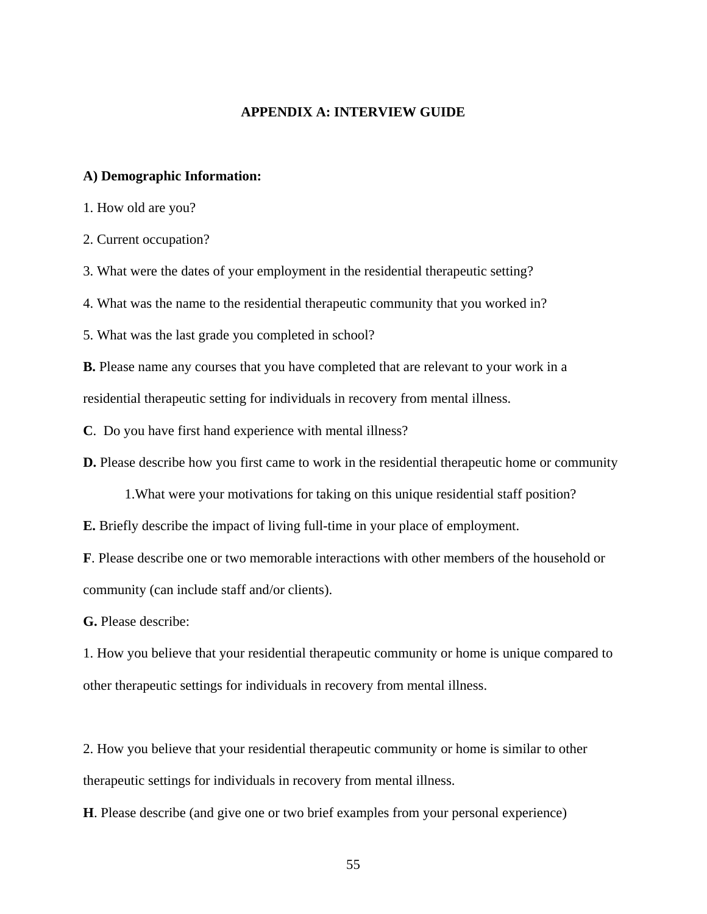## APPENDIX A: INTERVIEW GUIDE

**A) Demographic Information:**

1. How old are you?

2. Current occupation?

3. What were the dates of your employment in the residential therapeutic setting?

4. What was the name to the residential therapeutic community that you worked in?

5. What was the last grade you completed in school?

**B.** Please name any courses that you have completed that are relevant to your work in a residential therapeutic setting for individuals in recovery from mental illness.

**C**. Do you have first hand experience with mental illness?

**D.** Please describe how you first came to work in the residential therapeutic home or community

    1.What were your motivations for taking on this unique residential staff position?

**E.** Briefly describe the impact of living full-time in your place of employment.

**F**. Please describe one or two memorable interactions with other members of the household or community (can include staff and/or clients).

**G.** Please describe:

1. How you believe that your residential therapeutic community or home is unique compared to other therapeutic settings for individuals in recovery from mental illness.

2. How you believe that your residential therapeutic community or home is similar to other therapeutic settings for individuals in recovery from mental illness.

**H**. Please describe (and give one or two brief examples from your personal experience)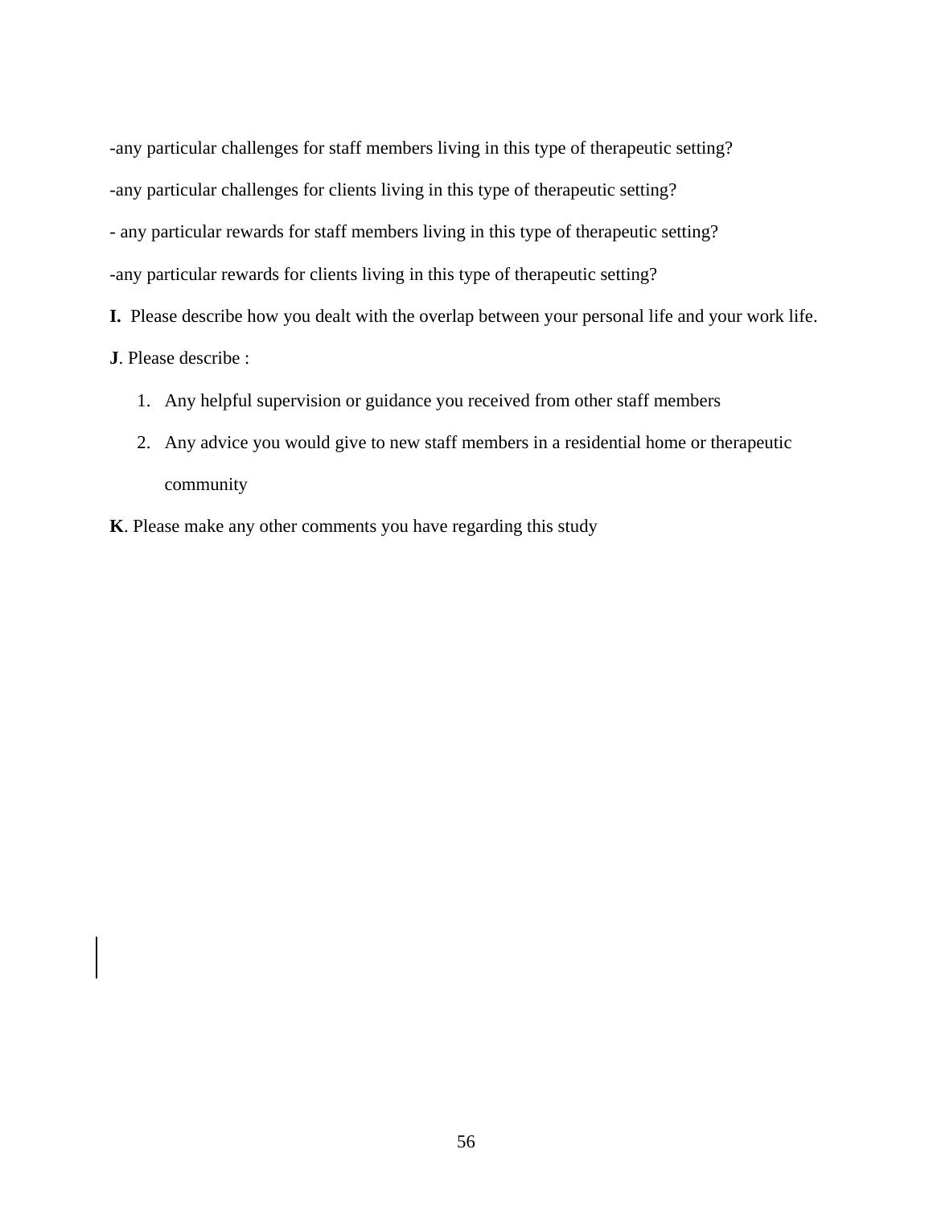-any particular challenges for staff members living in this type of therapeutic setting?

-any particular challenges for clients living in this type of therapeutic setting?

- any particular rewards for staff members living in this type of therapeutic setting?

-any particular rewards for clients living in this type of therapeutic setting?

**I.** Please describe how you dealt with the overlap between your personal life and your work life.

**J**. Please describe :

1. Any helpful supervision or guidance you received from other staff members
2. Any advice you would give to new staff members in a residential home or therapeutic community

**K**. Please make any other comments you have regarding this study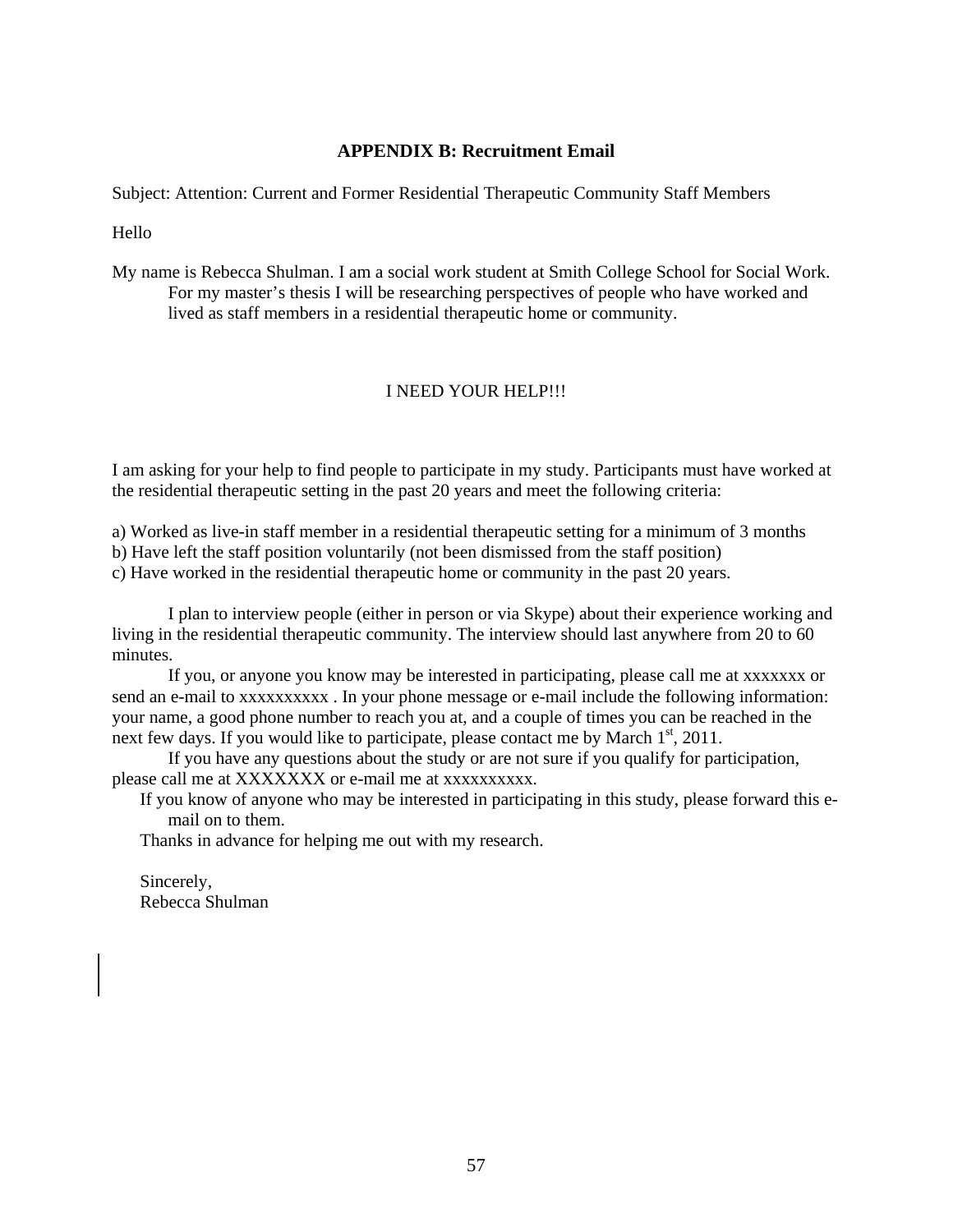## APPENDIX B: Recruitment Email

Subject: Attention: Current and Former Residential Therapeutic Community Staff Members

Hello

My name is Rebecca Shulman. I am a social work student at Smith College School for Social Work. For my master's thesis I will be researching perspectives of people who have worked and lived as staff members in a residential therapeutic home or community.

I NEED YOUR HELP!!!

I am asking for your help to find people to participate in my study. Participants must have worked at the residential therapeutic setting in the past 20 years and meet the following criteria:

a) Worked as live-in staff member in a residential therapeutic setting for a minimum of 3 months
b) Have left the staff position voluntarily (not been dismissed from the staff position)
c) Have worked in the residential therapeutic home or community in the past 20 years.

I plan to interview people (either in person or via Skype) about their experience working and living in the residential therapeutic community. The interview should last anywhere from 20 to 60 minutes.

If you, or anyone you know may be interested in participating, please call me at xxxxxxx or send an e-mail to xxxxxxxxxx . In your phone message or e-mail include the following information: your name, a good phone number to reach you at, and a couple of times you can be reached in the next few days. If you would like to participate, please contact me by March 1st, 2011.

If you have any questions about the study or are not sure if you qualify for participation, please call me at XXXXXXX or e-mail me at xxxxxxxxxx.

If you know of anyone who may be interested in participating in this study, please forward this e-mail on to them.

Thanks in advance for helping me out with my research.

Sincerely,
Rebecca Shulman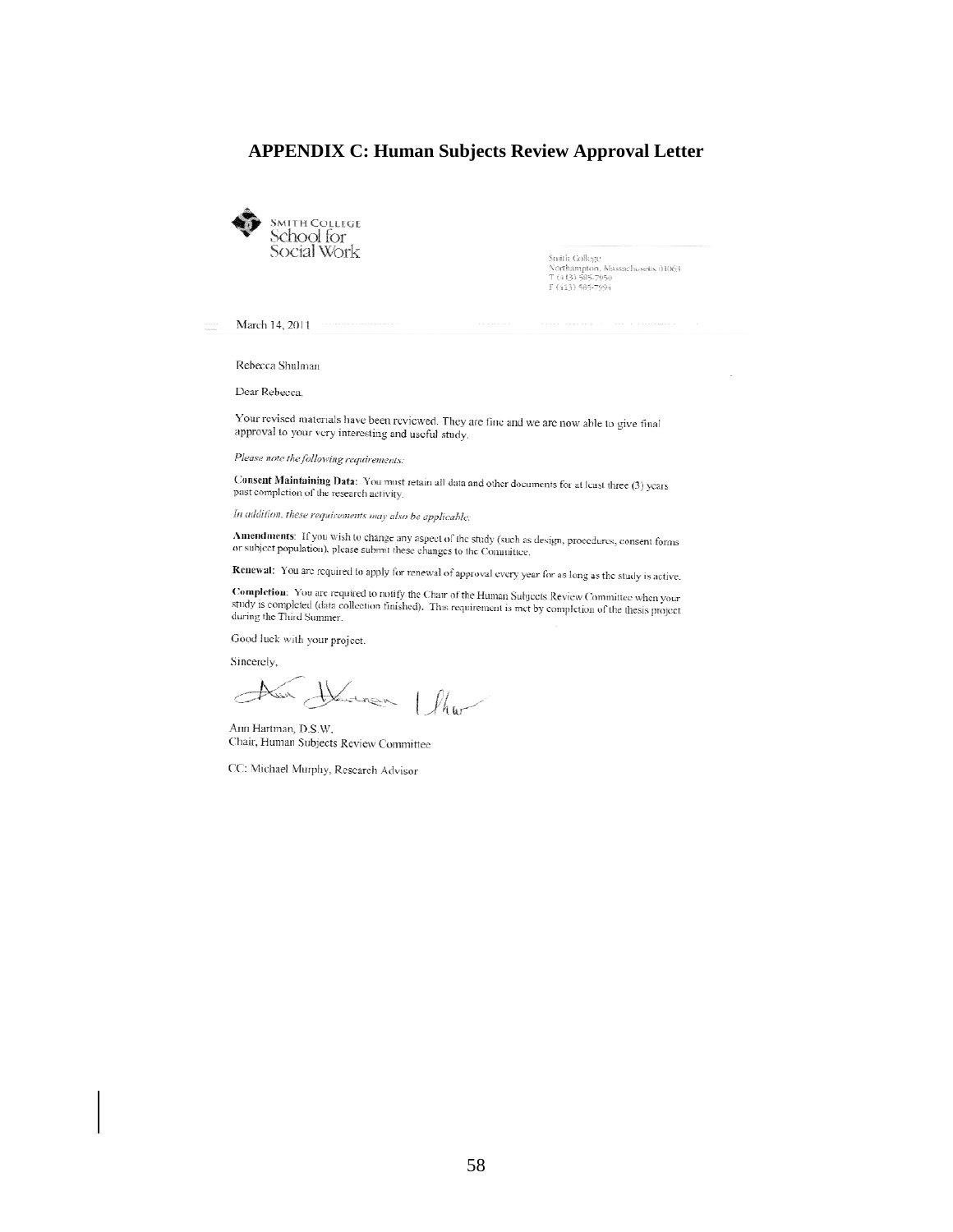## APPENDIX C: Human Subjects Review Approval Letter

SMITH COLLEGE
School for
Social Work

Smith College
Northampton, Massachusetts 01063
T (413) 585-7950
F (413) 585-7994

March 14, 2011

Rebecca Shulman

Dear Rebecca,

Your revised materials have been reviewed. They are fine and we are now able to give final approval to your very interesting and useful study.

*Please note the following requirements:*

**Consent Maintaining Data:** You must retain all data and other documents for at least three (3) years past completion of the research activity.

*In addition, these requirements may also be applicable:*

**Amendments:** If you wish to change any aspect of the study (such as design, procedures, consent forms or subject population), please submit these changes to the Committee.

**Renewal:** You are required to apply for renewal of approval every year for as long as the study is active.

**Completion:** You are required to notify the Chair of the Human Subjects Review Committee when your study is completed (data collection finished). This requirement is met by completion of the thesis project during the Third Summer.

Good luck with your project.

Sincerely,

Ann Hartman, D.S.W.
Chair, Human Subjects Review Committee

CC: Michael Murphy, Research Advisor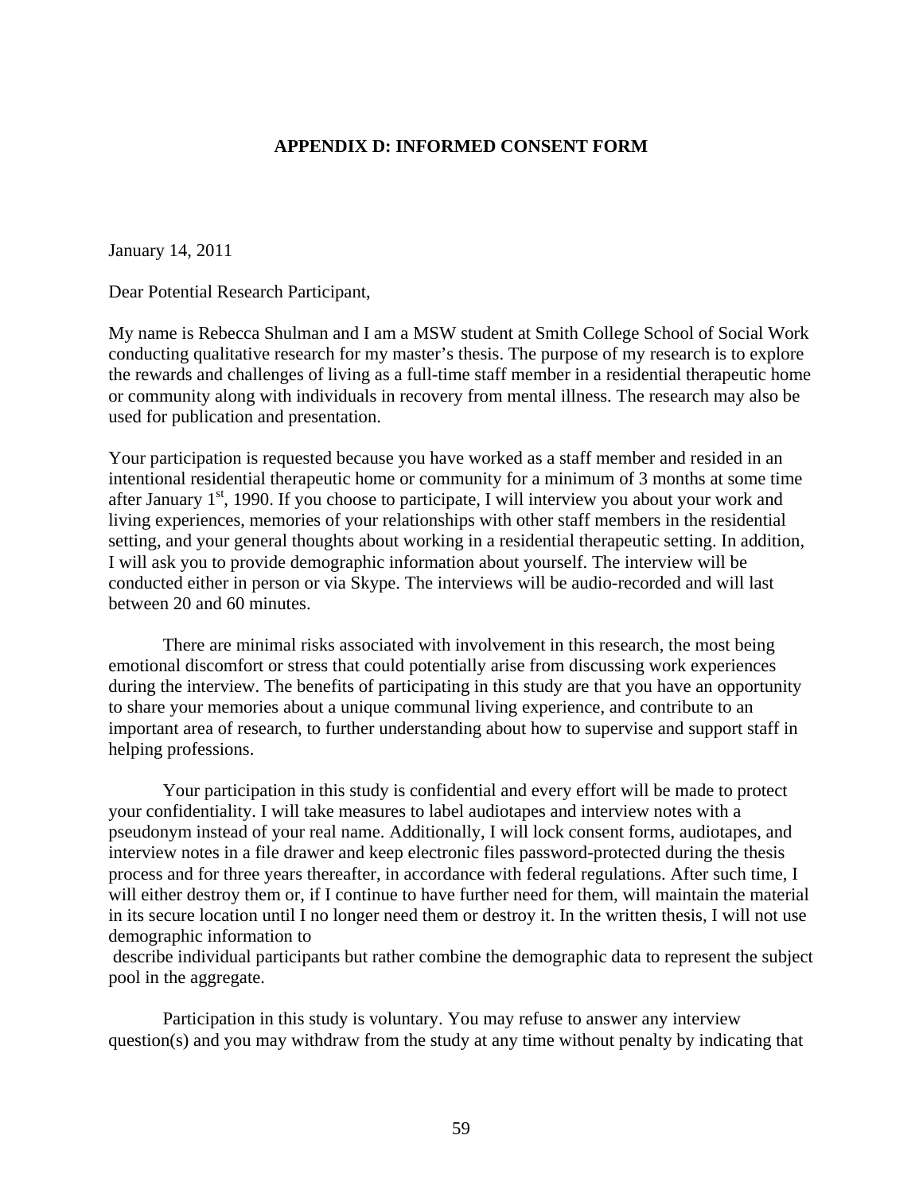# APPENDIX D: INFORMED CONSENT FORM

January 14, 2011

Dear Potential Research Participant,

My name is Rebecca Shulman and I am a MSW student at Smith College School of Social Work conducting qualitative research for my master's thesis. The purpose of my research is to explore the rewards and challenges of living as a full-time staff member in a residential therapeutic home or community along with individuals in recovery from mental illness. The research may also be used for publication and presentation.

Your participation is requested because you have worked as a staff member and resided in an intentional residential therapeutic home or community for a minimum of 3 months at some time after January 1st, 1990. If you choose to participate, I will interview you about your work and living experiences, memories of your relationships with other staff members in the residential setting, and your general thoughts about working in a residential therapeutic setting. In addition, I will ask you to provide demographic information about yourself. The interview will be conducted either in person or via Skype. The interviews will be audio-recorded and will last between 20 and 60 minutes.

There are minimal risks associated with involvement in this research, the most being emotional discomfort or stress that could potentially arise from discussing work experiences during the interview. The benefits of participating in this study are that you have an opportunity to share your memories about a unique communal living experience, and contribute to an important area of research, to further understanding about how to supervise and support staff in helping professions.

Your participation in this study is confidential and every effort will be made to protect your confidentiality. I will take measures to label audiotapes and interview notes with a pseudonym instead of your real name. Additionally, I will lock consent forms, audiotapes, and interview notes in a file drawer and keep electronic files password-protected during the thesis process and for three years thereafter, in accordance with federal regulations. After such time, I will either destroy them or, if I continue to have further need for them, will maintain the material in its secure location until I no longer need them or destroy it. In the written thesis, I will not use demographic information to describe individual participants but rather combine the demographic data to represent the subject pool in the aggregate.

Participation in this study is voluntary. You may refuse to answer any interview question(s) and you may withdraw from the study at any time without penalty by indicating that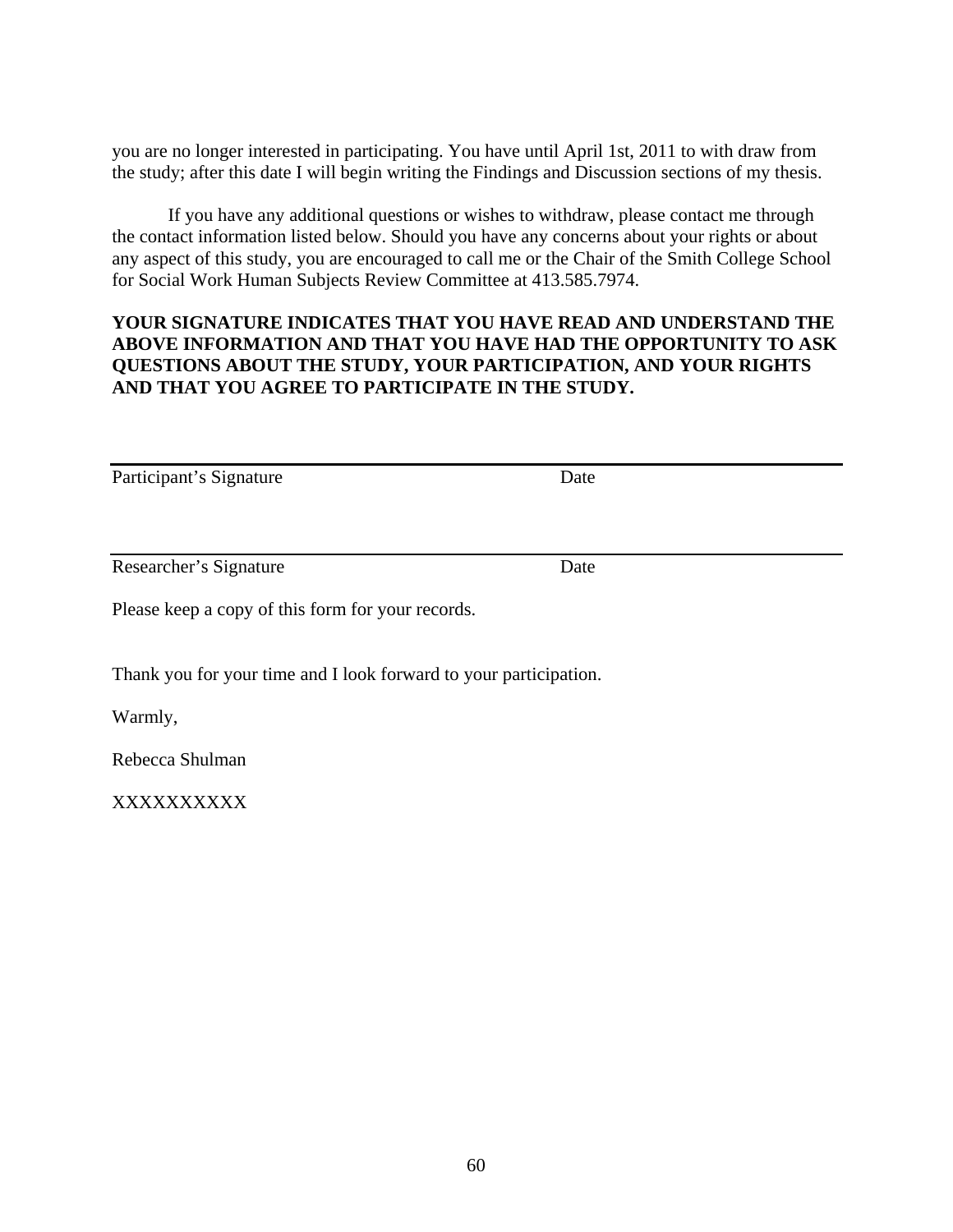you are no longer interested in participating. You have until April 1st, 2011 to with draw from the study; after this date I will begin writing the Findings and Discussion sections of my thesis.

If you have any additional questions or wishes to withdraw, please contact me through the contact information listed below. Should you have any concerns about your rights or about any aspect of this study, you are encouraged to call me or the Chair of the Smith College School for Social Work Human Subjects Review Committee at 413.585.7974.

**YOUR SIGNATURE INDICATES THAT YOU HAVE READ AND UNDERSTAND THE ABOVE INFORMATION AND THAT YOU HAVE HAD THE OPPORTUNITY TO ASK QUESTIONS ABOUT THE STUDY, YOUR PARTICIPATION, AND YOUR RIGHTS AND THAT YOU AGREE TO PARTICIPATE IN THE STUDY.**

\_\_\_\_\_\_\_\_\_\_\_\_\_\_\_\_\_\_\_\_\_\_\_\_\_\_\_\_\_\_\_\_\_\_\_\_\_\_\_\_\_\_\_\_\_\_\_\_\_\_\_\_\_\_\_\_\_\_\_\_\_\_

Participant's Signature Date

\_\_\_\_\_\_\_\_\_\_\_\_\_\_\_\_\_\_\_\_\_\_\_\_\_\_\_\_\_\_\_\_\_\_\_\_\_\_\_\_\_\_\_\_\_\_\_\_\_\_\_\_\_\_\_\_\_\_\_\_\_\_

Researcher's Signature Date

Please keep a copy of this form for your records.

Thank you for your time and I look forward to your participation.

Warmly,

Rebecca Shulman

XXXXXXXXXX